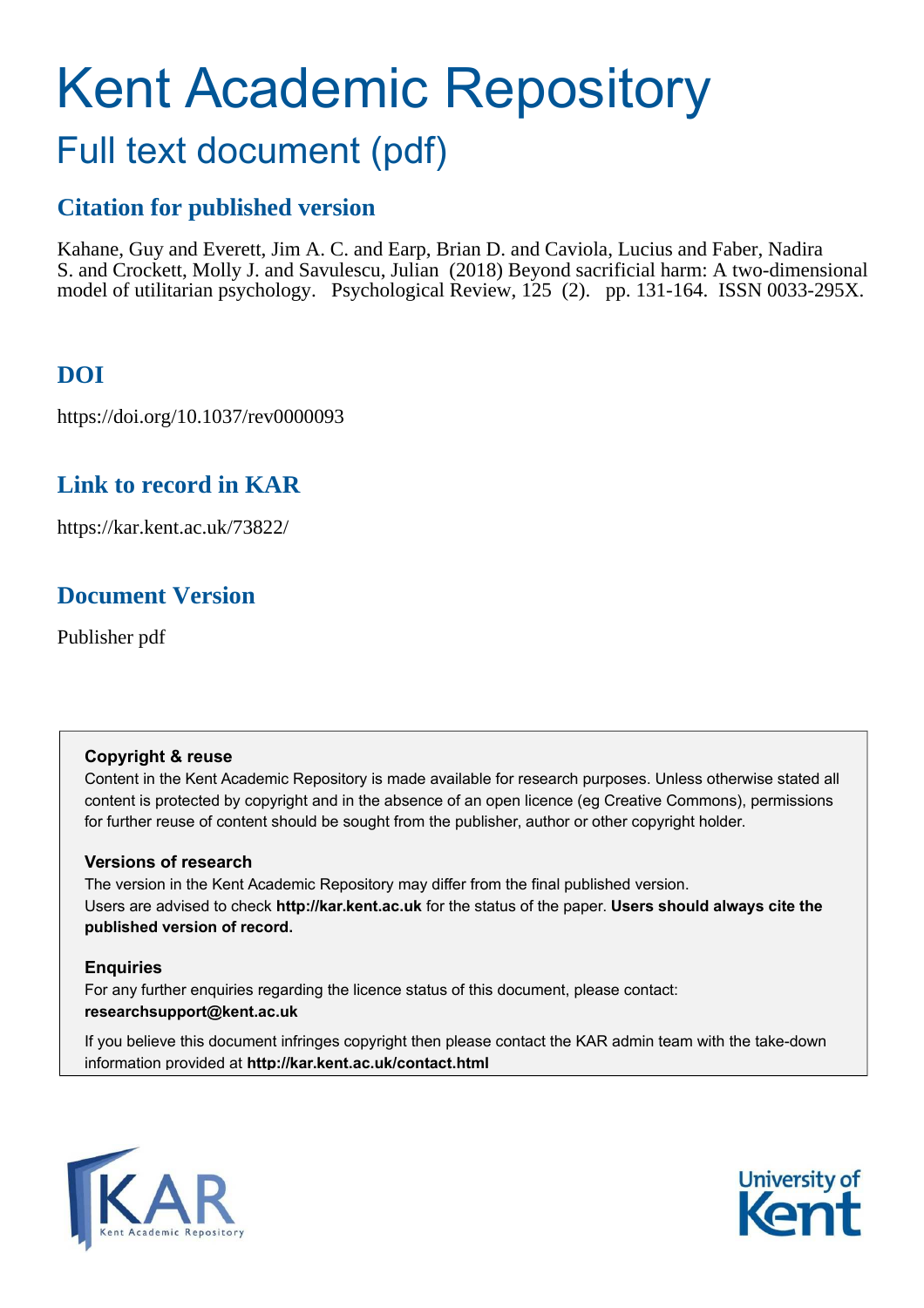# Kent Academic Repository

## Full text document (pdf)

### Citation for published version

Kahane, Guy and Everett, Jim A. C. and Earp, Brian D. and Caviola, Lucius and Faber, Nadira S. and Crockett, Molly J. and Savulescu, Julian (2018) Beyond sacrificial harm: A two-dimensional model of utilitarian psychology. Psychological Review, 125 (2). pp. 131-164. ISSN 0033-295X.

### DOI

https://doi.org/10.1037/rev0000093

### Link to record in KAR

https://kar.kent.ac.uk/73822/

### Document Version

Publisher pdf

**Copyright & reuse**

Content in the Kent Academic Repository is made available for research purposes. Unless otherwise stated all content is protected by copyright and in the absence of an open licence (eg Creative Commons), permissions for further reuse of content should be sought from the publisher, author or other copyright holder.

**Versions of research**

The version in the Kent Academic Repository may differ from the final published version. Users are advised to check **http://kar.kent.ac.uk** for the status of the paper. **Users should always cite the published version of record.**

**Enquiries**

For any further enquiries regarding the licence status of this document, please contact: **researchsupport@kent.ac.uk**

If you believe this document infringes copyright then please contact the KAR admin team with the take-down information provided at **http://kar.kent.ac.uk/contact.html**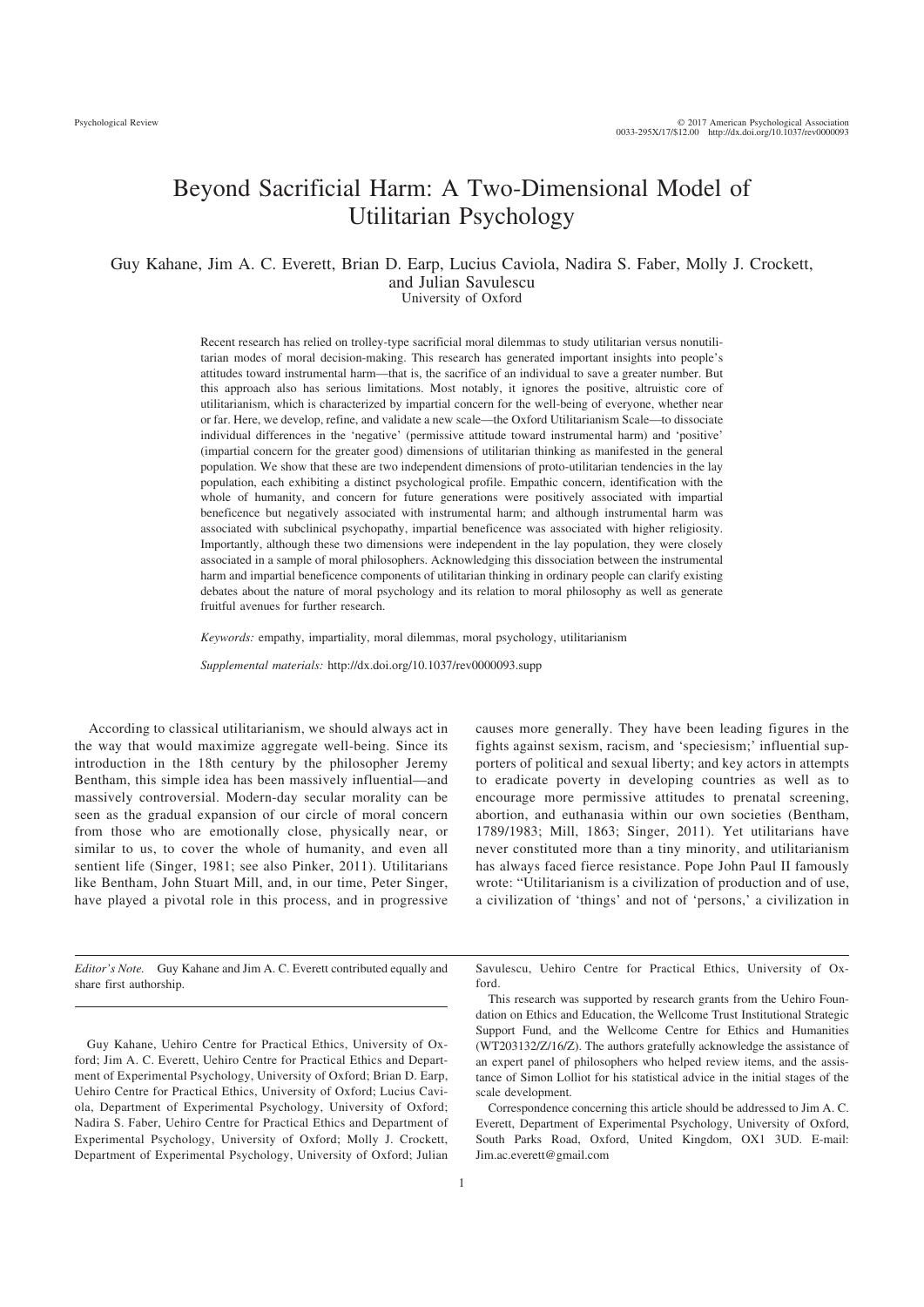# Beyond Sacrificial Harm: A Two-Dimensional Model of Utilitarian Psychology

Guy Kahane, Jim A. C. Everett, Brian D. Earp, Lucius Caviola, Nadira S. Faber, Molly J. Crockett, and Julian Savulescu

University of Oxford

Recent research has relied on trolley-type sacrificial moral dilemmas to study utilitarian versus nonutilitarian modes of moral decision-making. This research has generated important insights into people's attitudes toward instrumental harm—that is, the sacrifice of an individual to save a greater number. But this approach also has serious limitations. Most notably, it ignores the positive, altruistic core of utilitarianism, which is characterized by impartial concern for the well-being of everyone, whether near or far. Here, we develop, refine, and validate a new scale—the Oxford Utilitarianism Scale—to dissociate individual differences in the 'negative' (permissive attitude toward instrumental harm) and 'positive' (impartial concern for the greater good) dimensions of utilitarian thinking as manifested in the general population. We show that these are two independent dimensions of proto-utilitarian tendencies in the lay population, each exhibiting a distinct psychological profile. Empathic concern, identification with the whole of humanity, and concern for future generations were positively associated with impartial beneficence but negatively associated with instrumental harm; and although instrumental harm was associated with subclinical psychopathy, impartial beneficence was associated with higher religiosity. Importantly, although these two dimensions were independent in the lay population, they were closely associated in a sample of moral philosophers. Acknowledging this dissociation between the instrumental harm and impartial beneficence components of utilitarian thinking in ordinary people can clarify existing debates about the nature of moral psychology and its relation to moral philosophy as well as generate fruitful avenues for further research.

*Keywords:* empathy, impartiality, moral dilemmas, moral psychology, utilitarianism

*Supplemental materials:* http://dx.doi.org/10.1037/rev0000093.supp

According to classical utilitarianism, we should always act in the way that would maximize aggregate well-being. Since its introduction in the 18th century by the philosopher Jeremy Bentham, this simple idea has been massively influential—and massively controversial. Modern-day secular morality can be seen as the gradual expansion of our circle of moral concern from those who are emotionally close, physically near, or similar to us, to cover the whole of humanity, and even all sentient life (Singer, 1981; see also Pinker, 2011). Utilitarians like Bentham, John Stuart Mill, and, in our time, Peter Singer, have played a pivotal role in this process, and in progressive causes more generally. They have been leading figures in the fights against sexism, racism, and 'speciesism;' influential supporters of political and sexual liberty; and key actors in attempts to eradicate poverty in developing countries as well as to encourage more permissive attitudes to prenatal screening, abortion, and euthanasia within our own societies (Bentham, 1789/1983; Mill, 1863; Singer, 2011). Yet utilitarians have never constituted more than a tiny minority, and utilitarianism has always faced fierce resistance. Pope John Paul II famously wrote: "Utilitarianism is a civilization of production and of use, a civilization of 'things' and not of 'persons,' a civilization in

---

*Editor's Note.* Guy Kahane and Jim A. C. Everett contributed equally and share first authorship.

Guy Kahane, Uehiro Centre for Practical Ethics, University of Oxford; Jim A. C. Everett, Uehiro Centre for Practical Ethics and Department of Experimental Psychology, University of Oxford; Brian D. Earp, Uehiro Centre for Practical Ethics, University of Oxford; Lucius Caviola, Department of Experimental Psychology, University of Oxford; Nadira S. Faber, Uehiro Centre for Practical Ethics and Department of Experimental Psychology, University of Oxford; Molly J. Crockett, Department of Experimental Psychology, University of Oxford; Julian Savulescu, Uehiro Centre for Practical Ethics, University of Oxford.

This research was supported by research grants from the Uehiro Foundation on Ethics and Education, the Wellcome Trust Institutional Strategic Support Fund, and the Wellcome Centre for Ethics and Humanities (WT203132/Z/16/Z). The authors gratefully acknowledge the assistance of an expert panel of philosophers who helped review items, and the assistance of Simon Lolliot for his statistical advice in the initial stages of the scale development.

Correspondence concerning this article should be addressed to Jim A. C. Everett, Department of Experimental Psychology, University of Oxford, South Parks Road, Oxford, United Kingdom, OX1 3UD. E-mail: Jim.ac.everett@gmail.com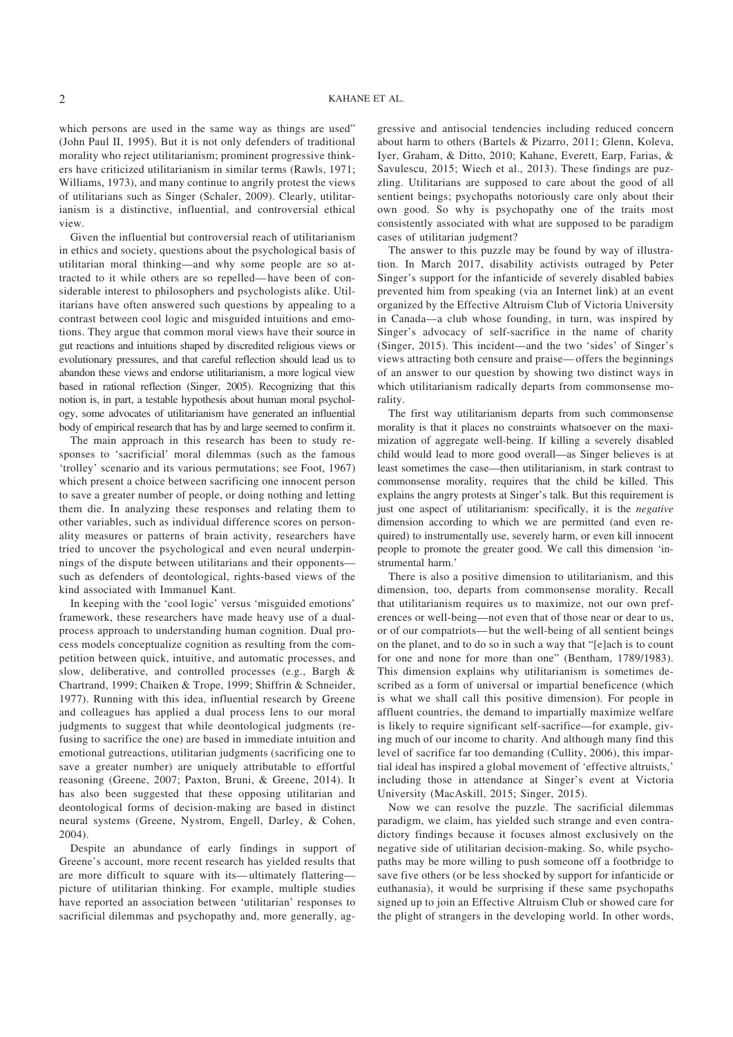which persons are used in the same way as things are used" (John Paul II, 1995). But it is not only defenders of traditional morality who reject utilitarianism; prominent progressive thinkers have criticized utilitarianism in similar terms (Rawls, 1971; Williams, 1973), and many continue to angrily protest the views of utilitarians such as Singer (Schaler, 2009). Clearly, utilitarianism is a distinctive, influential, and controversial ethical view.

Given the influential but controversial reach of utilitarianism in ethics and society, questions about the psychological basis of utilitarian moral thinking—and why some people are so attracted to it while others are so repelled—have been of considerable interest to philosophers and psychologists alike. Utilitarians have often answered such questions by appealing to a contrast between cool logic and misguided intuitions and emotions. They argue that common moral views have their source in gut reactions and intuitions shaped by discredited religious views or evolutionary pressures, and that careful reflection should lead us to abandon these views and endorse utilitarianism, a more logical view based in rational reflection (Singer, 2005). Recognizing that this notion is, in part, a testable hypothesis about human moral psychology, some advocates of utilitarianism have generated an influential body of empirical research that has by and large seemed to confirm it.

The main approach in this research has been to study responses to 'sacrificial' moral dilemmas (such as the famous 'trolley' scenario and its various permutations; see Foot, 1967) which present a choice between sacrificing one innocent person to save a greater number of people, or doing nothing and letting them die. In analyzing these responses and relating them to other variables, such as individual difference scores on personality measures or patterns of brain activity, researchers have tried to uncover the psychological and even neural underpinnings of the dispute between utilitarians and their opponents—such as defenders of deontological, rights-based views of the kind associated with Immanuel Kant.

In keeping with the 'cool logic' versus 'misguided emotions' framework, these researchers have made heavy use of a dual-process approach to understanding human cognition. Dual process models conceptualize cognition as resulting from the competition between quick, intuitive, and automatic processes, and slow, deliberative, and controlled processes (e.g., Bargh & Chartrand, 1999; Chaiken & Trope, 1999; Shiffrin & Schneider, 1977). Running with this idea, influential research by Greene and colleagues has applied a dual process lens to our moral judgments to suggest that while deontological judgments (refusing to sacrifice the one) are based in immediate intuition and emotional gutreactions, utilitarian judgments (sacrificing one to save a greater number) are uniquely attributable to effortful reasoning (Greene, 2007; Paxton, Bruni, & Greene, 2014). It has also been suggested that these opposing utilitarian and deontological forms of decision-making are based in distinct neural systems (Greene, Nystrom, Engell, Darley, & Cohen, 2004).

Despite an abundance of early findings in support of Greene's account, more recent research has yielded results that are more difficult to square with its—ultimately flattering—picture of utilitarian thinking. For example, multiple studies have reported an association between 'utilitarian' responses to sacrificial dilemmas and psychopathy and, more generally, aggressive and antisocial tendencies including reduced concern about harm to others (Bartels & Pizarro, 2011; Glenn, Koleva, Iyer, Graham, & Ditto, 2010; Kahane, Everett, Earp, Farias, & Savulescu, 2015; Wiech et al., 2013). These findings are puzzling. Utilitarians are supposed to care about the good of all sentient beings; psychopaths notoriously care only about their own good. So why is psychopathy one of the traits most consistently associated with what are supposed to be paradigm cases of utilitarian judgment?

The answer to this puzzle may be found by way of illustration. In March 2017, disability activists outraged by Peter Singer's support for the infanticide of severely disabled babies prevented him from speaking (via an Internet link) at an event organized by the Effective Altruism Club of Victoria University in Canada—a club whose founding, in turn, was inspired by Singer's advocacy of self-sacrifice in the name of charity (Singer, 2015). This incident—and the two 'sides' of Singer's views attracting both censure and praise—offers the beginnings of an answer to our question by showing two distinct ways in which utilitarianism radically departs from commonsense morality.

The first way utilitarianism departs from such commonsense morality is that it places no constraints whatsoever on the maximization of aggregate well-being. If killing a severely disabled child would lead to more good overall—as Singer believes is at least sometimes the case—then utilitarianism, in stark contrast to commonsense morality, requires that the child be killed. This explains the angry protests at Singer's talk. But this requirement is just one aspect of utilitarianism: specifically, it is the *negative* dimension according to which we are permitted (and even required) to instrumentally use, severely harm, or even kill innocent people to promote the greater good. We call this dimension 'instrumental harm.'

There is also a positive dimension to utilitarianism, and this dimension, too, departs from commonsense morality. Recall that utilitarianism requires us to maximize, not our own preferences or well-being—not even that of those near or dear to us, or of our compatriots—but the well-being of all sentient beings on the planet, and to do so in such a way that "[e]ach is to count for one and none for more than one" (Bentham, 1789/1983). This dimension explains why utilitarianism is sometimes described as a form of universal or impartial beneficence (which is what we shall call this positive dimension). For people in affluent countries, the demand to impartially maximize welfare is likely to require significant self-sacrifice—for example, giving much of our income to charity. And although many find this level of sacrifice far too demanding (Cullity, 2006), this impartial ideal has inspired a global movement of 'effective altruists,' including those in attendance at Singer's event at Victoria University (MacAskill, 2015; Singer, 2015).

Now we can resolve the puzzle. The sacrificial dilemmas paradigm, we claim, has yielded such strange and even contradictory findings because it focuses almost exclusively on the negative side of utilitarian decision-making. So, while psychopaths may be more willing to push someone off a footbridge to save five others (or be less shocked by support for infanticide or euthanasia), it would be surprising if these same psychopaths signed up to join an Effective Altruism Club or showed care for the plight of strangers in the developing world. In other words,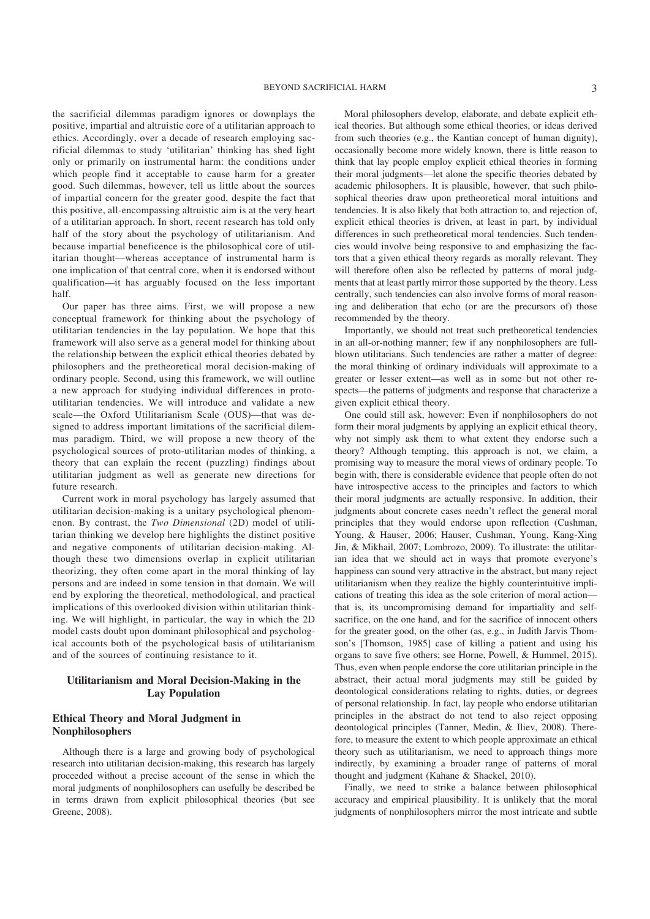the sacrificial dilemmas paradigm ignores or downplays the positive, impartial and altruistic core of a utilitarian approach to ethics. Accordingly, over a decade of research employing sacrificial dilemmas to study 'utilitarian' thinking has shed light only or primarily on instrumental harm: the conditions under which people find it acceptable to cause harm for a greater good. Such dilemmas, however, tell us little about the sources of impartial concern for the greater good, despite the fact that this positive, all-encompassing altruistic aim is at the very heart of a utilitarian approach. In short, recent research has told only half of the story about the psychology of utilitarianism. And because impartial beneficence is the philosophical core of utilitarian thought—whereas acceptance of instrumental harm is one implication of that central core, when it is endorsed without qualification—it has arguably focused on the less important half.

Our paper has three aims. First, we will propose a new conceptual framework for thinking about the psychology of utilitarian tendencies in the lay population. We hope that this framework will also serve as a general model for thinking about the relationship between the explicit ethical theories debated by philosophers and the pretheoretical moral decision-making of ordinary people. Second, using this framework, we will outline a new approach for studying individual differences in proto-utilitarian tendencies. We will introduce and validate a new scale—the Oxford Utilitarianism Scale (OUS)—that was designed to address important limitations of the sacrificial dilemmas paradigm. Third, we will propose a new theory of the psychological sources of proto-utilitarian modes of thinking, a theory that can explain the recent (puzzling) findings about utilitarian judgment as well as generate new directions for future research.

Current work in moral psychology has largely assumed that utilitarian decision-making is a unitary psychological phenomenon. By contrast, the *Two Dimensional* (2D) model of utilitarian thinking we develop here highlights the distinct positive and negative components of utilitarian decision-making. Although these two dimensions overlap in explicit utilitarian theorizing, they often come apart in the moral thinking of lay persons and are indeed in some tension in that domain. We will end by exploring the theoretical, methodological, and practical implications of this overlooked division within utilitarian thinking. We will highlight, in particular, the way in which the 2D model casts doubt upon dominant philosophical and psychological accounts both of the psychological basis of utilitarianism and of the sources of continuing resistance to it.

## Utilitarianism and Moral Decision-Making in the Lay Population

### Ethical Theory and Moral Judgment in Nonphilosophers

Although there is a large and growing body of psychological research into utilitarian decision-making, this research has largely proceeded without a precise account of the sense in which the moral judgments of nonphilosophers can usefully be described be in terms drawn from explicit philosophical theories (but see Greene, 2008).

Moral philosophers develop, elaborate, and debate explicit ethical theories. But although some ethical theories, or ideas derived from such theories (e.g., the Kantian concept of human dignity), occasionally become more widely known, there is little reason to think that lay people employ explicit ethical theories in forming their moral judgments—let alone the specific theories debated by academic philosophers. It is plausible, however, that such philosophical theories draw upon pretheoretical moral intuitions and tendencies. It is also likely that both attraction to, and rejection of, explicit ethical theories is driven, at least in part, by individual differences in such pretheoretical moral tendencies. Such tendencies would involve being responsive to and emphasizing the factors that a given ethical theory regards as morally relevant. They will therefore often also be reflected by patterns of moral judgments that at least partly mirror those supported by the theory. Less centrally, such tendencies can also involve forms of moral reasoning and deliberation that echo (or are the precursors of) those recommended by the theory.

Importantly, we should not treat such pretheoretical tendencies in an all-or-nothing manner; few if any nonphilosophers are full-blown utilitarians. Such tendencies are rather a matter of degree: the moral thinking of ordinary individuals will approximate to a greater or lesser extent—as well as in some but not other respects—the patterns of judgments and response that characterize a given explicit ethical theory.

One could still ask, however: Even if nonphilosophers do not form their moral judgments by applying an explicit ethical theory, why not simply ask them to what extent they endorse such a theory? Although tempting, this approach is not, we claim, a promising way to measure the moral views of ordinary people. To begin with, there is considerable evidence that people often do not have introspective access to the principles and factors to which their moral judgments are actually responsive. In addition, their judgments about concrete cases needn't reflect the general moral principles that they would endorse upon reflection (Cushman, Young, & Hauser, 2006; Hauser, Cushman, Young, Kang-Xing Jin, & Mikhail, 2007; Lombrozo, 2009). To illustrate: the utilitarian idea that we should act in ways that promote everyone's happiness can sound very attractive in the abstract, but many reject utilitarianism when they realize the highly counterintuitive implications of treating this idea as the sole criterion of moral action—that is, its uncompromising demand for impartiality and self-sacrifice, on the one hand, and for the sacrifice of innocent others for the greater good, on the other (as, e.g., in Judith Jarvis Thomson's [Thomson, 1985] case of killing a patient and using his organs to save five others; see Horne, Powell, & Hummel, 2015). Thus, even when people endorse the core utilitarian principle in the abstract, their actual moral judgments may still be guided by deontological considerations relating to rights, duties, or degrees of personal relationship. In fact, lay people who endorse utilitarian principles in the abstract do not tend to also reject opposing deontological principles (Tanner, Medin, & Iliev, 2008). Therefore, to measure the extent to which people approximate an ethical theory such as utilitarianism, we need to approach things more indirectly, by examining a broader range of patterns of moral thought and judgment (Kahane & Shackel, 2010).

Finally, we need to strike a balance between philosophical accuracy and empirical plausibility. It is unlikely that the moral judgments of nonphilosophers mirror the most intricate and subtle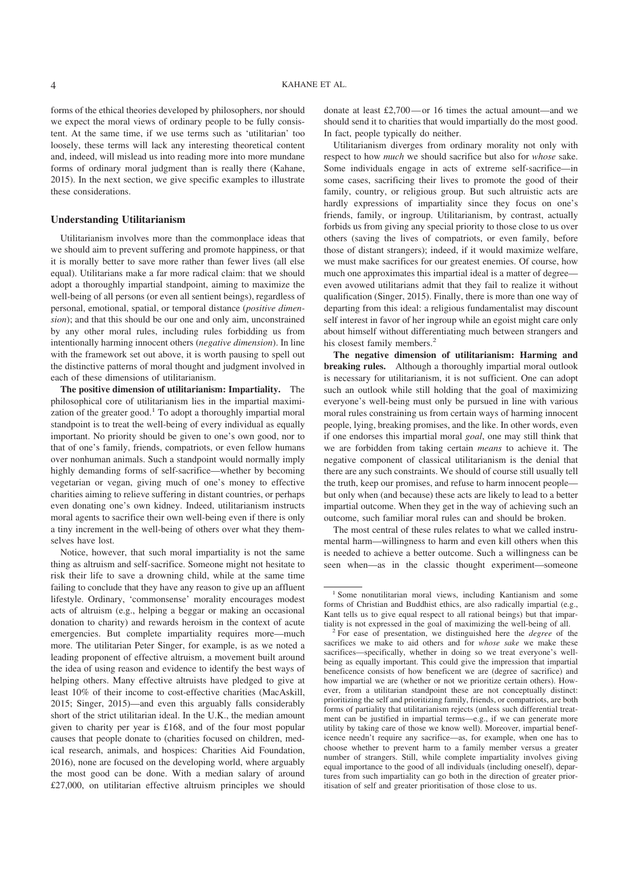forms of the ethical theories developed by philosophers, nor should we expect the moral views of ordinary people to be fully consistent. At the same time, if we use terms such as 'utilitarian' too loosely, these terms will lack any interesting theoretical content and, indeed, will mislead us into reading more into more mundane forms of ordinary moral judgment than is really there (Kahane, 2015). In the next section, we give specific examples to illustrate these considerations.

## Understanding Utilitarianism

Utilitarianism involves more than the commonplace ideas that we should aim to prevent suffering and promote happiness, or that it is morally better to save more rather than fewer lives (all else equal). Utilitarians make a far more radical claim: that we should adopt a thoroughly impartial standpoint, aiming to maximize the well-being of all persons (or even all sentient beings), regardless of personal, emotional, spatial, or temporal distance (*positive dimension*); and that this should be our one and only aim, unconstrained by any other moral rules, including rules forbidding us from intentionally harming innocent others (*negative dimension*). In line with the framework set out above, it is worth pausing to spell out the distinctive patterns of moral thought and judgment involved in each of these dimensions of utilitarianism.

**The positive dimension of utilitarianism: Impartiality.** The philosophical core of utilitarianism lies in the impartial maximization of the greater good.[1] To adopt a thoroughly impartial moral standpoint is to treat the well-being of every individual as equally important. No priority should be given to one's own good, nor to that of one's family, friends, compatriots, or even fellow humans over nonhuman animals. Such a standpoint would normally imply highly demanding forms of self-sacrifice—whether by becoming vegetarian or vegan, giving much of one's money to effective charities aiming to relieve suffering in distant countries, or perhaps even donating one's own kidney. Indeed, utilitarianism instructs moral agents to sacrifice their own well-being even if there is only a tiny increment in the well-being of others over what they themselves have lost.

Notice, however, that such moral impartiality is not the same thing as altruism and self-sacrifice. Someone might not hesitate to risk their life to save a drowning child, while at the same time failing to conclude that they have any reason to give up an affluent lifestyle. Ordinary, 'commonsense' morality encourages modest acts of altruism (e.g., helping a beggar or making an occasional donation to charity) and rewards heroism in the context of acute emergencies. But complete impartiality requires more—much more. The utilitarian Peter Singer, for example, is as we noted a leading proponent of effective altruism, a movement built around the idea of using reason and evidence to identify the best ways of helping others. Many effective altruists have pledged to give at least 10% of their income to cost-effective charities (MacAskill, 2015; Singer, 2015)—and even this arguably falls considerably short of the strict utilitarian ideal. In the U.K., the median amount given to charity per year is £168, and of the four most popular causes that people donate to (charities focused on children, medical research, animals, and hospices: Charities Aid Foundation, 2016), none are focused on the developing world, where arguably the most good can be done. With a median salary of around £27,000, on utilitarian effective altruism principles we should donate at least £2,700—or 16 times the actual amount—and we should send it to charities that would impartially do the most good. In fact, people typically do neither.

Utilitarianism diverges from ordinary morality not only with respect to how *much* we should sacrifice but also for *whose* sake. Some individuals engage in acts of extreme self-sacrifice—in some cases, sacrificing their lives to promote the good of their family, country, or religious group. But such altruistic acts are hardly expressions of impartiality since they focus on one's friends, family, or ingroup. Utilitarianism, by contrast, actually forbids us from giving any special priority to those close to us over others (saving the lives of compatriots, or even family, before those of distant strangers); indeed, if it would maximize welfare, we must make sacrifices for our greatest enemies. Of course, how much one approximates this impartial ideal is a matter of degree—even avowed utilitarians admit that they fail to realize it without qualification (Singer, 2015). Finally, there is more than one way of departing from this ideal: a religious fundamentalist may discount self interest in favor of her ingroup while an egoist might care only about himself without differentiating much between strangers and his closest family members.[2]

**The negative dimension of utilitarianism: Harming and breaking rules.** Although a thoroughly impartial moral outlook is necessary for utilitarianism, it is not sufficient. One can adopt such an outlook while still holding that the goal of maximizing everyone's well-being must only be pursued in line with various moral rules constraining us from certain ways of harming innocent people, lying, breaking promises, and the like. In other words, even if one endorses this impartial moral *goal*, one may still think that we are forbidden from taking certain *means* to achieve it. The negative component of classical utilitarianism is the denial that there are any such constraints. We should of course still usually tell the truth, keep our promises, and refuse to harm innocent people—but only when (and because) these acts are likely to lead to a better impartial outcome. When they get in the way of achieving such an outcome, such familiar moral rules can and should be broken.

The most central of these rules relates to what we called instrumental harm—willingness to harm and even kill others when this is needed to achieve a better outcome. Such a willingness can be seen when—as in the classic thought experiment—someone

---

[1] Some nonutilitarian moral views, including Kantianism and some forms of Christian and Buddhist ethics, are also radically impartial (e.g., Kant tells us to give equal respect to all rational beings) but that impartiality is not expressed in the goal of maximizing the well-being of all.

[2] For ease of presentation, we distinguished here the *degree* of the sacrifices we make to aid others and for *whose sake* we make these sacrifices—specifically, whether in doing so we treat everyone's well-being as equally important. This could give the impression that impartial beneficence consists of how beneficent we are (degree of sacrifice) and how impartial we are (whether or not we prioritize certain others). However, from a utilitarian standpoint these are not conceptually distinct: prioritizing the self and prioritizing family, friends, or compatriots, are both forms of partiality that utilitarianism rejects (unless such differential treatment can be justified in impartial terms—e.g., if we can generate more utility by taking care of those we know well). Moreover, impartial beneficence needn't require any sacrifice—as, for example, when one has to choose whether to prevent harm to a family member versus a greater number of strangers. Still, while complete impartiality involves giving equal importance to the good of all individuals (including oneself), departures from such impartiality can go both in the direction of greater prioritisation of self and greater prioritisation of those close to us.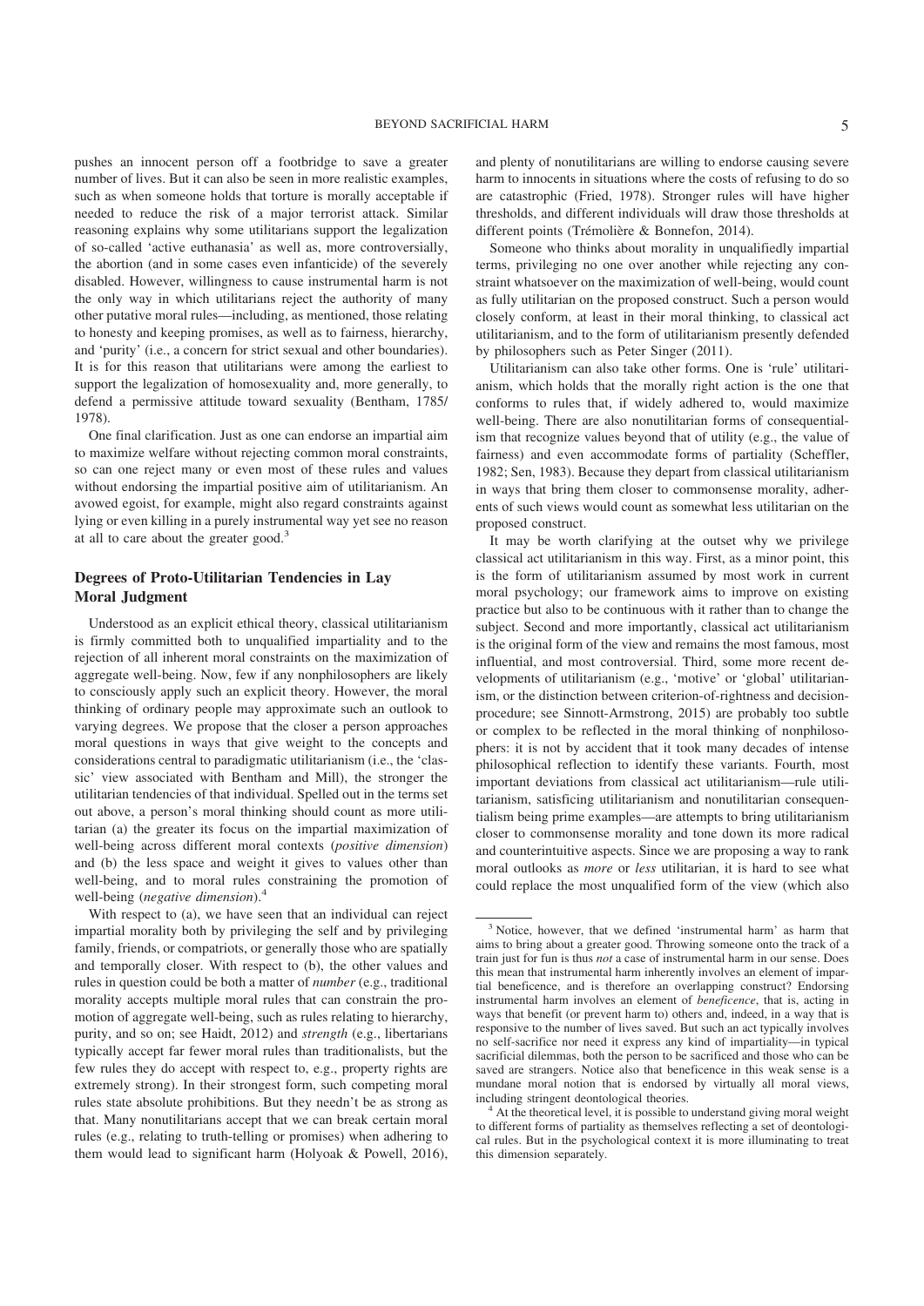pushes an innocent person off a footbridge to save a greater number of lives. But it can also be seen in more realistic examples, such as when someone holds that torture is morally acceptable if needed to reduce the risk of a major terrorist attack. Similar reasoning explains why some utilitarians support the legalization of so-called 'active euthanasia' as well as, more controversially, the abortion (and in some cases even infanticide) of the severely disabled. However, willingness to cause instrumental harm is not the only way in which utilitarians reject the authority of many other putative moral rules—including, as mentioned, those relating to honesty and keeping promises, as well as to fairness, hierarchy, and 'purity' (i.e., a concern for strict sexual and other boundaries). It is for this reason that utilitarians were among the earliest to support the legalization of homosexuality and, more generally, to defend a permissive attitude toward sexuality (Bentham, 1785/1978).

One final clarification. Just as one can endorse an impartial aim to maximize welfare without rejecting common moral constraints, so can one reject many or even most of these rules and values without endorsing the impartial positive aim of utilitarianism. An avowed egoist, for example, might also regard constraints against lying or even killing in a purely instrumental way yet see no reason at all to care about the greater good.[3]

## Degrees of Proto-Utilitarian Tendencies in Lay Moral Judgment

Understood as an explicit ethical theory, classical utilitarianism is firmly committed both to unqualified impartiality and to the rejection of all inherent moral constraints on the maximization of aggregate well-being. Now, few if any nonphilosophers are likely to consciously apply such an explicit theory. However, the moral thinking of ordinary people may approximate such an outlook to varying degrees. We propose that the closer a person approaches moral questions in ways that give weight to the concepts and considerations central to paradigmatic utilitarianism (i.e., the 'classic' view associated with Bentham and Mill), the stronger the utilitarian tendencies of that individual. Spelled out in the terms set out above, a person's moral thinking should count as more utilitarian (a) the greater its focus on the impartial maximization of well-being across different moral contexts (*positive dimension*) and (b) the less space and weight it gives to values other than well-being, and to moral rules constraining the promotion of well-being (*negative dimension*).[4]

With respect to (a), we have seen that an individual can reject impartial morality both by privileging the self and by privileging family, friends, or compatriots, or generally those who are spatially and temporally closer. With respect to (b), the other values and rules in question could be both a matter of *number* (e.g., traditional morality accepts multiple moral rules that can constrain the promotion of aggregate well-being, such as rules relating to hierarchy, purity, and so on; see Haidt, 2012) and *strength* (e.g., libertarians typically accept far fewer moral rules than traditionalists, but the few rules they do accept with respect to, e.g., property rights are extremely strong). In their strongest form, such competing moral rules state absolute prohibitions. But they needn't be as strong as that. Many nonutilitarians accept that we can break certain moral rules (e.g., relating to truth-telling or promises) when adhering to them would lead to significant harm (Holyoak & Powell, 2016), and plenty of nonutilitarians are willing to endorse causing severe harm to innocents in situations where the costs of refusing to do so are catastrophic (Fried, 1978). Stronger rules will have higher thresholds, and different individuals will draw those thresholds at different points (Trémolière & Bonnefon, 2014).

Someone who thinks about morality in unqualifiedly impartial terms, privileging no one over another while rejecting any constraint whatsoever on the maximization of well-being, would count as fully utilitarian on the proposed construct. Such a person would closely conform, at least in their moral thinking, to classical act utilitarianism, and to the form of utilitarianism presently defended by philosophers such as Peter Singer (2011).

Utilitarianism can also take other forms. One is 'rule' utilitarianism, which holds that the morally right action is the one that conforms to rules that, if widely adhered to, would maximize well-being. There are also nonutilitarian forms of consequentialism that recognize values beyond that of utility (e.g., the value of fairness) and even accommodate forms of partiality (Scheffler, 1982; Sen, 1983). Because they depart from classical utilitarianism in ways that bring them closer to commonsense morality, adherents of such views would count as somewhat less utilitarian on the proposed construct.

It may be worth clarifying at the outset why we privilege classical act utilitarianism in this way. First, as a minor point, this is the form of utilitarianism assumed by most work in current moral psychology; our framework aims to improve on existing practice but also to be continuous with it rather than to change the subject. Second and more importantly, classical act utilitarianism is the original form of the view and remains the most famous, most influential, and most controversial. Third, some more recent developments of utilitarianism (e.g., 'motive' or 'global' utilitarianism, or the distinction between criterion-of-rightness and decision-procedure; see Sinnott-Armstrong, 2015) are probably too subtle or complex to be reflected in the moral thinking of nonphilosophers: it is not by accident that it took many decades of intense philosophical reflection to identify these variants. Fourth, most important deviations from classical act utilitarianism—rule utilitarianism, satisficing utilitarianism and nonutilitarian consequentialism being prime examples—are attempts to bring utilitarianism closer to commonsense morality and tone down its more radical and counterintuitive aspects. Since we are proposing a way to rank moral outlooks as *more* or *less* utilitarian, it is hard to see what could replace the most unqualified form of the view (which also

---

[3] Notice, however, that we defined 'instrumental harm' as harm that aims to bring about a greater good. Throwing someone onto the track of a train just for fun is thus *not* a case of instrumental harm in our sense. Does this mean that instrumental harm inherently involves an element of impartial beneficence, and is therefore an overlapping construct? Endorsing instrumental harm involves an element of *beneficence*, that is, acting in ways that benefit (or prevent harm to) others and, indeed, in a way that is responsive to the number of lives saved. But such an act typically involves no self-sacrifice nor need it express any kind of impartiality—in typical sacrificial dilemmas, both the person to be sacrificed and those who can be saved are strangers. Notice also that beneficence in this weak sense is a mundane moral notion that is endorsed by virtually all moral views, including stringent deontological theories.

[4] At the theoretical level, it is possible to understand giving moral weight to different forms of partiality as themselves reflecting a set of deontological rules. But in the psychological context it is more illuminating to treat this dimension separately.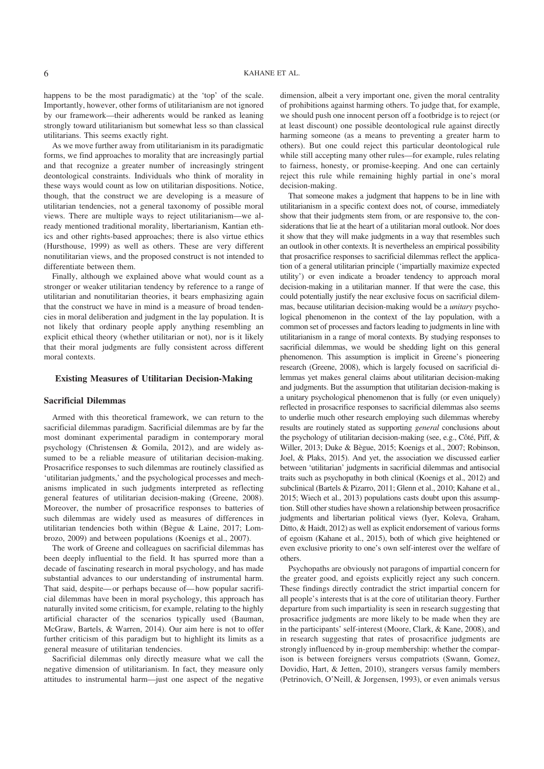happens to be the most paradigmatic) at the 'top' of the scale. Importantly, however, other forms of utilitarianism are not ignored by our framework—their adherents would be ranked as leaning strongly toward utilitarianism but somewhat less so than classical utilitarians. This seems exactly right.

As we move further away from utilitarianism in its paradigmatic forms, we find approaches to morality that are increasingly partial and that recognize a greater number of increasingly stringent deontological constraints. Individuals who think of morality in these ways would count as low on utilitarian dispositions. Notice, though, that the construct we are developing is a measure of utilitarian tendencies, not a general taxonomy of possible moral views. There are multiple ways to reject utilitarianism—we already mentioned traditional morality, libertarianism, Kantian ethics and other rights-based approaches; there is also virtue ethics (Hursthouse, 1999) as well as others. These are very different nonutilitarian views, and the proposed construct is not intended to differentiate between them.

Finally, although we explained above what would count as a stronger or weaker utilitarian tendency by reference to a range of utilitarian and nonutilitarian theories, it bears emphasizing again that the construct we have in mind is a measure of broad tendencies in moral deliberation and judgment in the lay population. It is not likely that ordinary people apply anything resembling an explicit ethical theory (whether utilitarian or not), nor is it likely that their moral judgments are fully consistent across different moral contexts.

## Existing Measures of Utilitarian Decision-Making

### Sacrificial Dilemmas

Armed with this theoretical framework, we can return to the sacrificial dilemmas paradigm. Sacrificial dilemmas are by far the most dominant experimental paradigm in contemporary moral psychology (Christensen & Gomila, 2012), and are widely assumed to be a reliable measure of utilitarian decision-making. Prosacrifice responses to such dilemmas are routinely classified as 'utilitarian judgments,' and the psychological processes and mechanisms implicated in such judgments interpreted as reflecting general features of utilitarian decision-making (Greene, 2008). Moreover, the number of prosacrifice responses to batteries of such dilemmas are widely used as measures of differences in utilitarian tendencies both within (Bègue & Laine, 2017; Lombrozo, 2009) and between populations (Koenigs et al., 2007).

The work of Greene and colleagues on sacrificial dilemmas has been deeply influential to the field. It has spurred more than a decade of fascinating research in moral psychology, and has made substantial advances to our understanding of utilitarian decision-making. That said, despite—or perhaps because of—how popular sacrificial dilemmas have been in moral psychology, this approach has naturally invited some criticism, for example, relating to the highly artificial character of the scenarios typically used (Bauman, McGraw, Bartels, & Warren, 2014). Our aim here is not to offer further criticism of this paradigm but to highlight its limits as a general measure of utilitarian tendencies.

Sacrificial dilemmas only directly measure what we call the negative dimension of utilitarianism. In fact, they measure only attitudes to instrumental harm—just one aspect of the negative dimension, albeit a very important one, given the moral centrality of prohibitions against harming others. To judge that, for example, we should push one innocent person off a footbridge is to reject (or at least discount) one possible deontological rule against directly harming someone (as a means to preventing a greater harm to others). But one could reject this particular deontological rule while still accepting many other rules—for example, rules relating to fairness, honesty, or promise-keeping. And one can certainly reject this rule while remaining highly partial in one's moral decision-making.

That someone makes a judgment that happens to be in line with utilitarianism in a specific context does not, of course, immediately show that their judgments stem from, or are responsive to, the considerations that lie at the heart of a utilitarian moral outlook. Nor does it show that they will make judgments in a way that resembles such an outlook in other contexts. It is nevertheless an empirical possibility that prosacrifice responses to sacrificial dilemmas reflect the application of a general utilitarian principle ('impartially maximize expected utility') or even indicate a broader tendency to approach moral decision-making in a utilitarian manner. If that were the case, this could potentially justify the near exclusive focus on sacrificial dilemmas, because utilitarian decision-making would be a *unitary* psychological phenomenon in the context of the lay population, with a common set of processes and factors leading to judgments in line with utilitarianism in a range of moral contexts. By studying responses to sacrificial dilemmas, we would be shedding light on this general phenomenon. This assumption is implicit in Greene's pioneering research (Greene, 2008), which is largely focused on sacrificial dilemmas yet makes general claims about utilitarian decision-making and judgments. But the assumption that utilitarian decision-making is a unitary psychological phenomenon that is fully (or even uniquely) reflected in prosacrifice responses to sacrificial dilemmas also seems to underlie much other research employing such dilemmas whereby results are routinely stated as supporting *general* conclusions about the psychology of utilitarian decision-making (see, e.g., Côté, Piff, & Willer, 2013; Duke & Bègue, 2015; Koenigs et al., 2007; Robinson, Joel, & Plaks, 2015). And yet, the association we discussed earlier between 'utilitarian' judgments in sacrificial dilemmas and antisocial traits such as psychopathy in both clinical (Koenigs et al., 2012) and subclinical (Bartels & Pizarro, 2011; Glenn et al., 2010; Kahane et al., 2015; Wiech et al., 2013) populations casts doubt upon this assumption. Still other studies have shown a relationship between prosacrifice judgments and libertarian political views (Iyer, Koleva, Graham, Ditto, & Haidt, 2012) as well as explicit endorsement of various forms of egoism (Kahane et al., 2015), both of which give heightened or even exclusive priority to one's own self-interest over the welfare of others.

Psychopaths are obviously not paragons of impartial concern for the greater good, and egoists explicitly reject any such concern. These findings directly contradict the strict impartial concern for all people's interests that is at the core of utilitarian theory. Further departure from such impartiality is seen in research suggesting that prosacrifice judgments are more likely to be made when they are in the participants' self-interest (Moore, Clark, & Kane, 2008), and in research suggesting that rates of prosacrifice judgments are strongly influenced by in-group membership: whether the comparison is between foreigners versus compatriots (Swann, Gomez, Dovidio, Hart, & Jetten, 2010), strangers versus family members (Petrinovich, O'Neill, & Jorgensen, 1993), or even animals versus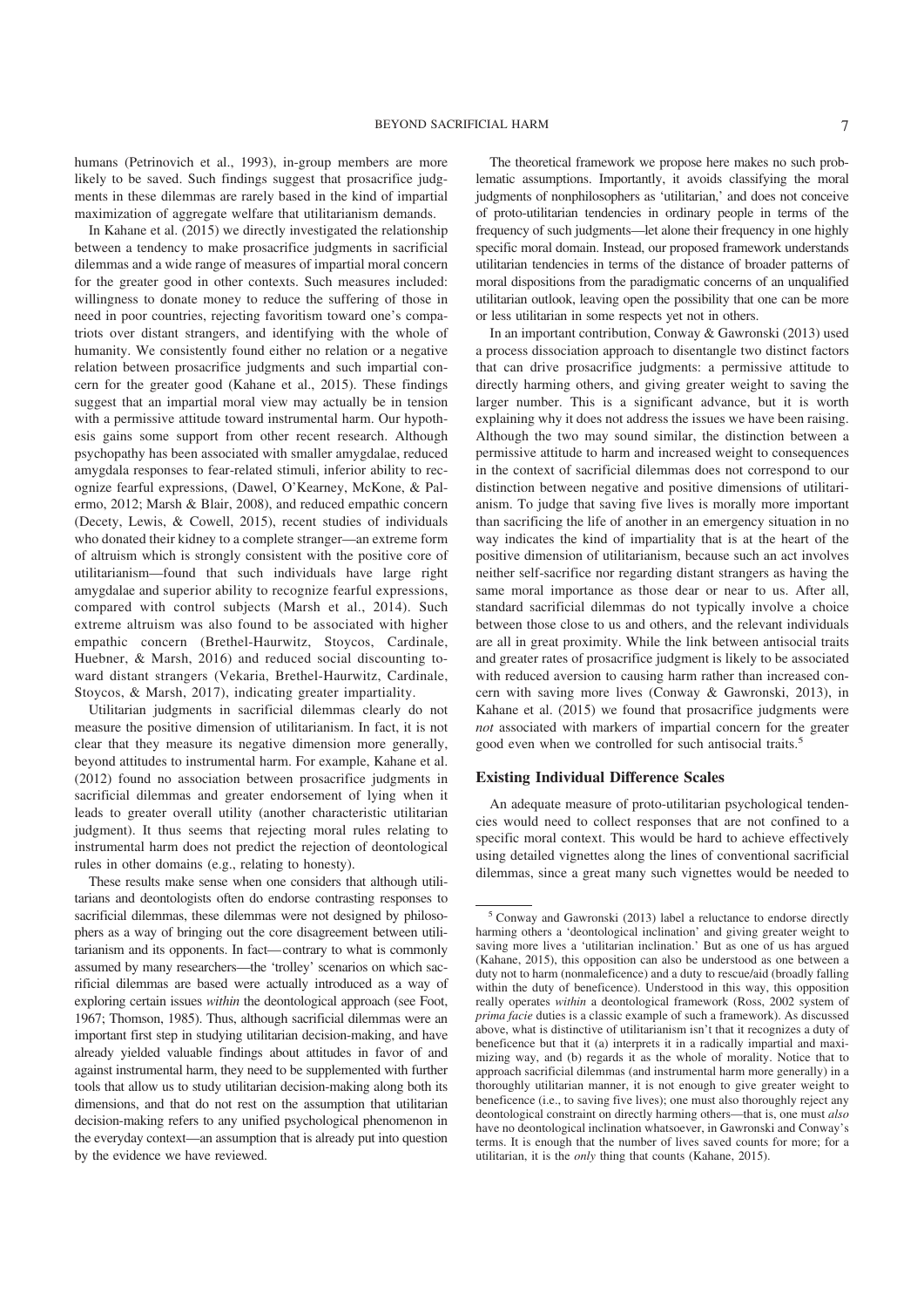humans (Petrinovich et al., 1993), in-group members are more likely to be saved. Such findings suggest that prosacrifice judgments in these dilemmas are rarely based in the kind of impartial maximization of aggregate welfare that utilitarianism demands.

In Kahane et al. (2015) we directly investigated the relationship between a tendency to make prosacrifice judgments in sacrificial dilemmas and a wide range of measures of impartial moral concern for the greater good in other contexts. Such measures included: willingness to donate money to reduce the suffering of those in need in poor countries, rejecting favoritism toward one's compatriots over distant strangers, and identifying with the whole of humanity. We consistently found either no relation or a negative relation between prosacrifice judgments and such impartial concern for the greater good (Kahane et al., 2015). These findings suggest that an impartial moral view may actually be in tension with a permissive attitude toward instrumental harm. Our hypothesis gains some support from other recent research. Although psychopathy has been associated with smaller amygdalae, reduced amygdala responses to fear-related stimuli, inferior ability to recognize fearful expressions, (Dawel, O'Kearney, McKone, & Palermo, 2012; Marsh & Blair, 2008), and reduced empathic concern (Decety, Lewis, & Cowell, 2015), recent studies of individuals who donated their kidney to a complete stranger—an extreme form of altruism which is strongly consistent with the positive core of utilitarianism—found that such individuals have large right amygdalae and superior ability to recognize fearful expressions, compared with control subjects (Marsh et al., 2014). Such extreme altruism was also found to be associated with higher empathic concern (Brethel-Haurwitz, Stoycos, Cardinale, Huebner, & Marsh, 2016) and reduced social discounting toward distant strangers (Vekaria, Brethel-Haurwitz, Cardinale, Stoycos, & Marsh, 2017), indicating greater impartiality.

Utilitarian judgments in sacrificial dilemmas clearly do not measure the positive dimension of utilitarianism. In fact, it is not clear that they measure its negative dimension more generally, beyond attitudes to instrumental harm. For example, Kahane et al. (2012) found no association between prosacrifice judgments in sacrificial dilemmas and greater endorsement of lying when it leads to greater overall utility (another characteristic utilitarian judgment). It thus seems that rejecting moral rules relating to instrumental harm does not predict the rejection of deontological rules in other domains (e.g., relating to honesty).

These results make sense when one considers that although utilitarians and deontologists often do endorse contrasting responses to sacrificial dilemmas, these dilemmas were not designed by philosophers as a way of bringing out the core disagreement between utilitarianism and its opponents. In fact—contrary to what is commonly assumed by many researchers—the 'trolley' scenarios on which sacrificial dilemmas are based were actually introduced as a way of exploring certain issues *within* the deontological approach (see Foot, 1967; Thomson, 1985). Thus, although sacrificial dilemmas were an important first step in studying utilitarian decision-making, and have already yielded valuable findings about attitudes in favor of and against instrumental harm, they need to be supplemented with further tools that allow us to study utilitarian decision-making along both its dimensions, and that do not rest on the assumption that utilitarian decision-making refers to any unified psychological phenomenon in the everyday context—an assumption that is already put into question by the evidence we have reviewed.

The theoretical framework we propose here makes no such problematic assumptions. Importantly, it avoids classifying the moral judgments of nonphilosophers as 'utilitarian,' and does not conceive of proto-utilitarian tendencies in ordinary people in terms of the frequency of such judgments—let alone their frequency in one highly specific moral domain. Instead, our proposed framework understands utilitarian tendencies in terms of the distance of broader patterns of moral dispositions from the paradigmatic concerns of an unqualified utilitarian outlook, leaving open the possibility that one can be more or less utilitarian in some respects yet not in others.

In an important contribution, Conway & Gawronski (2013) used a process dissociation approach to disentangle two distinct factors that can drive prosacrifice judgments: a permissive attitude to directly harming others, and giving greater weight to saving the larger number. This is a significant advance, but it is worth explaining why it does not address the issues we have been raising. Although the two may sound similar, the distinction between a permissive attitude to harm and increased weight to consequences in the context of sacrificial dilemmas does not correspond to our distinction between negative and positive dimensions of utilitarianism. To judge that saving five lives is morally more important than sacrificing the life of another in an emergency situation in no way indicates the kind of impartiality that is at the heart of the positive dimension of utilitarianism, because such an act involves neither self-sacrifice nor regarding distant strangers as having the same moral importance as those dear or near to us. After all, standard sacrificial dilemmas do not typically involve a choice between those close to us and others, and the relevant individuals are all in great proximity. While the link between antisocial traits and greater rates of prosacrifice judgment is likely to be associated with reduced aversion to causing harm rather than increased concern with saving more lives (Conway & Gawronski, 2013), in Kahane et al. (2015) we found that prosacrifice judgments were *not* associated with markers of impartial concern for the greater good even when we controlled for such antisocial traits.[5]

## Existing Individual Difference Scales

An adequate measure of proto-utilitarian psychological tendencies would need to collect responses that are not confined to a specific moral context. This would be hard to achieve effectively using detailed vignettes along the lines of conventional sacrificial dilemmas, since a great many such vignettes would be needed to

---

[5] Conway and Gawronski (2013) label a reluctance to endorse directly harming others a 'deontological inclination' and giving greater weight to saving more lives a 'utilitarian inclination.' But as one of us has argued (Kahane, 2015), this opposition can also be understood as one between a duty not to harm (nonmaleficence) and a duty to rescue/aid (broadly falling within the duty of beneficence). Understood in this way, this opposition really operates *within* a deontological framework (Ross, 2002 system of *prima facie* duties is a classic example of such a framework). As discussed above, what is distinctive of utilitarianism isn't that it recognizes a duty of beneficence but that it (a) interprets it in a radically impartial and maximizing way, and (b) regards it as the whole of morality. Notice that to approach sacrificial dilemmas (and instrumental harm more generally) in a thoroughly utilitarian manner, it is not enough to give greater weight to beneficence (i.e., to saving five lives); one must also thoroughly reject any deontological constraint on directly harming others—that is, one must *also* have no deontological inclination whatsoever, in Gawronski and Conway's terms. It is enough that the number of lives saved counts for more; for a utilitarian, it is the *only* thing that counts (Kahane, 2015).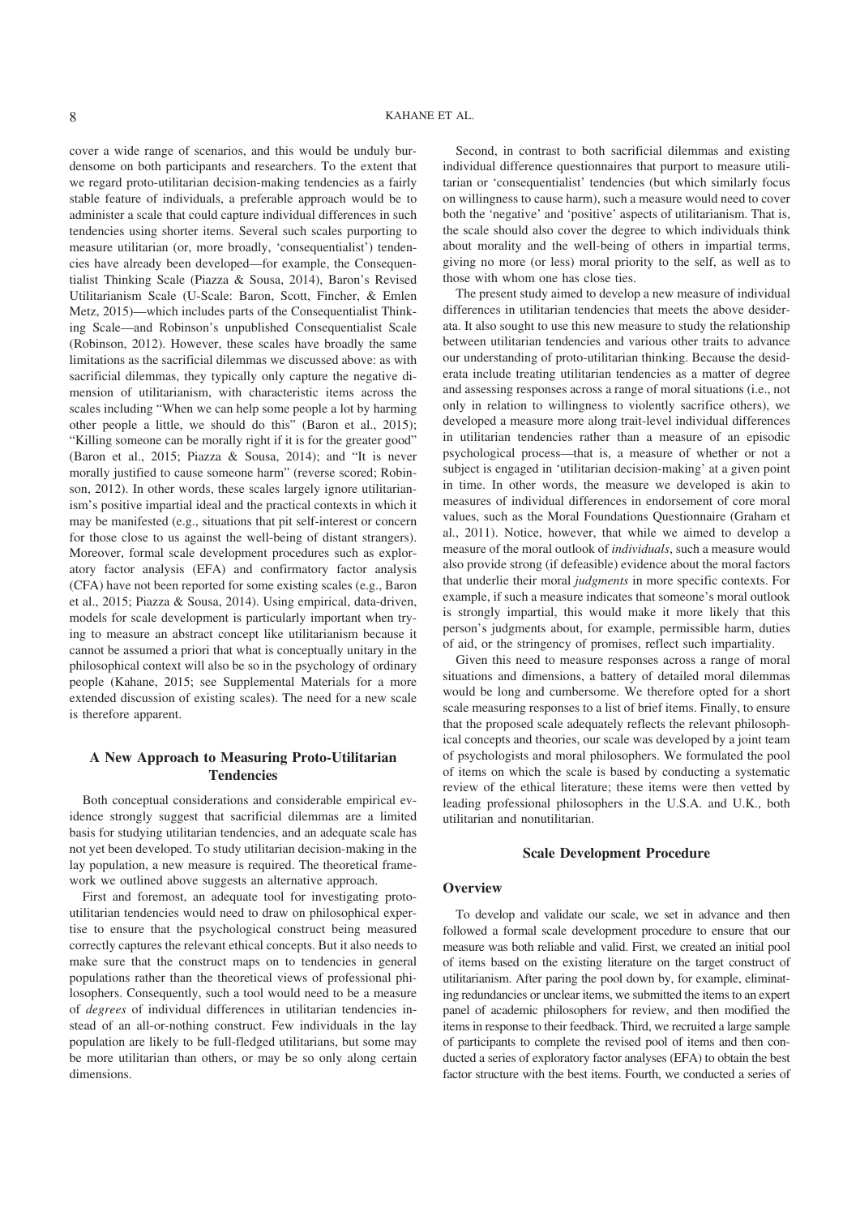cover a wide range of scenarios, and this would be unduly burdensome on both participants and researchers. To the extent that we regard proto-utilitarian decision-making tendencies as a fairly stable feature of individuals, a preferable approach would be to administer a scale that could capture individual differences in such tendencies using shorter items. Several such scales purporting to measure utilitarian (or, more broadly, 'consequentialist') tendencies have already been developed—for example, the Consequentialist Thinking Scale (Piazza & Sousa, 2014), Baron's Revised Utilitarianism Scale (U-Scale: Baron, Scott, Fincher, & Emlen Metz, 2015)—which includes parts of the Consequentialist Thinking Scale—and Robinson's unpublished Consequentialist Scale (Robinson, 2012). However, these scales have broadly the same limitations as the sacrificial dilemmas we discussed above: as with sacrificial dilemmas, they typically only capture the negative dimension of utilitarianism, with characteristic items across the scales including "When we can help some people a lot by harming other people a little, we should do this" (Baron et al., 2015); "Killing someone can be morally right if it is for the greater good" (Baron et al., 2015; Piazza & Sousa, 2014); and "It is never morally justified to cause someone harm" (reverse scored; Robinson, 2012). In other words, these scales largely ignore utilitarianism's positive impartial ideal and the practical contexts in which it may be manifested (e.g., situations that pit self-interest or concern for those close to us against the well-being of distant strangers). Moreover, formal scale development procedures such as exploratory factor analysis (EFA) and confirmatory factor analysis (CFA) have not been reported for some existing scales (e.g., Baron et al., 2015; Piazza & Sousa, 2014). Using empirical, data-driven, models for scale development is particularly important when trying to measure an abstract concept like utilitarianism because it cannot be assumed a priori that what is conceptually unitary in the philosophical context will also be so in the psychology of ordinary people (Kahane, 2015; see Supplemental Materials for a more extended discussion of existing scales). The need for a new scale is therefore apparent.

## A New Approach to Measuring Proto-Utilitarian Tendencies

Both conceptual considerations and considerable empirical evidence strongly suggest that sacrificial dilemmas are a limited basis for studying utilitarian tendencies, and an adequate scale has not yet been developed. To study utilitarian decision-making in the lay population, a new measure is required. The theoretical framework we outlined above suggests an alternative approach.

First and foremost, an adequate tool for investigating proto-utilitarian tendencies would need to draw on philosophical expertise to ensure that the psychological construct being measured correctly captures the relevant ethical concepts. But it also needs to make sure that the construct maps on to tendencies in general populations rather than the theoretical views of professional philosophers. Consequently, such a tool would need to be a measure of *degrees* of individual differences in utilitarian tendencies instead of an all-or-nothing construct. Few individuals in the lay population are likely to be full-fledged utilitarians, but some may be more utilitarian than others, or may be so only along certain dimensions.

Second, in contrast to both sacrificial dilemmas and existing individual difference questionnaires that purport to measure utilitarian or 'consequentialist' tendencies (but which similarly focus on willingness to cause harm), such a measure would need to cover both the 'negative' and 'positive' aspects of utilitarianism. That is, the scale should also cover the degree to which individuals think about morality and the well-being of others in impartial terms, giving no more (or less) moral priority to the self, as well as to those with whom one has close ties.

The present study aimed to develop a new measure of individual differences in utilitarian tendencies that meets the above desiderata. It also sought to use this new measure to study the relationship between utilitarian tendencies and various other traits to advance our understanding of proto-utilitarian thinking. Because the desiderata include treating utilitarian tendencies as a matter of degree and assessing responses across a range of moral situations (i.e., not only in relation to willingness to violently sacrifice others), we developed a measure more along trait-level individual differences in utilitarian tendencies rather than a measure of an episodic psychological process—that is, a measure of whether or not a subject is engaged in 'utilitarian decision-making' at a given point in time. In other words, the measure we developed is akin to measures of individual differences in endorsement of core moral values, such as the Moral Foundations Questionnaire (Graham et al., 2011). Notice, however, that while we aimed to develop a measure of the moral outlook of *individuals*, such a measure would also provide strong (if defeasible) evidence about the moral factors that underlie their moral *judgments* in more specific contexts. For example, if such a measure indicates that someone's moral outlook is strongly impartial, this would make it more likely that this person's judgments about, for example, permissible harm, duties of aid, or the stringency of promises, reflect such impartiality.

Given this need to measure responses across a range of moral situations and dimensions, a battery of detailed moral dilemmas would be long and cumbersome. We therefore opted for a short scale measuring responses to a list of brief items. Finally, to ensure that the proposed scale adequately reflects the relevant philosophical concepts and theories, our scale was developed by a joint team of psychologists and moral philosophers. We formulated the pool of items on which the scale is based by conducting a systematic review of the ethical literature; these items were then vetted by leading professional philosophers in the U.S.A. and U.K., both utilitarian and nonutilitarian.

## Scale Development Procedure

### Overview

To develop and validate our scale, we set in advance and then followed a formal scale development procedure to ensure that our measure was both reliable and valid. First, we created an initial pool of items based on the existing literature on the target construct of utilitarianism. After paring the pool down by, for example, eliminating redundancies or unclear items, we submitted the items to an expert panel of academic philosophers for review, and then modified the items in response to their feedback. Third, we recruited a large sample of participants to complete the revised pool of items and then conducted a series of exploratory factor analyses (EFA) to obtain the best factor structure with the best items. Fourth, we conducted a series of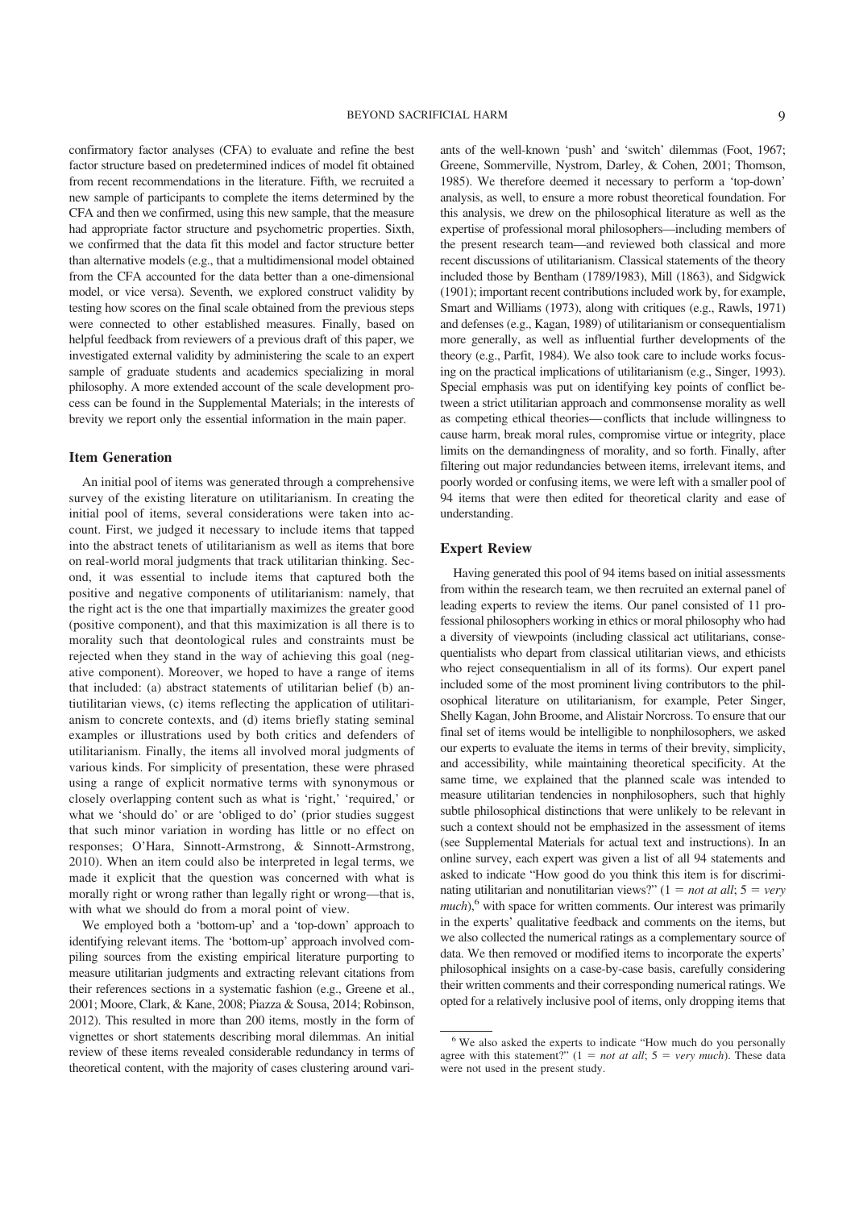confirmatory factor analyses (CFA) to evaluate and refine the best factor structure based on predetermined indices of model fit obtained from recent recommendations in the literature. Fifth, we recruited a new sample of participants to complete the items determined by the CFA and then we confirmed, using this new sample, that the measure had appropriate factor structure and psychometric properties. Sixth, we confirmed that the data fit this model and factor structure better than alternative models (e.g., that a multidimensional model obtained from the CFA accounted for the data better than a one-dimensional model, or vice versa). Seventh, we explored construct validity by testing how scores on the final scale obtained from the previous steps were connected to other established measures. Finally, based on helpful feedback from reviewers of a previous draft of this paper, we investigated external validity by administering the scale to an expert sample of graduate students and academics specializing in moral philosophy. A more extended account of the scale development process can be found in the Supplemental Materials; in the interests of brevity we report only the essential information in the main paper.

## Item Generation

An initial pool of items was generated through a comprehensive survey of the existing literature on utilitarianism. In creating the initial pool of items, several considerations were taken into account. First, we judged it necessary to include items that tapped into the abstract tenets of utilitarianism as well as items that bore on real-world moral judgments that track utilitarian thinking. Second, it was essential to include items that captured both the positive and negative components of utilitarianism: namely, that the right act is the one that impartially maximizes the greater good (positive component), and that this maximization is all there is to morality such that deontological rules and constraints must be rejected when they stand in the way of achieving this goal (negative component). Moreover, we hoped to have a range of items that included: (a) abstract statements of utilitarian belief (b) antiutilitarian views, (c) items reflecting the application of utilitarianism to concrete contexts, and (d) items briefly stating seminal examples or illustrations used by both critics and defenders of utilitarianism. Finally, the items all involved moral judgments of various kinds. For simplicity of presentation, these were phrased using a range of explicit normative terms with synonymous or closely overlapping content such as what is 'right,' 'required,' or what we 'should do' or are 'obliged to do' (prior studies suggest that such minor variation in wording has little or no effect on responses; O'Hara, Sinnott-Armstrong, & Sinnott-Armstrong, 2010). When an item could also be interpreted in legal terms, we made it explicit that the question was concerned with what is morally right or wrong rather than legally right or wrong—that is, with what we should do from a moral point of view.

We employed both a 'bottom-up' and a 'top-down' approach to identifying relevant items. The 'bottom-up' approach involved compiling sources from the existing empirical literature purporting to measure utilitarian judgments and extracting relevant citations from their references sections in a systematic fashion (e.g., Greene et al., 2001; Moore, Clark, & Kane, 2008; Piazza & Sousa, 2014; Robinson, 2012). This resulted in more than 200 items, mostly in the form of vignettes or short statements describing moral dilemmas. An initial review of these items revealed considerable redundancy in terms of theoretical content, with the majority of cases clustering around variants of the well-known 'push' and 'switch' dilemmas (Foot, 1967; Greene, Sommerville, Nystrom, Darley, & Cohen, 2001; Thomson, 1985). We therefore deemed it necessary to perform a 'top-down' analysis, as well, to ensure a more robust theoretical foundation. For this analysis, we drew on the philosophical literature as well as the expertise of professional moral philosophers—including members of the present research team—and reviewed both classical and more recent discussions of utilitarianism. Classical statements of the theory included those by Bentham (1789/1983), Mill (1863), and Sidgwick (1901); important recent contributions included work by, for example, Smart and Williams (1973), along with critiques (e.g., Rawls, 1971) and defenses (e.g., Kagan, 1989) of utilitarianism or consequentialism more generally, as well as influential further developments of the theory (e.g., Parfit, 1984). We also took care to include works focusing on the practical implications of utilitarianism (e.g., Singer, 1993). Special emphasis was put on identifying key points of conflict between a strict utilitarian approach and commonsense morality as well as competing ethical theories—conflicts that include willingness to cause harm, break moral rules, compromise virtue or integrity, place limits on the demandingness of morality, and so forth. Finally, after filtering out major redundancies between items, irrelevant items, and poorly worded or confusing items, we were left with a smaller pool of 94 items that were then edited for theoretical clarity and ease of understanding.

## Expert Review

Having generated this pool of 94 items based on initial assessments from within the research team, we then recruited an external panel of leading experts to review the items. Our panel consisted of 11 professional philosophers working in ethics or moral philosophy who had a diversity of viewpoints (including classical act utilitarians, consequentialists who depart from classical utilitarian views, and ethicists who reject consequentialism in all of its forms). Our expert panel included some of the most prominent living contributors to the philosophical literature on utilitarianism, for example, Peter Singer, Shelly Kagan, John Broome, and Alistair Norcross. To ensure that our final set of items would be intelligible to nonphilosophers, we asked our experts to evaluate the items in terms of their brevity, simplicity, and accessibility, while maintaining theoretical specificity. At the same time, we explained that the planned scale was intended to measure utilitarian tendencies in nonphilosophers, such that highly subtle philosophical distinctions that were unlikely to be relevant in such a context should not be emphasized in the assessment of items (see Supplemental Materials for actual text and instructions). In an online survey, each expert was given a list of all 94 statements and asked to indicate "How good do you think this item is for discriminating utilitarian and nonutilitarian views?" (1 = *not at all*; 5 = *very much*),[6] with space for written comments. Our interest was primarily in the experts' qualitative feedback and comments on the items, but we also collected the numerical ratings as a complementary source of data. We then removed or modified items to incorporate the experts' philosophical insights on a case-by-case basis, carefully considering their written comments and their corresponding numerical ratings. We opted for a relatively inclusive pool of items, only dropping items that

[6] We also asked the experts to indicate "How much do you personally agree with this statement?" (1 = *not at all*; 5 = *very much*). These data were not used in the present study.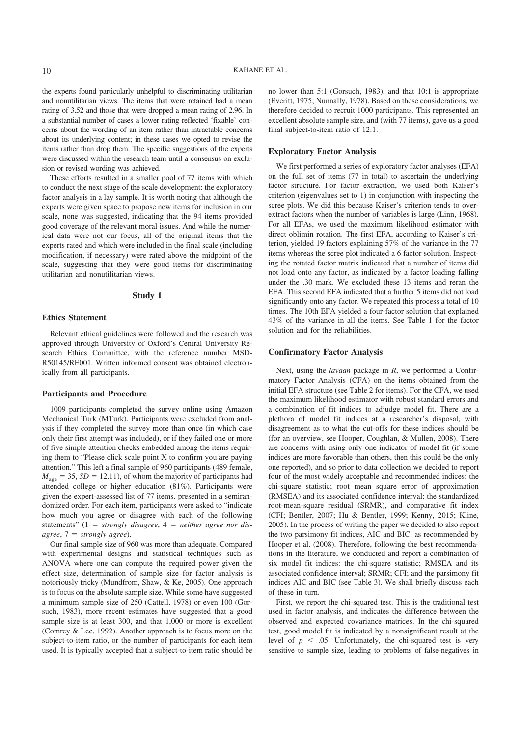the experts found particularly unhelpful to discriminating utilitarian and nonutilitarian views. The items that were retained had a mean rating of 3.52 and those that were dropped a mean rating of 2.96. In a substantial number of cases a lower rating reflected 'fixable' concerns about the wording of an item rather than intractable concerns about its underlying content; in these cases we opted to revise the items rather than drop them. The specific suggestions of the experts were discussed within the research team until a consensus on exclusion or revised wording was achieved.

These efforts resulted in a smaller pool of 77 items with which to conduct the next stage of the scale development: the exploratory factor analysis in a lay sample. It is worth noting that although the experts were given space to propose new items for inclusion in our scale, none was suggested, indicating that the 94 items provided good coverage of the relevant moral issues. And while the numerical data were not our focus, all of the original items that the experts rated and which were included in the final scale (including modification, if necessary) were rated above the midpoint of the scale, suggesting that they were good items for discriminating utilitarian and nonutilitarian views.

## Study 1

### Ethics Statement

Relevant ethical guidelines were followed and the research was approved through University of Oxford's Central University Research Ethics Committee, with the reference number MSD-R50145/RE001. Written informed consent was obtained electronically from all participants.

### Participants and Procedure

1009 participants completed the survey online using Amazon Mechanical Turk (MTurk). Participants were excluded from analysis if they completed the survey more than once (in which case only their first attempt was included), or if they failed one or more of five simple attention checks embedded among the items requiring them to "Please click scale point X to confirm you are paying attention." This left a final sample of 960 participants (489 female, $M_{age} = 35$, $SD = 12.11$), of whom the majority of participants had attended college or higher education (81%). Participants were given the expert-assessed list of 77 items, presented in a semirandomized order. For each item, participants were asked to "indicate how much you agree or disagree with each of the following statements" (1 = *strongly disagree*, 4 = *neither agree nor disagree*, 7 = *strongly agree*).

Our final sample size of 960 was more than adequate. Compared with experimental designs and statistical techniques such as ANOVA where one can compute the required power given the effect size, determination of sample size for factor analysis is notoriously tricky (Mundfrom, Shaw, & Ke, 2005). One approach is to focus on the absolute sample size. While some have suggested a minimum sample size of 250 (Cattell, 1978) or even 100 (Gorsuch, 1983), more recent estimates have suggested that a good sample size is at least 300, and that 1,000 or more is excellent (Comrey & Lee, 1992). Another approach is to focus more on the subject-to-item ratio, or the number of participants for each item used. It is typically accepted that a subject-to-item ratio should be no lower than 5:1 (Gorsuch, 1983), and that 10:1 is appropriate (Everitt, 1975; Nunnally, 1978). Based on these considerations, we therefore decided to recruit 1000 participants. This represented an excellent absolute sample size, and (with 77 items), gave us a good final subject-to-item ratio of 12:1.

### Exploratory Factor Analysis

We first performed a series of exploratory factor analyses (EFA) on the full set of items (77 in total) to ascertain the underlying factor structure. For factor extraction, we used both Kaiser's criterion (eigenvalues set to 1) in conjunction with inspecting the scree plots. We did this because Kaiser's criterion tends to overextract factors when the number of variables is large (Linn, 1968). For all EFAs, we used the maximum likelihood estimator with direct oblimin rotation. The first EFA, according to Kaiser's criterion, yielded 19 factors explaining 57% of the variance in the 77 items whereas the scree plot indicated a 6 factor solution. Inspecting the rotated factor matrix indicated that a number of items did not load onto any factor, as indicated by a factor loading falling under the .30 mark. We excluded these 13 items and reran the EFA. This second EFA indicated that a further 5 items did not load significantly onto any factor. We repeated this process a total of 10 times. The 10th EFA yielded a four-factor solution that explained 43% of the variance in all the items. See Table 1 for the factor solution and for the reliabilities.

### Confirmatory Factor Analysis

Next, using the *lavaan* package in *R*, we performed a Confirmatory Factor Analysis (CFA) on the items obtained from the initial EFA structure (see Table 2 for items). For the CFA, we used the maximum likelihood estimator with robust standard errors and a combination of fit indices to adjudge model fit. There are a plethora of model fit indices at a researcher's disposal, with disagreement as to what the cut-offs for these indices should be (for an overview, see Hooper, Coughlan, & Mullen, 2008). There are concerns with using only one indicator of model fit (if some indices are more favorable than others, then this could be the only one reported), and so prior to data collection we decided to report four of the most widely acceptable and recommended indices: the chi-square statistic; root mean square error of approximation (RMSEA) and its associated confidence interval; the standardized root-mean-square residual (SRMR), and comparative fit index (CFI; Bentler, 2007; Hu & Bentler, 1999; Kenny, 2015; Kline, 2005). In the process of writing the paper we decided to also report the two parsimony fit indices, AIC and BIC, as recommended by Hooper et al. (2008). Therefore, following the best recommendations in the literature, we conducted and report a combination of six model fit indices: the chi-square statistic; RMSEA and its associated confidence interval; SRMR; CFI; and the parsimony fit indices AIC and BIC (see Table 3). We shall briefly discuss each of these in turn.

First, we report the chi-squared test. This is the traditional test used in factor analysis, and indicates the difference between the observed and expected covariance matrices. In the chi-squared test, good model fit is indicated by a nonsignificant result at the level of $p < .05$. Unfortunately, the chi-squared test is very sensitive to sample size, leading to problems of false-negatives in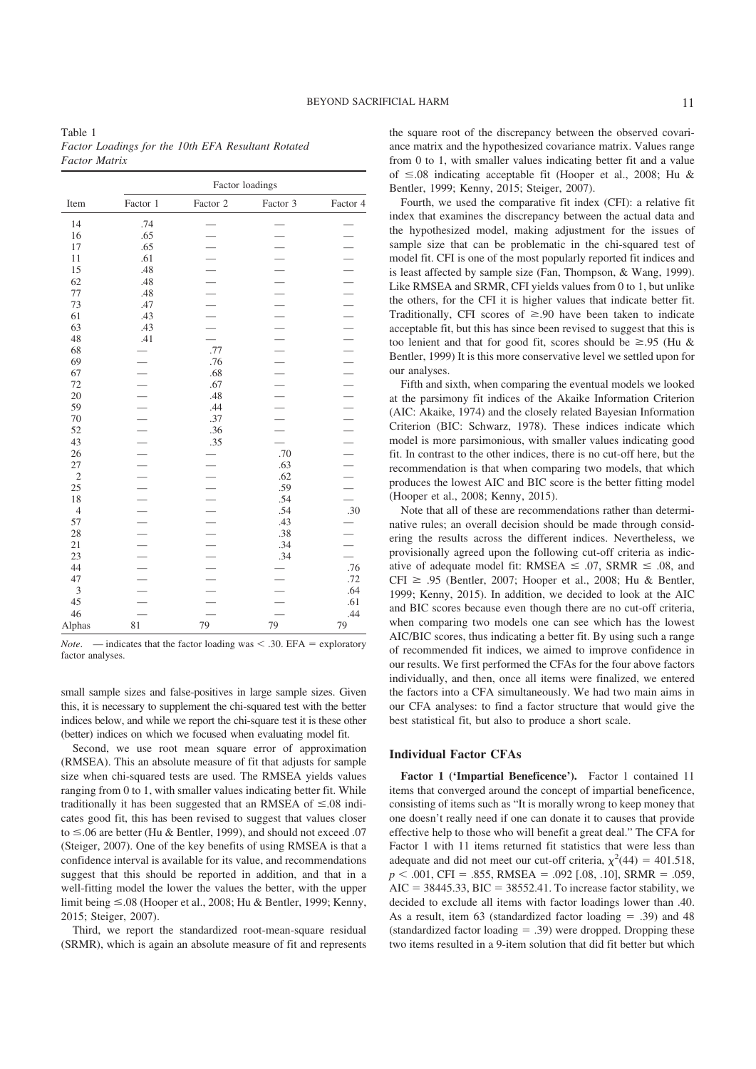Table 1
*Factor Loadings for the 10th EFA Resultant Rotated Factor Matrix*

| Item | Factor loadings | | | |
|---|---|---|---|---|
| | Factor 1 | Factor 2 | Factor 3 | Factor 4 |
| 14 | .74 | — | — | — |
| 16 | .65 | — | — | — |
| 17 | .65 | — | — | — |
| 11 | .61 | — | — | — |
| 15 | .48 | — | — | — |
| 62 | .48 | — | — | — |
| 77 | .48 | — | — | — |
| 73 | .47 | — | — | — |
| 61 | .43 | — | — | — |
| 63 | .43 | — | — | — |
| 48 | .41 | — | — | — |
| 68 | — | .77 | — | — |
| 69 | — | .76 | — | — |
| 67 | — | .68 | — | — |
| 72 | — | .67 | — | — |
| 20 | — | .48 | — | — |
| 59 | — | .44 | — | — |
| 70 | — | .37 | — | — |
| 52 | — | .36 | — | — |
| 43 | — | .35 | — | — |
| 26 | — | — | .70 | — |
| 27 | — | — | .63 | — |
| 2 | — | — | .62 | — |
| 25 | — | — | .59 | — |
| 18 | — | — | .54 | — |
| 4 | — | — | .54 | .30 |
| 57 | — | — | .43 | — |
| 28 | — | — | .38 | — |
| 21 | — | — | .34 | — |
| 23 | — | — | .34 | — |
| 44 | — | — | — | .76 |
| 47 | — | — | — | .72 |
| 3 | — | — | — | .64 |
| 45 | — | — | — | .61 |
| 46 | — | — | — | .44 |
| Alphas | 81 | 79 | 79 | 79 |

*Note*. — indicates that the factor loading was < .30. EFA = exploratory factor analyses.

small sample sizes and false-positives in large sample sizes. Given this, it is necessary to supplement the chi-squared test with the better indices below, and while we report the chi-square test it is these other (better) indices on which we focused when evaluating model fit.

Second, we use root mean square error of approximation (RMSEA). This an absolute measure of fit that adjusts for sample size when chi-squared tests are used. The RMSEA yields values ranging from 0 to 1, with smaller values indicating better fit. While traditionally it has been suggested that an RMSEA of ≤.08 indicates good fit, this has been revised to suggest that values closer to ≤.06 are better (Hu & Bentler, 1999), and should not exceed .07 (Steiger, 2007). One of the key benefits of using RMSEA is that a confidence interval is available for its value, and recommendations suggest that this should be reported in addition, and that in a well-fitting model the lower the values the better, with the upper limit being ≤.08 (Hooper et al., 2008; Hu & Bentler, 1999; Kenny, 2015; Steiger, 2007).

Third, we report the standardized root-mean-square residual (SRMR), which is again an absolute measure of fit and represents the square root of the discrepancy between the observed covariance matrix and the hypothesized covariance matrix. Values range from 0 to 1, with smaller values indicating better fit and a value of ≤.08 indicating acceptable fit (Hooper et al., 2008; Hu & Bentler, 1999; Kenny, 2015; Steiger, 2007).

Fourth, we used the comparative fit index (CFI): a relative fit index that examines the discrepancy between the actual data and the hypothesized model, making adjustment for the issues of sample size that can be problematic in the chi-squared test of model fit. CFI is one of the most popularly reported fit indices and is least affected by sample size (Fan, Thompson, & Wang, 1999). Like RMSEA and SRMR, CFI yields values from 0 to 1, but unlike the others, for the CFI it is higher values that indicate better fit. Traditionally, CFI scores of ≥.90 have been taken to indicate acceptable fit, but this has since been revised to suggest that this is too lenient and that for good fit, scores should be ≥.95 (Hu & Bentler, 1999) It is this more conservative level we settled upon for our analyses.

Fifth and sixth, when comparing the eventual models we looked at the parsimony fit indices of the Akaike Information Criterion (AIC: Akaike, 1974) and the closely related Bayesian Information Criterion (BIC: Schwarz, 1978). These indices indicate which model is more parsimonious, with smaller values indicating good fit. In contrast to the other indices, there is no cut-off here, but the recommendation is that when comparing two models, that which produces the lowest AIC and BIC score is the better fitting model (Hooper et al., 2008; Kenny, 2015).

Note that all of these are recommendations rather than determinative rules; an overall decision should be made through considering the results across the different indices. Nevertheless, we provisionally agreed upon the following cut-off criteria as indicative of adequate model fit: RMSEA ≤ .07, SRMR ≤ .08, and CFI ≥ .95 (Bentler, 2007; Hooper et al., 2008; Hu & Bentler, 1999; Kenny, 2015). In addition, we decided to look at the AIC and BIC scores because even though there are no cut-off criteria, when comparing two models one can see which has the lowest AIC/BIC scores, thus indicating a better fit. By using such a range of recommended fit indices, we aimed to improve confidence in our results. We first performed the CFAs for the four above factors individually, and then, once all items were finalized, we entered the factors into a CFA simultaneously. We had two main aims in our CFA analyses: to find a factor structure that would give the best statistical fit, but also to produce a short scale.

## Individual Factor CFAs

**Factor 1 ('Impartial Beneficence').** Factor 1 contained 11 items that converged around the concept of impartial beneficence, consisting of items such as "It is morally wrong to keep money that one doesn't really need if one can donate it to causes that provide effective help to those who will benefit a great deal." The CFA for Factor 1 with 11 items returned fit statistics that were less than adequate and did not meet our cut-off criteria, $\chi^2(44) = 401.518$, $p < .001$, CFI = .855, RMSEA = .092 [.08, .10], SRMR = .059, AIC = 38445.33, BIC = 38552.41. To increase factor stability, we decided to exclude all items with factor loadings lower than .40. As a result, item 63 (standardized factor loading = .39) and 48 (standardized factor loading = .39) were dropped. Dropping these two items resulted in a 9-item solution that did fit better but which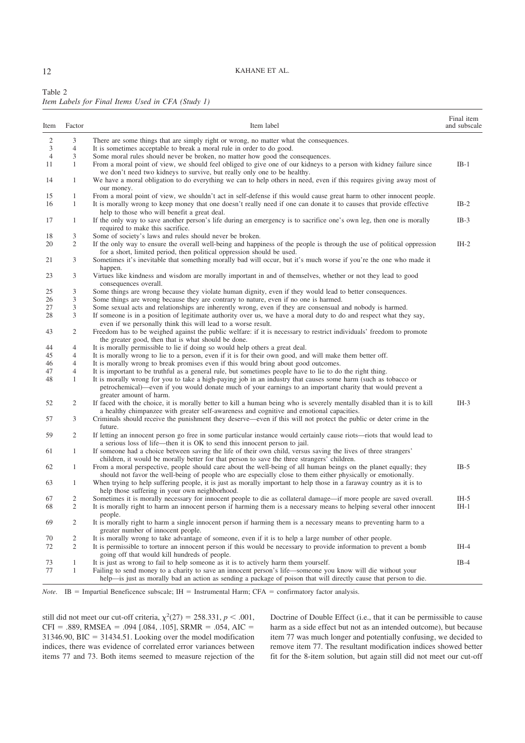Table 2
*Item Labels for Final Items Used in CFA (Study 1)*

| Item | Factor | Item label | Final item and subscale |
|---|---|---|---|
| 2 | 3 | There are some things that are simply right or wrong, no matter what the consequences. | |
| 3 | 4 | It is sometimes acceptable to break a moral rule in order to do good. | |
| 4 | 3 | Some moral rules should never be broken, no matter how good the consequences. | |
| 11 | 1 | From a moral point of view, we should feel obliged to give one of our kidneys to a person with kidney failure since we don't need two kidneys to survive, but really only one to be healthy. | IB-1 |
| 14 | 1 | We have a moral obligation to do everything we can to help others in need, even if this requires giving away most of our money. | |
| 15 | 1 | From a moral point of view, we shouldn't act in self-defense if this would cause great harm to other innocent people. | |
| 16 | 1 | It is morally wrong to keep money that one doesn't really need if one can donate it to causes that provide effective help to those who will benefit a great deal. | IB-2 |
| 17 | 1 | If the only way to save another person's life during an emergency is to sacrifice one's own leg, then one is morally required to make this sacrifice. | IB-3 |
| 18 | 3 | Some of society's laws and rules should never be broken. | |
| 20 | 2 | If the only way to ensure the overall well-being and happiness of the people is through the use of political oppression for a short, limited period, then political oppression should be used. | IH-2 |
| 21 | 3 | Sometimes it's inevitable that something morally bad will occur, but it's much worse if you're the one who made it happen. | |
| 23 | 3 | Virtues like kindness and wisdom are morally important in and of themselves, whether or not they lead to good consequences overall. | |
| 25 | 3 | Some things are wrong because they violate human dignity, even if they would lead to better consequences. | |
| 26 | 3 | Some things are wrong because they are contrary to nature, even if no one is harmed. | |
| 27 | 3 | Some sexual acts and relationships are inherently wrong, even if they are consensual and nobody is harmed. | |
| 28 | 3 | If someone is in a position of legitimate authority over us, we have a moral duty to do and respect what they say, even if we personally think this will lead to a worse result. | |
| 43 | 2 | Freedom has to be weighed against the public welfare: if it is necessary to restrict individuals' freedom to promote the greater good, then that is what should be done. | |
| 44 | 4 | It is morally permissible to lie if doing so would help others a great deal. | |
| 45 | 4 | It is morally wrong to lie to a person, even if it is for their own good, and will make them better off. | |
| 46 | 4 | It is morally wrong to break promises even if this would bring about good outcomes. | |
| 47 | 4 | It is important to be truthful as a general rule, but sometimes people have to lie to do the right thing. | |
| 48 | 1 | It is morally wrong for you to take a high-paying job in an industry that causes some harm (such as tobacco or petrochemical)—even if you would donate much of your earnings to an important charity that would prevent a greater amount of harm. | |
| 52 | 2 | If faced with the choice, it is morally better to kill a human being who is severely mentally disabled than it is to kill a healthy chimpanzee with greater self-awareness and cognitive and emotional capacities. | IH-3 |
| 57 | 3 | Criminals should receive the punishment they deserve—even if this will not protect the public or deter crime in the future. | |
| 59 | 2 | If letting an innocent person go free in some particular instance would certainly cause riots—riots that would lead to a serious loss of life—then it is OK to send this innocent person to jail. | |
| 61 | 1 | If someone had a choice between saving the life of their own child, versus saving the lives of three strangers' children, it would be morally better for that person to save the three strangers' children. | |
| 62 | 1 | From a moral perspective, people should care about the well-being of all human beings on the planet equally; they should not favor the well-being of people who are especially close to them either physically or emotionally. | IB-5 |
| 63 | 1 | When trying to help suffering people, it is just as morally important to help those in a faraway country as it is to help those suffering in your own neighborhood. | |
| 67 | 2 | Sometimes it is morally necessary for innocent people to die as collateral damage—if more people are saved overall. | IH-5 |
| 68 | 2 | It is morally right to harm an innocent person if harming them is a necessary means to helping several other innocent people. | IH-1 |
| 69 | 2 | It is morally right to harm a single innocent person if harming them is a necessary means to preventing harm to a greater number of innocent people. | |
| 70 | 2 | It is morally wrong to take advantage of someone, even if it is to help a large number of other people. | |
| 72 | 2 | It is permissible to torture an innocent person if this would be necessary to provide information to prevent a bomb going off that would kill hundreds of people. | IH-4 |
| 73 | 1 | It is just as wrong to fail to help someone as it is to actively harm them yourself. | IB-4 |
| 77 | 1 | Failing to send money to a charity to save an innocent person's life—someone you know will die without your help—is just as morally bad an action as sending a package of poison that will directly cause that person to die. | |

*Note*. IB = Impartial Beneficence subscale; IH = Instrumental Harm; CFA = confirmatory factor analysis.

still did not meet our cut-off criteria, $\chi^2(27) = 258.331$, $p < .001$, CFI = .889, RMSEA = .094 [.084, .105], SRMR = .054, AIC = 31346.90, BIC = 31434.51. Looking over the model modification indices, there was evidence of correlated error variances between items 77 and 73. Both items seemed to measure rejection of the Doctrine of Double Effect (i.e., that it can be permissible to cause harm as a side effect but not as an intended outcome), but because item 77 was much longer and potentially confusing, we decided to remove item 77. The resultant modification indices showed better fit for the 8-item solution, but again still did not meet our cut-off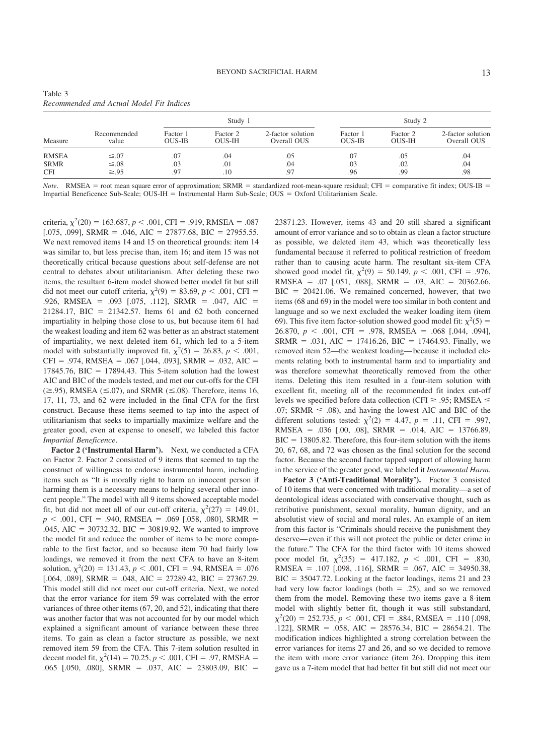Table 3
*Recommended and Actual Model Fit Indices*

| Measure | Recommended value | Study 1 | | | Study 2 | | |
|---|---|---|---|---|---|---|---|
| | | Factor 1 OUS-IB | Factor 2 OUS-IH | 2-factor solution Overall OUS | Factor 1 OUS-IB | Factor 2 OUS-IH | 2-factor solution Overall OUS |
| RMSEA | ≤.07 | .07 | .04 | .05 | .07 | .05 | .04 |
| SRMR | ≤.08 | .03 | .01 | .04 | .03 | .02 | .04 |
| CFI | ≥.95 | .97 | .10 | .97 | .96 | .99 | .98 |

*Note*. RMSEA = root mean square error of approximation; SRMR = standardized root-mean-square residual; CFI = comparative fit index; OUS-IB = Impartial Beneficence Sub-Scale; OUS-IH = Instrumental Harm Sub-Scale; OUS = Oxford Utilitarianism Scale.

criteria, $\chi^2(20) = 163.687$, $p < .001$, CFI = .919, RMSEA = .087 [.075, .099], SRMR = .046, AIC = 27877.68, BIC = 27955.55. We next removed items 14 and 15 on theoretical grounds: item 14 was similar to, but less precise than, item 16; and item 15 was not theoretically critical because questions about self-defense are not central to debates about utilitarianism. After deleting these two items, the resultant 6-item model showed better model fit but still did not meet our cutoff criteria, $\chi^2(9) = 83.69$, $p < .001$, CFI = .926, RMSEA = .093 [.075, .112], SRMR = .047, AIC = 21284.17, BIC = 21342.57. Items 61 and 62 both concerned impartiality in helping those close to us, but because item 61 had the weakest loading and item 62 was better as an abstract statement of impartiality, we next deleted item 61, which led to a 5-item model with substantially improved fit, $\chi^2(5) = 26.83$, $p < .001$, CFI = .974, RMSEA = .067 [.044, .093], SRMR = .032, AIC = 17845.76, BIC = 17894.43. This 5-item solution had the lowest AIC and BIC of the models tested, and met our cut-offs for the CFI (≥.95), RMSEA (≤.07), and SRMR (≤.08). Therefore, items 16, 17, 11, 73, and 62 were included in the final CFA for the first construct. Because these items seemed to tap into the aspect of utilitarianism that seeks to impartially maximize welfare and the greater good, even at expense to oneself, we labeled this factor *Impartial Beneficence*.

**Factor 2 ('Instrumental Harm').** Next, we conducted a CFA on Factor 2. Factor 2 consisted of 9 items that seemed to tap the construct of willingness to endorse instrumental harm, including items such as "It is morally right to harm an innocent person if harming them is a necessary means to helping several other innocent people." The model with all 9 items showed acceptable model fit, but did not meet all of our cut-off criteria, $\chi^2(27) = 149.01$, $p < .001$, CFI = .940, RMSEA = .069 [.058, .080], SRMR = .045, AIC = 30732.32, BIC = 30819.92. We wanted to improve the model fit and reduce the number of items to be more comparable to the first factor, and so because item 70 had fairly low loadings, we removed it from the next CFA to have an 8-item solution, $\chi^2(20) = 131.43$, $p < .001$, CFI = .94, RMSEA = .076 [.064, .089], SRMR = .048, AIC = 27289.42, BIC = 27367.29. This model still did not meet our cut-off criteria. Next, we noted that the error variance for item 59 was correlated with the error variances of three other items (67, 20, and 52), indicating that there was another factor that was not accounted for by our model which explained a significant amount of variance between these three items. To gain as clean a factor structure as possible, we next removed item 59 from the CFA. This 7-item solution resulted in decent model fit, $\chi^2(14) = 70.25$, $p < .001$, CFI = .97, RMSEA = .065 [.050, .080], SRMR = .037, AIC = 23803.09, BIC = 23871.23. However, items 43 and 20 still shared a significant amount of error variance and so to obtain as clean a factor structure as possible, we deleted item 43, which was theoretically less fundamental because it referred to political restriction of freedom rather than to causing acute harm. The resultant six-item CFA showed good model fit, $\chi^2(9) = 50.149$, $p < .001$, CFI = .976, RMSEA = .07 [.051, .088], SRMR = .03, AIC = 20362.66, BIC = 20421.06. We remained concerned, however, that two items (68 and 69) in the model were too similar in both content and language and so we next excluded the weaker loading item (item 69). This five item factor-solution showed good model fit: $\chi^2(5) = 26.870$, $p < .001$, CFI = .978, RMSEA = .068 [.044, .094], SRMR = .031, AIC = 17416.26, BIC = 17464.93. Finally, we removed item 52—the weakest loading—because it included elements relating both to instrumental harm and to impartiality and was therefore somewhat theoretically removed from the other items. Deleting this item resulted in a four-item solution with excellent fit, meeting all of the recommended fit index cut-off levels we specified before data collection (CFI ≥ .95; RMSEA ≤ .07; SRMR ≤ .08), and having the lowest AIC and BIC of the different solutions tested: $\chi^2(2) = 4.47$, $p = .11$, CFI = .997, RMSEA = .036 [.00, .08], SRMR = .014, AIC = 13766.89, BIC = 13805.82. Therefore, this four-item solution with the items 20, 67, 68, and 72 was chosen as the final solution for the second factor. Because the second factor tapped support of allowing harm in the service of the greater good, we labeled it *Instrumental Harm*.

**Factor 3 ('Anti-Traditional Morality').** Factor 3 consisted of 10 items that were concerned with traditional morality—a set of deontological ideas associated with conservative thought, such as retributive punishment, sexual morality, human dignity, and an absolutist view of social and moral rules. An example of an item from this factor is "Criminals should receive the punishment they deserve—even if this will not protect the public or deter crime in the future." The CFA for the third factor with 10 items showed poor model fit, $\chi^2(35) = 417.182$, $p < .001$, CFI = .830, RMSEA = .107 [.098, .116], SRMR = .067, AIC = 34950.38, BIC = 35047.72. Looking at the factor loadings, items 21 and 23 had very low factor loadings (both = .25), and so we removed them from the model. Removing these two items gave a 8-item model with slightly better fit, though it was still substandard, $\chi^2(20) = 252.735$, $p < .001$, CFI = .884, RMSEA = .110 [.098, .122], SRMR = .058, AIC = 28576.34, BIC = 28654.21. The modification indices highlighted a strong correlation between the error variances for items 27 and 26, and so we decided to remove the item with more error variance (item 26). Dropping this item gave us a 7-item model that had better fit but still did not meet our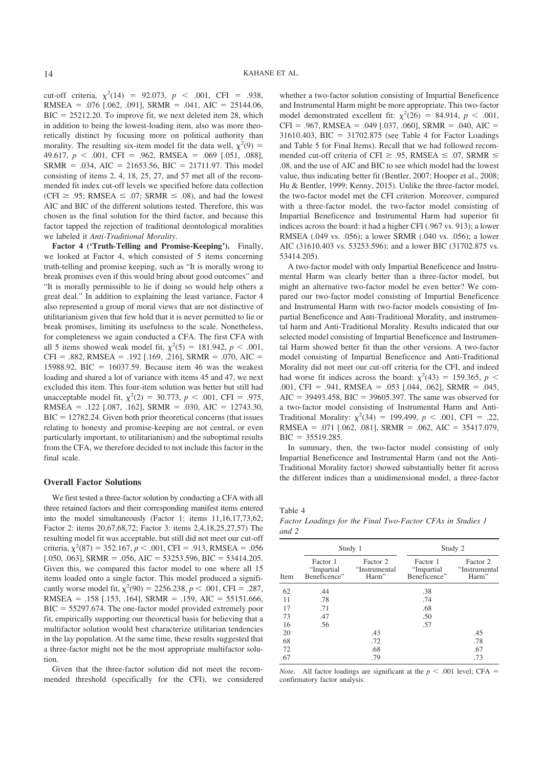cut-off criteria, $\chi^2(14) = 92.073$, $p < .001$, CFI = .938, RMSEA = .076 [.062, .091], SRMR = .041, AIC = 25144.06, BIC = 25212.20. To improve fit, we next deleted item 28, which in addition to being the lowest-loading item, also was more theoretically distinct by focusing more on political authority than morality. The resulting six-item model fit the data well, $\chi^2(9) = 49.617$, $p < .001$, CFI = .962, RMSEA = .069 [.051, .088], SRMR = .034, AIC = 21653.56, BIC = 21711.97. This model consisting of items 2, 4, 18, 25, 27, and 57 met all of the recommended fit index cut-off levels we specified before data collection (CFI ≥ .95; RMSEA ≤ .07; SRMR ≤ .08), and had the lowest AIC and BIC of the different solutions tested. Therefore, this was chosen as the final solution for the third factor, and because this factor tapped the rejection of traditional deontological moralities we labeled it *Anti-Traditional Morality*.

**Factor 4 ('Truth-Telling and Promise-Keeping').** Finally, we looked at Factor 4, which consisted of 5 items concerning truth-telling and promise keeping, such as "It is morally wrong to break promises even if this would bring about good outcomes" and "It is morally permissible to lie if doing so would help others a great deal." In addition to explaining the least variance, Factor 4 also represented a group of moral views that are not distinctive of utilitarianism given that few hold that it is never permitted to lie or break promises, limiting its usefulness to the scale. Nonetheless, for completeness we again conducted a CFA. The first CFA with all 5 items showed weak model fit, $\chi^2(5) = 181.942$, $p < .001$, CFI = .882, RMSEA = .192 [.169, .216], SRMR = .070, AIC = 15988.92, BIC = 16037.59. Because item 46 was the weakest loading and shared a lot of variance with items 45 and 47, we next excluded this item. This four-item solution was better but still had unacceptable model fit, $\chi^2(2) = 30.773$, $p < .001$, CFI = .975, RMSEA = .122 [.087, .162], SRMR = .030, AIC = 12743.30, BIC = 12782.24. Given both prior theoretical concerns (that issues relating to honesty and promise-keeping are not central, or even particularly important, to utilitarianism) and the suboptimal results from the CFA, we therefore decided to not include this factor in the final scale.

### Overall Factor Solutions

We first tested a three-factor solution by conducting a CFA with all three retained factors and their corresponding manifest items entered into the model simultaneously (Factor 1: items 11,16,17,73,62; Factor 2: items 20,67,68,72; Factor 3: items 2,4,18,25,27,57) The resulting model fit was acceptable, but still did not meet our cut-off criteria, $\chi^2(87) = 352.167$, $p < .001$, CFI = .913, RMSEA = .056 [.050, .063], SRMR = .056, AIC = 53253.596, BIC = 53414.205. Given this, we compared this factor model to one where all 15 items loaded onto a single factor. This model produced a significantly worse model fit, $\chi^2(90) = 2256.238$, $p < .001$, CFI = .287, RMSEA = .158 [.153, .164], SRMR = .159, AIC = 55151.666, BIC = 55297.674. The one-factor model provided extremely poor fit, empirically supporting our theoretical basis for believing that a multifactor solution would best characterize utilitarian tendencies in the lay population. At the same time, these results suggested that a three-factor might not be the most appropriate multifactor solution.

Given that the three-factor solution did not meet the recommended threshold (specifically for the CFI), we considered whether a two-factor solution consisting of Impartial Beneficence and Instrumental Harm might be more appropriate. This two-factor model demonstrated excellent fit: $\chi^2(26) = 84.914$, $p < .001$, CFI = .967, RMSEA = .049 [.037, .060], SRMR = .040, AIC = 31610.403, BIC = 31702.875 (see Table 4 for Factor Loadings and Table 5 for Final Items). Recall that we had followed recommended cut-off criteria of CFI ≥ .95, RMSEA ≤ .07, SRMR ≤ .08, and the use of AIC and BIC to see which model had the lowest value, thus indicating better fit (Bentler, 2007; Hooper et al., 2008; Hu & Bentler, 1999; Kenny, 2015). Unlike the three-factor model, the two-factor model met the CFI criterion. Moreover, compared with a three-factor model, the two-factor model consisting of Impartial Beneficence and Instrumental Harm had superior fit indices across the board: it had a higher CFI (.967 vs. 913); a lower RMSEA (.049 vs. .056); a lower SRMR (.040 vs. .056); a lower AIC (31610.403 vs. 53253.596); and a lower BIC (31702.875 vs. 53414.205).

A two-factor model with only Impartial Beneficence and Instrumental Harm was clearly better than a three-factor model, but might an alternative two-factor model be even better? We compared our two-factor model consisting of Impartial Beneficence and Instrumental Harm with two-factor models consisting of Impartial Beneficence and Anti-Traditional Morality, and instrumental harm and Anti-Traditional Morality. Results indicated that our selected model consisting of Impartial Beneficence and Instrumental Harm showed better fit than the other versions. A two-factor model consisting of Impartial Beneficence and Anti-Traditional Morality did not meet our cut-off criteria for the CFI, and indeed had worse fit indices across the board: $\chi^2(43) = 159.365$, $p < .001$, CFI = .941, RMSEA = .053 [.044, .062], SRMR = .045, AIC = 39493.458, BIC = 39605.397. The same was observed for a two-factor model consisting of Instrumental Harm and Anti-Traditional Morality: $\chi^2(34) = 199.499$, $p < .001$, CFI = .22, RMSEA = .071 [.062, .081], SRMR = .062, AIC = 35417.079, BIC = 35519.285.

In summary, then, the two-factor model consisting of only Impartial Beneficence and Instrumental Harm (and not the Anti-Traditional Morality factor) showed substantially better fit across the different indices than a unidimensional model, a three-factor

Table 4
*Factor Loadings for the Final Two-Factor CFAs in Studies 1 and 2*

| | Study 1 | | Study 2 | |
|---|---|---|---|---|
| Item | Factor 1 "Impartial Beneficence" | Factor 2 "Instrumental Harm" | Factor 1 "Impartial Beneficence" | Factor 2 "Instrumental Harm" |
| 62 | .44 | | .38 | |
| 11 | .78 | | .74 | |
| 17 | .71 | | .68 | |
| 73 | .47 | | .50 | |
| 16 | .56 | | .57 | |
| 20 | | .43 | | .45 |
| 68 | | .72 | | .78 |
| 72 | | .68 | | .67 |
| 67 | | .79 | | .73 |

*Note*. All factor loadings are significant at the $p < .001$ level; CFA = confirmatory factor analysis.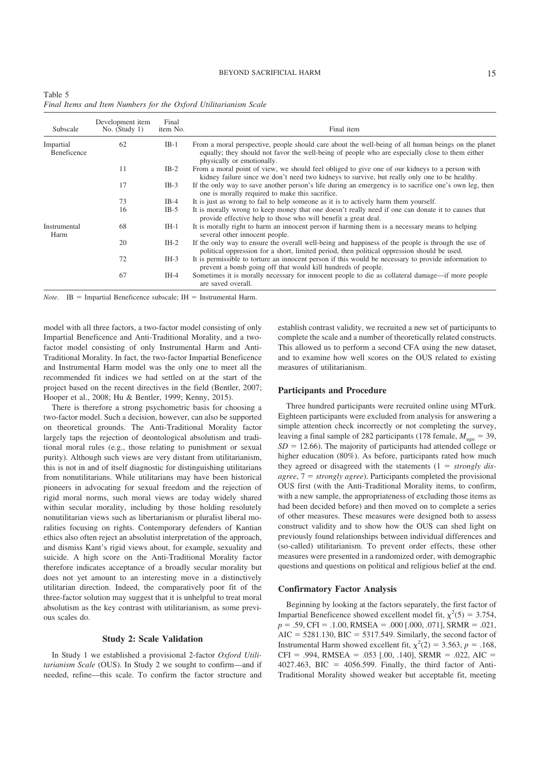Table 5
*Final Items and Item Numbers for the Oxford Utilitarianism Scale*

| Subscale | Development item No. (Study 1) | Final item No. | Final item |
|---|---|---|---|
| Impartial Beneficence | 62 | IB-1 | From a moral perspective, people should care about the well-being of all human beings on the planet equally; they should not favor the well-being of people who are especially close to them either physically or emotionally. |
| | 11 | IB-2 | From a moral point of view, we should feel obliged to give one of our kidneys to a person with kidney failure since we don't need two kidneys to survive, but really only one to be healthy. |
| | 17 | IB-3 | If the only way to save another person's life during an emergency is to sacrifice one's own leg, then one is morally required to make this sacrifice. |
| | 73 | IB-4 | It is just as wrong to fail to help someone as it is to actively harm them yourself. |
| | 16 | IB-5 | It is morally wrong to keep money that one doesn't really need if one can donate it to causes that provide effective help to those who will benefit a great deal. |
| Instrumental Harm | 68 | IH-1 | It is morally right to harm an innocent person if harming them is a necessary means to helping several other innocent people. |
| | 20 | IH-2 | If the only way to ensure the overall well-being and happiness of the people is through the use of political oppression for a short, limited period, then political oppression should be used. |
| | 72 | IH-3 | It is permissible to torture an innocent person if this would be necessary to provide information to prevent a bomb going off that would kill hundreds of people. |
| | 67 | IH-4 | Sometimes it is morally necessary for innocent people to die as collateral damage—if more people are saved overall. |

*Note*. IB = Impartial Beneficence subscale; IH = Instrumental Harm.

model with all three factors, a two-factor model consisting of only Impartial Beneficence and Anti-Traditional Morality, and a two-factor model consisting of only Instrumental Harm and Anti-Traditional Morality. In fact, the two-factor Impartial Beneficence and Instrumental Harm model was the only one to meet all the recommended fit indices we had settled on at the start of the project based on the recent directives in the field (Bentler, 2007; Hooper et al., 2008; Hu & Bentler, 1999; Kenny, 2015).

There is therefore a strong psychometric basis for choosing a two-factor model. Such a decision, however, can also be supported on theoretical grounds. The Anti-Traditional Morality factor largely taps the rejection of deontological absolutism and traditional moral rules (e.g., those relating to punishment or sexual purity). Although such views are very distant from utilitarianism, this is not in and of itself diagnostic for distinguishing utilitarians from nonutilitarians. While utilitarians may have been historical pioneers in advocating for sexual freedom and the rejection of rigid moral norms, such moral views are today widely shared within secular morality, including by those holding resolutely nonutilitarian views such as libertarianism or pluralist liberal moralities focusing on rights. Contemporary defenders of Kantian ethics also often reject an absolutist interpretation of the approach, and dismiss Kant's rigid views about, for example, sexuality and suicide. A high score on the Anti-Traditional Morality factor therefore indicates acceptance of a broadly secular morality but does not yet amount to an interesting move in a distinctively utilitarian direction. Indeed, the comparatively poor fit of the three-factor solution may suggest that it is unhelpful to treat moral absolutism as the key contrast with utilitarianism, as some previous scales do.

## Study 2: Scale Validation

In Study 1 we established a provisional 2-factor *Oxford Utilitarianism Scale* (OUS). In Study 2 we sought to confirm—and if needed, refine—this scale. To confirm the factor structure and establish contrast validity, we recruited a new set of participants to complete the scale and a number of theoretically related constructs. This allowed us to perform a second CFA using the new dataset, and to examine how well scores on the OUS related to existing measures of utilitarianism.

### Participants and Procedure

Three hundred participants were recruited online using MTurk. Eighteen participants were excluded from analysis for answering a simple attention check incorrectly or not completing the survey, leaving a final sample of 282 participants (178 female, $M_{age} = 39$, $SD = 12.66$). The majority of participants had attended college or higher education (80%). As before, participants rated how much they agreed or disagreed with the statements (1 = *strongly disagree*, 7 = *strongly agree*). Participants completed the provisional OUS first (with the Anti-Traditional Morality items, to confirm, with a new sample, the appropriateness of excluding those items as had been decided before) and then moved on to complete a series of other measures. These measures were designed both to assess construct validity and to show how the OUS can shed light on previously found relationships between individual differences and (so-called) utilitarianism. To prevent order effects, these other measures were presented in a randomized order, with demographic questions and questions on political and religious belief at the end.

### Confirmatory Factor Analysis

Beginning by looking at the factors separately, the first factor of Impartial Beneficence showed excellent model fit, $\chi^2(5) = 3.754$, $p = .59$, CFI = .1.00, RMSEA = .000 [.000, .071], SRMR = .021, AIC = 5281.130, BIC = 5317.549. Similarly, the second factor of Instrumental Harm showed excellent fit, $\chi^2(2) = 3.563$, $p = .168$, CFI = .994, RMSEA = .053 [.00, .140], SRMR = .022, AIC = 4027.463, BIC = 4056.599. Finally, the third factor of Anti-Traditional Morality showed weaker but acceptable fit, meeting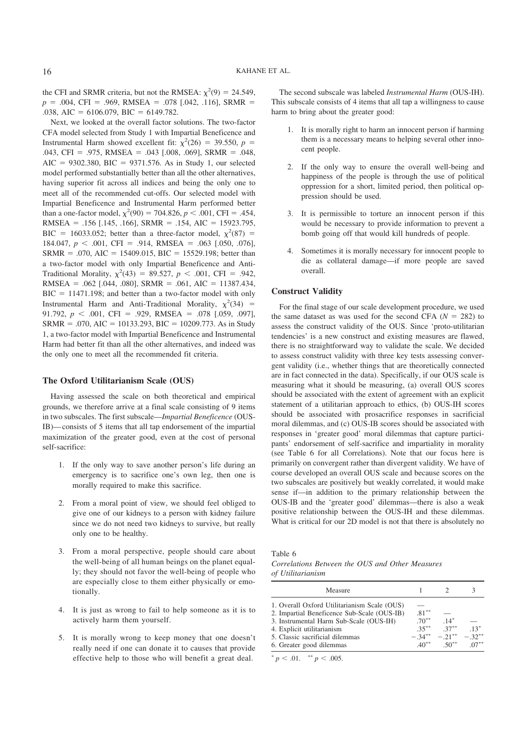the CFI and SRMR criteria, but not the RMSEA: $\chi^2(9) = 24.549$, $p = .004$, CFI $= .969$, RMSEA $= .078$ [.042, .116], SRMR $= .038$, AIC $= 6106.079$, BIC $= 6149.782$.

Next, we looked at the overall factor solutions. The two-factor CFA model selected from Study 1 with Impartial Beneficence and Instrumental Harm showed excellent fit: $\chi^2(26) = 39.550$, $p = .043$, CFI $= .975$, RMSEA $= .043$ [.008, .069], SRMR $= .048$, AIC $= 9302.380$, BIC $= 9371.576$. As in Study 1, our selected model performed substantially better than all the other alternatives, having superior fit across all indices and being the only one to meet all of the recommended cut-offs. Our selected model with Impartial Beneficence and Instrumental Harm performed better than a one-factor model, $\chi^2(90) = 704.826$, $p < .001$, CFI $= .454$, RMSEA $= .156$ [.145, .166], SRMR $= .154$, AIC $= 15923.795$, BIC $= 16033.052$; better than a three-factor model, $\chi^2(87) = 184.047$, $p < .001$, CFI $= .914$, RMSEA $= .063$ [.050, .076], SRMR $= .070$, AIC $= 15409.015$, BIC $= 15529.198$; better than a two-factor model with only Impartial Beneficence and Anti-Traditional Morality, $\chi^2(43) = 89.527$, $p < .001$, CFI $= .942$, RMSEA $= .062$ [.044, .080], SRMR $= .061$, AIC $= 11387.434$, BIC $= 11471.198$; and better than a two-factor model with only Instrumental Harm and Anti-Traditional Morality, $\chi^2(34) = 91.792$, $p < .001$, CFI $= .929$, RMSEA $= .078$ [.059, .097], SRMR $= .070$, AIC $= 10133.293$, BIC $= 10209.773$. As in Study 1, a two-factor model with Impartial Beneficence and Instrumental Harm had better fit than all the other alternatives, and indeed was the only one to meet all the recommended fit criteria.

### The Oxford Utilitarianism Scale (OUS)

Having assessed the scale on both theoretical and empirical grounds, we therefore arrive at a final scale consisting of 9 items in two subscales. The first subscale—*Impartial Beneficence* (OUS-IB)—consists of 5 items that all tap endorsement of the impartial maximization of the greater good, even at the cost of personal self-sacrifice:

1. If the only way to save another person's life during an emergency is to sacrifice one's own leg, then one is morally required to make this sacrifice.
2. From a moral point of view, we should feel obliged to give one of our kidneys to a person with kidney failure since we do not need two kidneys to survive, but really only one to be healthy.
3. From a moral perspective, people should care about the well-being of all human beings on the planet equally; they should not favor the well-being of people who are especially close to them either physically or emotionally.
4. It is just as wrong to fail to help someone as it is to actively harm them yourself.
5. It is morally wrong to keep money that one doesn't really need if one can donate it to causes that provide effective help to those who will benefit a great deal.

The second subscale was labeled *Instrumental Harm* (OUS-IH). This subscale consists of 4 items that all tap a willingness to cause harm to bring about the greater good:

1. It is morally right to harm an innocent person if harming them is a necessary means to helping several other innocent people.
2. If the only way to ensure the overall well-being and happiness of the people is through the use of political oppression for a short, limited period, then political oppression should be used.
3. It is permissible to torture an innocent person if this would be necessary to provide information to prevent a bomb going off that would kill hundreds of people.
4. Sometimes it is morally necessary for innocent people to die as collateral damage—if more people are saved overall.

### Construct Validity

For the final stage of our scale development procedure, we used the same dataset as was used for the second CFA ($N = 282$) to assess the construct validity of the OUS. Since 'proto-utilitarian tendencies' is a new construct and existing measures are flawed, there is no straightforward way to validate the scale. We decided to assess construct validity with three key tests assessing convergent validity (i.e., whether things that are theoretically connected are in fact connected in the data). Specifically, if our OUS scale is measuring what it should be measuring, (a) overall OUS scores should be associated with the extent of agreement with an explicit statement of a utilitarian approach to ethics, (b) OUS-IH scores should be associated with prosacrifice responses in sacrificial moral dilemmas, and (c) OUS-IB scores should be associated with responses in 'greater good' moral dilemmas that capture participants' endorsement of self-sacrifice and impartiality in morality (see Table 6 for all Correlations). Note that our focus here is primarily on convergent rather than divergent validity. We have of course developed an overall OUS scale and because scores on the two subscales are positively but weakly correlated, it would make sense if—in addition to the primary relationship between the OUS-IB and the 'greater good' dilemmas—there is also a weak positive relationship between the OUS-IH and these dilemmas. What is critical for our 2D model is not that there is absolutely no

Table 6
*Correlations Between the OUS and Other Measures of Utilitarianism*

| Measure | 1 | 2 | 3 |
|---|---|---|---|
| 1. Overall Oxford Utilitarianism Scale (OUS) | — | | |
| 2. Impartial Beneficence Sub-Scale (OUS-IB) | .81** | — | |
| 3. Instrumental Harm Sub-Scale (OUS-IH) | .70** | .14* | — |
| 4. Explicit utilitarianism | .35** | .37** | .13* |
| 5. Classic sacrificial dilemmas | −.34** | −.21** | −.32** |
| 6. Greater good dilemmas | .40** | .50** | .07** |

* $p < .01$. ** $p < .005$.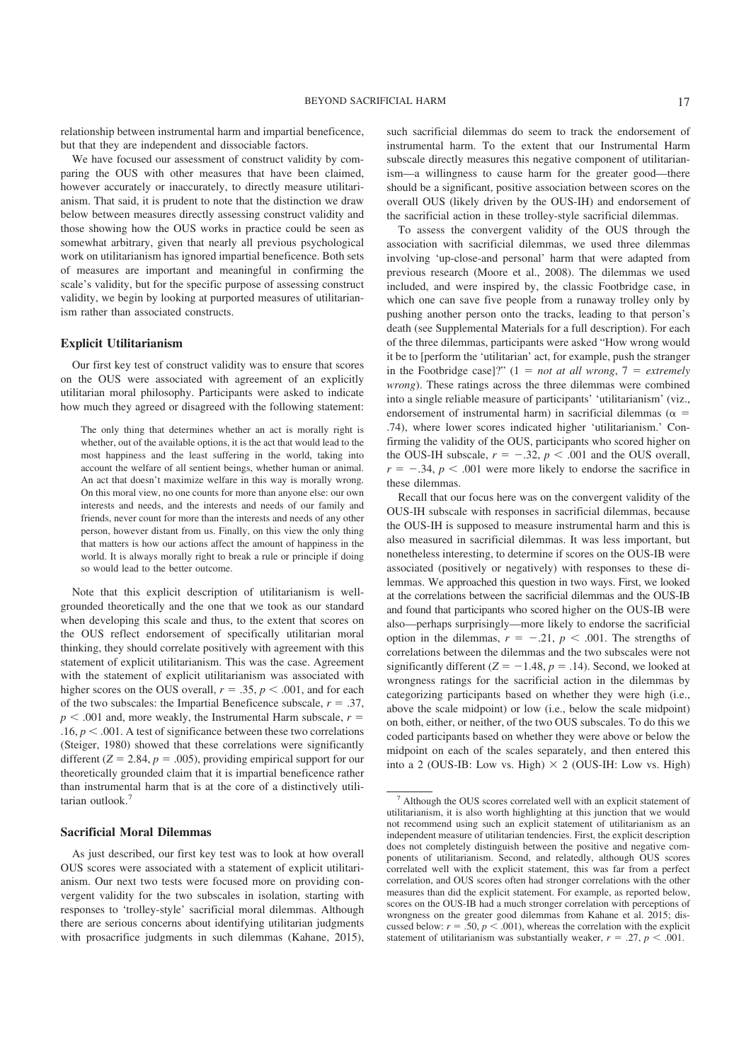relationship between instrumental harm and impartial beneficence, but that they are independent and dissociable factors.

We have focused our assessment of construct validity by comparing the OUS with other measures that have been claimed, however accurately or inaccurately, to directly measure utilitarianism. That said, it is prudent to note that the distinction we draw below between measures directly assessing construct validity and those showing how the OUS works in practice could be seen as somewhat arbitrary, given that nearly all previous psychological work on utilitarianism has ignored impartial beneficence. Both sets of measures are important and meaningful in confirming the scale's validity, but for the specific purpose of assessing construct validity, we begin by looking at purported measures of utilitarianism rather than associated constructs.

### Explicit Utilitarianism

Our first key test of construct validity was to ensure that scores on the OUS were associated with agreement of an explicitly utilitarian moral philosophy. Participants were asked to indicate how much they agreed or disagreed with the following statement:

> The only thing that determines whether an act is morally right is whether, out of the available options, it is the act that would lead to the most happiness and the least suffering in the world, taking into account the welfare of all sentient beings, whether human or animal. An act that doesn't maximize welfare in this way is morally wrong. On this moral view, no one counts for more than anyone else: our own interests and needs, and the interests and needs of our family and friends, never count for more than the interests and needs of any other person, however distant from us. Finally, on this view the only thing that matters is how our actions affect the amount of happiness in the world. It is always morally right to break a rule or principle if doing so would lead to the better outcome.

Note that this explicit description of utilitarianism is well-grounded theoretically and the one that we took as our standard when developing this scale and thus, to the extent that scores on the OUS reflect endorsement of specifically utilitarian moral thinking, they should correlate positively with agreement with this statement of explicit utilitarianism. This was the case. Agreement with the statement of explicit utilitarianism was associated with higher scores on the OUS overall, $r = .35$, $p < .001$, and for each of the two subscales: the Impartial Beneficence subscale, $r = .37$, $p < .001$ and, more weakly, the Instrumental Harm subscale, $r = .16$, $p < .001$. A test of significance between these two correlations (Steiger, 1980) showed that these correlations were significantly different ($Z = 2.84$, $p = .005$), providing empirical support for our theoretically grounded claim that it is impartial beneficence rather than instrumental harm that is at the core of a distinctively utilitarian outlook.[7]

### Sacrificial Moral Dilemmas

As just described, our first key test was to look at how overall OUS scores were associated with a statement of explicit utilitarianism. Our next two tests were focused more on providing convergent validity for the two subscales in isolation, starting with responses to 'trolley-style' sacrificial moral dilemmas. Although there are serious concerns about identifying utilitarian judgments with prosacrifice judgments in such dilemmas (Kahane, 2015), such sacrificial dilemmas do seem to track the endorsement of instrumental harm. To the extent that our Instrumental Harm subscale directly measures this negative component of utilitarianism—a willingness to cause harm for the greater good—there should be a significant, positive association between scores on the overall OUS (likely driven by the OUS-IH) and endorsement of the sacrificial action in these trolley-style sacrificial dilemmas.

To assess the convergent validity of the OUS through the association with sacrificial dilemmas, we used three dilemmas involving 'up-close-and personal' harm that were adapted from previous research (Moore et al., 2008). The dilemmas we used included, and were inspired by, the classic Footbridge case, in which one can save five people from a runaway trolley only by pushing another person onto the tracks, leading to that person's death (see Supplemental Materials for a full description). For each of the three dilemmas, participants were asked "How wrong would it be to [perform the 'utilitarian' act, for example, push the stranger in the Footbridge case]?" (1 = *not at all wrong*, 7 = *extremely wrong*). These ratings across the three dilemmas were combined into a single reliable measure of participants' 'utilitarianism' (viz., endorsement of instrumental harm) in sacrificial dilemmas ($\alpha = .74$), where lower scores indicated higher 'utilitarianism.' Confirming the validity of the OUS, participants who scored higher on the OUS-IH subscale, $r = -.32$, $p < .001$ and the OUS overall, $r = -.34$, $p < .001$ were more likely to endorse the sacrifice in these dilemmas.

Recall that our focus here was on the convergent validity of the OUS-IH subscale with responses in sacrificial dilemmas, because the OUS-IH is supposed to measure instrumental harm and this is also measured in sacrificial dilemmas. It was less important, but nonetheless interesting, to determine if scores on the OUS-IB were associated (positively or negatively) with responses to these dilemmas. We approached this question in two ways. First, we looked at the correlations between the sacrificial dilemmas and the OUS-IB and found that participants who scored higher on the OUS-IB were also—perhaps surprisingly—more likely to endorse the sacrificial option in the dilemmas, $r = -.21$, $p < .001$. The strengths of correlations between the dilemmas and the two subscales were not significantly different ($Z = -1.48$, $p = .14$). Second, we looked at wrongness ratings for the sacrificial action in the dilemmas by categorizing participants based on whether they were high (i.e., above the scale midpoint) or low (i.e., below the scale midpoint) on both, either, or neither, of the two OUS subscales. To do this we coded participants based on whether they were above or below the midpoint on each of the scales separately, and then entered this into a 2 (OUS-IB: Low vs. High) × 2 (OUS-IH: Low vs. High)

---

[7] Although the OUS scores correlated well with an explicit statement of utilitarianism, it is also worth highlighting at this junction that we would not recommend using such an explicit statement of utilitarianism as an independent measure of utilitarian tendencies. First, the explicit description does not completely distinguish between the positive and negative components of utilitarianism. Second, and relatedly, although OUS scores correlated well with the explicit statement, this was far from a perfect correlation, and OUS scores often had stronger correlations with the other measures than did the explicit statement. For example, as reported below, scores on the OUS-IB had a much stronger correlation with perceptions of wrongness on the greater good dilemmas from Kahane et al. 2015; discussed below: $r = .50$, $p < .001$), whereas the correlation with the explicit statement of utilitarianism was substantially weaker, $r = .27$, $p < .001$.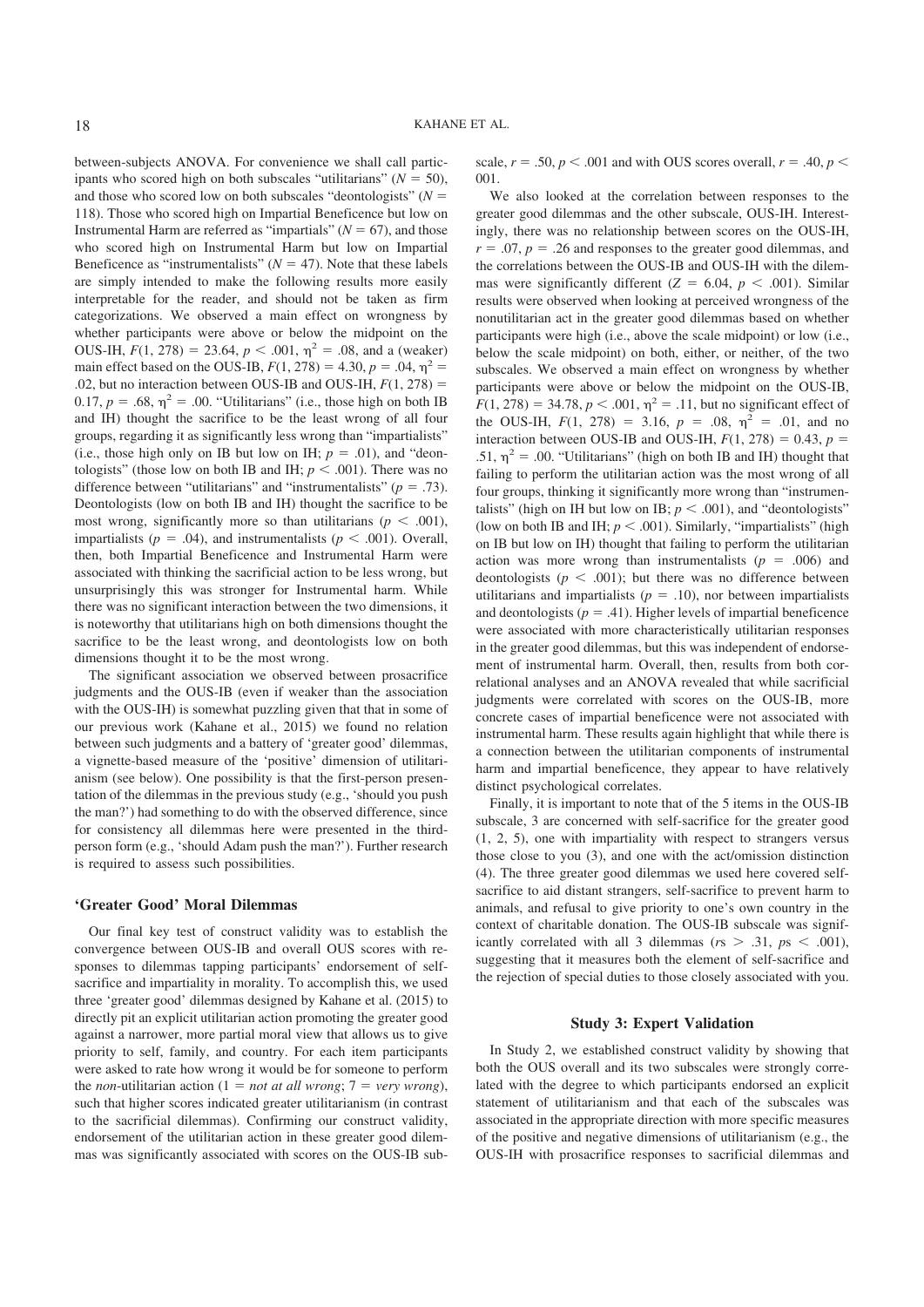between-subjects ANOVA. For convenience we shall call participants who scored high on both subscales "utilitarians" ($N = 50$), and those who scored low on both subscales "deontologists" ($N = 118$). Those who scored high on Impartial Beneficence but low on Instrumental Harm are referred as "impartials" ($N = 67$), and those who scored high on Instrumental Harm but low on Impartial Beneficence as "instrumentalists" ($N = 47$). Note that these labels are simply intended to make the following results more easily interpretable for the reader, and should not be taken as firm categorizations. We observed a main effect on wrongness by whether participants were above or below the midpoint on the OUS-IH, $F(1, 278) = 23.64$, $p < .001$, $\eta^2 = .08$, and a (weaker) main effect based on the OUS-IB, $F(1, 278) = 4.30$, $p = .04$, $\eta^2 = .02$, but no interaction between OUS-IB and OUS-IH, $F(1, 278) = 0.17$, $p = .68$, $\eta^2 = .00$. "Utilitarians" (i.e., those high on both IB and IH) thought the sacrifice to be the least wrong of all four groups, regarding it as significantly less wrong than "impartialists" (i.e., those high only on IB but low on IH; $p = .01$), and "deontologists" (those low on both IB and IH; $p < .001$). There was no difference between "utilitarians" and "instrumentalists" ($p = .73$). Deontologists (low on both IB and IH) thought the sacrifice to be most wrong, significantly more so than utilitarians ($p < .001$), impartialists ($p = .04$), and instrumentalists ($p < .001$). Overall, then, both Impartial Beneficence and Instrumental Harm were associated with thinking the sacrificial action to be less wrong, but unsurprisingly this was stronger for Instrumental harm. While there was no significant interaction between the two dimensions, it is noteworthy that utilitarians high on both dimensions thought the sacrifice to be the least wrong, and deontologists low on both dimensions thought it to be the most wrong.

The significant association we observed between prosacrifice judgments and the OUS-IB (even if weaker than the association with the OUS-IH) is somewhat puzzling given that that in some of our previous work (Kahane et al., 2015) we found no relation between such judgments and a battery of 'greater good' dilemmas, a vignette-based measure of the 'positive' dimension of utilitarianism (see below). One possibility is that the first-person presentation of the dilemmas in the previous study (e.g., 'should you push the man?') had something to do with the observed difference, since for consistency all dilemmas here were presented in the third-person form (e.g., 'should Adam push the man?'). Further research is required to assess such possibilities.

### 'Greater Good' Moral Dilemmas

Our final key test of construct validity was to establish the convergence between OUS-IB and overall OUS scores with responses to dilemmas tapping participants' endorsement of self-sacrifice and impartiality in morality. To accomplish this, we used three 'greater good' dilemmas designed by Kahane et al. (2015) to directly pit an explicit utilitarian action promoting the greater good against a narrower, more partial moral view that allows us to give priority to self, family, and country. For each item participants were asked to rate how wrong it would be for someone to perform the *non*-utilitarian action (1 = *not at all wrong*; 7 = *very wrong*), such that higher scores indicated greater utilitarianism (in contrast to the sacrificial dilemmas). Confirming our construct validity, endorsement of the utilitarian action in these greater good dilemmas was significantly associated with scores on the OUS-IB subscale, $r = .50$, $p < .001$ and with OUS scores overall, $r = .40$, $p < 001$.

We also looked at the correlation between responses to the greater good dilemmas and the other subscale, OUS-IH. Interestingly, there was no relationship between scores on the OUS-IH, $r = .07$, $p = .26$ and responses to the greater good dilemmas, and the correlations between the OUS-IB and OUS-IH with the dilemmas were significantly different ($Z = 6.04$, $p < .001$). Similar results were observed when looking at perceived wrongness of the nonutilitarian act in the greater good dilemmas based on whether participants were high (i.e., above the scale midpoint) or low (i.e., below the scale midpoint) on both, either, or neither, of the two subscales. We observed a main effect on wrongness by whether participants were above or below the midpoint on the OUS-IB, $F(1, 278) = 34.78$, $p < .001$, $\eta^2 = .11$, but no significant effect of the OUS-IH, $F(1, 278) = 3.16$, $p = .08$, $\eta^2 = .01$, and no interaction between OUS-IB and OUS-IH, $F(1, 278) = 0.43$, $p = .51$, $\eta^2 = .00$. "Utilitarians" (high on both IB and IH) thought that failing to perform the utilitarian action was the most wrong of all four groups, thinking it significantly more wrong than "instrumentalists" (high on IH but low on IB; $p < .001$), and "deontologists" (low on both IB and IH; $p < .001$). Similarly, "impartialists" (high on IB but low on IH) thought that failing to perform the utilitarian action was more wrong than instrumentalists ($p = .006$) and deontologists ($p < .001$); but there was no difference between utilitarians and impartialists ($p = .10$), nor between impartialists and deontologists ($p = .41$). Higher levels of impartial beneficence were associated with more characteristically utilitarian responses in the greater good dilemmas, but this was independent of endorsement of instrumental harm. Overall, then, results from both correlational analyses and an ANOVA revealed that while sacrificial judgments were correlated with scores on the OUS-IB, more concrete cases of impartial beneficence were not associated with instrumental harm. These results again highlight that while there is a connection between the utilitarian components of instrumental harm and impartial beneficence, they appear to have relatively distinct psychological correlates.

Finally, it is important to note that of the 5 items in the OUS-IB subscale, 3 are concerned with self-sacrifice for the greater good (1, 2, 5), one with impartiality with respect to strangers versus those close to you (3), and one with the act/omission distinction (4). The three greater good dilemmas we used here covered self-sacrifice to aid distant strangers, self-sacrifice to prevent harm to animals, and refusal to give priority to one's own country in the context of charitable donation. The OUS-IB subscale was significantly correlated with all 3 dilemmas ($rs > .31$, $ps < .001$), suggesting that it measures both the element of self-sacrifice and the rejection of special duties to those closely associated with you.

## Study 3: Expert Validation

In Study 2, we established construct validity by showing that both the OUS overall and its two subscales were strongly correlated with the degree to which participants endorsed an explicit statement of utilitarianism and that each of the subscales was associated in the appropriate direction with more specific measures of the positive and negative dimensions of utilitarianism (e.g., the OUS-IH with prosacrifice responses to sacrificial dilemmas and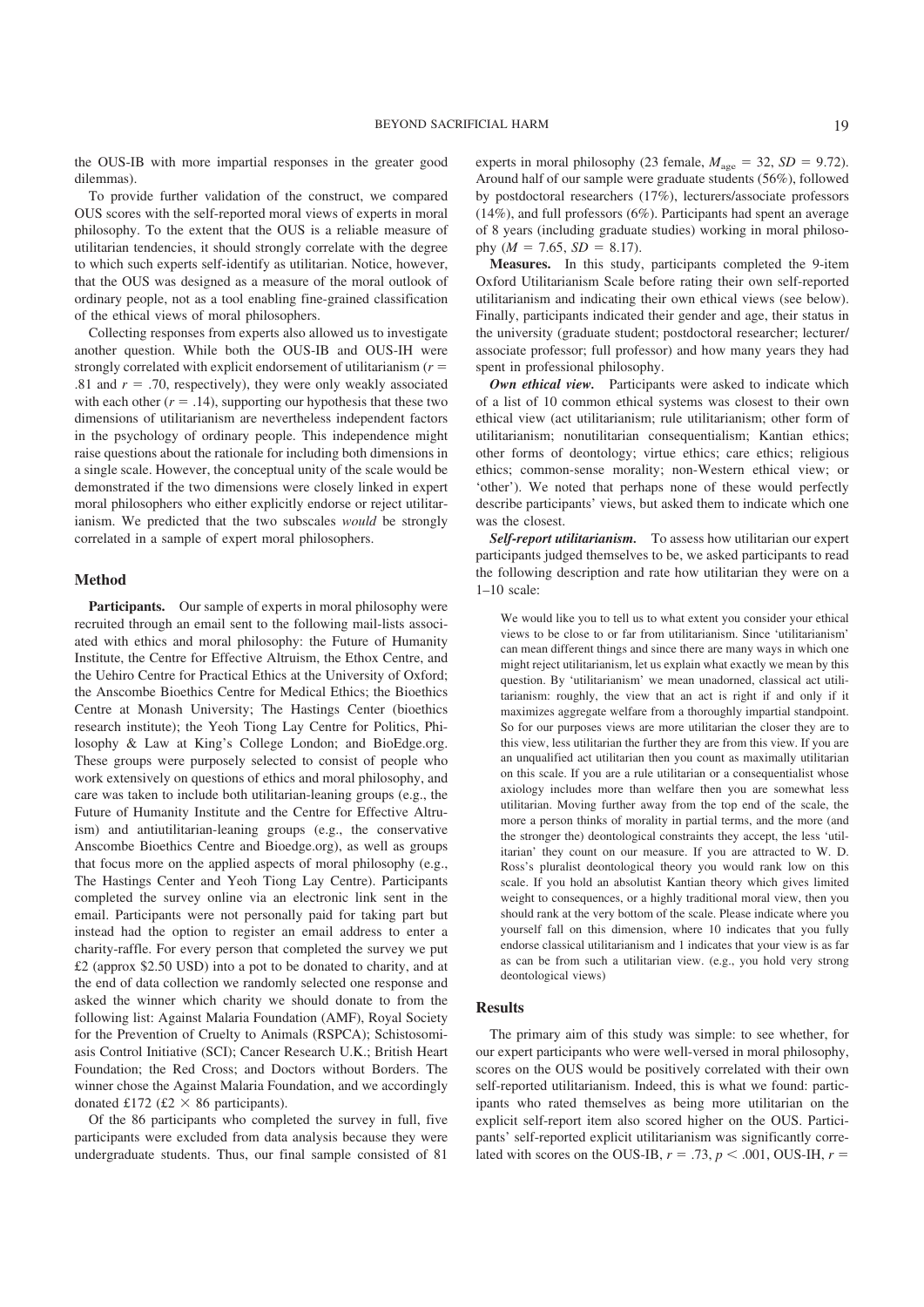the OUS-IB with more impartial responses in the greater good dilemmas).

To provide further validation of the construct, we compared OUS scores with the self-reported moral views of experts in moral philosophy. To the extent that the OUS is a reliable measure of utilitarian tendencies, it should strongly correlate with the degree to which such experts self-identify as utilitarian. Notice, however, that the OUS was designed as a measure of the moral outlook of ordinary people, not as a tool enabling fine-grained classification of the ethical views of moral philosophers.

Collecting responses from experts also allowed us to investigate another question. While both the OUS-IB and OUS-IH were strongly correlated with explicit endorsement of utilitarianism ($r = .81$ and $r = .70$, respectively), they were only weakly associated with each other ($r = .14$), supporting our hypothesis that these two dimensions of utilitarianism are nevertheless independent factors in the psychology of ordinary people. This independence might raise questions about the rationale for including both dimensions in a single scale. However, the conceptual unity of the scale would be demonstrated if the two dimensions were closely linked in expert moral philosophers who either explicitly endorse or reject utilitarianism. We predicted that the two subscales *would* be strongly correlated in a sample of expert moral philosophers.

## Method

**Participants.** Our sample of experts in moral philosophy were recruited through an email sent to the following mail-lists associated with ethics and moral philosophy: the Future of Humanity Institute, the Centre for Effective Altruism, the Ethox Centre, and the Uehiro Centre for Practical Ethics at the University of Oxford; the Anscombe Bioethics Centre for Medical Ethics; the Bioethics Centre at Monash University; The Hastings Center (bioethics research institute); the Yeoh Tiong Lay Centre for Politics, Philosophy & Law at King's College London; and BioEdge.org. These groups were purposely selected to consist of people who work extensively on questions of ethics and moral philosophy, and care was taken to include both utilitarian-leaning groups (e.g., the Future of Humanity Institute and the Centre for Effective Altruism) and antiutilitarian-leaning groups (e.g., the conservative Anscombe Bioethics Centre and Bioedge.org), as well as groups that focus more on the applied aspects of moral philosophy (e.g., The Hastings Center and Yeoh Tiong Lay Centre). Participants completed the survey online via an electronic link sent in the email. Participants were not personally paid for taking part but instead had the option to register an email address to enter a charity-raffle. For every person that completed the survey we put £2 (approx $2.50 USD) into a pot to be donated to charity, and at the end of data collection we randomly selected one response and asked the winner which charity we should donate to from the following list: Against Malaria Foundation (AMF), Royal Society for the Prevention of Cruelty to Animals (RSPCA); Schistosomiasis Control Initiative (SCI); Cancer Research U.K.; British Heart Foundation; the Red Cross; and Doctors without Borders. The winner chose the Against Malaria Foundation, and we accordingly donated £172 (£2 × 86 participants).

Of the 86 participants who completed the survey in full, five participants were excluded from data analysis because they were undergraduate students. Thus, our final sample consisted of 81 experts in moral philosophy (23 female, $M_{age} = 32$, $SD = 9.72$). Around half of our sample were graduate students (56%), followed by postdoctoral researchers (17%), lecturers/associate professors (14%), and full professors (6%). Participants had spent an average of 8 years (including graduate studies) working in moral philosophy ($M = 7.65$, $SD = 8.17$).

**Measures.** In this study, participants completed the 9-item Oxford Utilitarianism Scale before rating their own self-reported utilitarianism and indicating their own ethical views (see below). Finally, participants indicated their gender and age, their status in the university (graduate student; postdoctoral researcher; lecturer/associate professor; full professor) and how many years they had spent in professional philosophy.

***Own ethical view.*** Participants were asked to indicate which of a list of 10 common ethical systems was closest to their own ethical view (act utilitarianism; rule utilitarianism; other form of utilitarianism; nonutilitarian consequentialism; Kantian ethics; other forms of deontology; virtue ethics; care ethics; religious ethics; common-sense morality; non-Western ethical view; or 'other'). We noted that perhaps none of these would perfectly describe participants' views, but asked them to indicate which one was the closest.

***Self-report utilitarianism.*** To assess how utilitarian our expert participants judged themselves to be, we asked participants to read the following description and rate how utilitarian they were on a 1–10 scale:

> We would like you to tell us to what extent you consider your ethical views to be close to or far from utilitarianism. Since 'utilitarianism' can mean different things and since there are many ways in which one might reject utilitarianism, let us explain what exactly we mean by this question. By 'utilitarianism' we mean unadorned, classical act utilitarianism: roughly, the view that an act is right if and only if it maximizes aggregate welfare from a thoroughly impartial standpoint. So for our purposes views are more utilitarian the closer they are to this view, less utilitarian the further they are from this view. If you are an unqualified act utilitarian then you count as maximally utilitarian on this scale. If you are a rule utilitarian or a consequentialist whose axiology includes more than welfare then you are somewhat less utilitarian. Moving further away from the top end of the scale, the more a person thinks of morality in partial terms, and the more (and the stronger the) deontological constraints they accept, the less 'utilitarian' they count on our measure. If you are attracted to W. D. Ross's pluralist deontological theory you would rank low on this scale. If you hold an absolutist Kantian theory which gives limited weight to consequences, or a highly traditional moral view, then you should rank at the very bottom of the scale. Please indicate where you yourself fall on this dimension, where 10 indicates that you fully endorse classical utilitarianism and 1 indicates that your view is as far as can be from such a utilitarian view. (e.g., you hold very strong deontological views)

## Results

The primary aim of this study was simple: to see whether, for our expert participants who were well-versed in moral philosophy, scores on the OUS would be positively correlated with their own self-reported utilitarianism. Indeed, this is what we found: participants who rated themselves as being more utilitarian on the explicit self-report item also scored higher on the OUS. Participants' self-reported explicit utilitarianism was significantly correlated with scores on the OUS-IB, $r = .73$, $p < .001$, OUS-IH, $r =$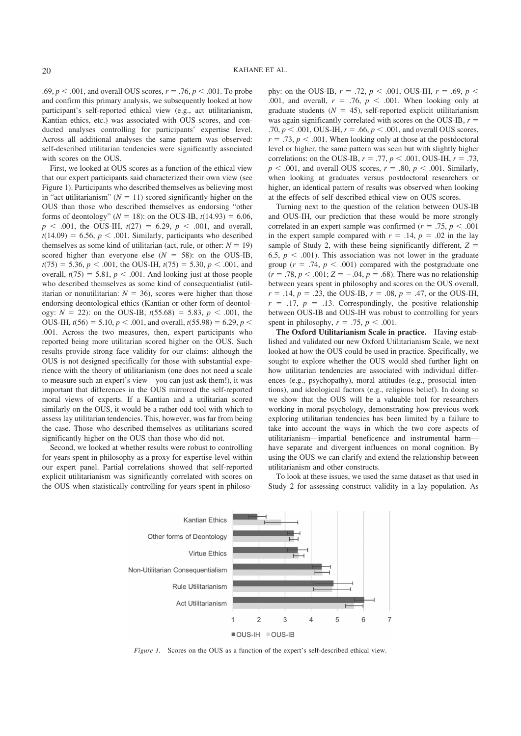.69, $p < .001$, and overall OUS scores, $r = .76$, $p < .001$. To probe and confirm this primary analysis, we subsequently looked at how participant's self-reported ethical view (e.g., act utilitarianism, Kantian ethics, etc.) was associated with OUS scores, and conducted analyses controlling for participants' expertise level. Across all additional analyses the same pattern was observed: self-described utilitarian tendencies were significantly associated with scores on the OUS.

First, we looked at OUS scores as a function of the ethical view that our expert participants said characterized their own view (see Figure 1). Participants who described themselves as believing most in "act utilitarianism" ($N = 11$) scored significantly higher on the OUS than those who described themselves as endorsing "other forms of deontology" ($N = 18$): on the OUS-IB, $t(14.93) = 6.06$, $p < .001$, the OUS-IH, $t(27) = 6.29$, $p < .001$, and overall, $t(14.09) = 6.56$, $p < .001$. Similarly, participants who described themselves as some kind of utilitarian (act, rule, or other: $N = 19$) scored higher than everyone else ($N = 58$): on the OUS-IB, $t(75) = 5.36$, $p < .001$, the OUS-IH, $t(75) = 5.30$, $p < .001$, and overall, $t(75) = 5.81$, $p < .001$. And looking just at those people who described themselves as some kind of consequentialist (utilitarian or nonutilitarian: $N = 36$), scores were higher than those endorsing deontological ethics (Kantian or other form of deontology: $N = 22$): on the OUS-IB, $t(55.68) = 5.83$, $p < .001$, the OUS-IH, $t(56) = 5.10$, $p < .001$, and overall, $t(55.98) = 6.29$, $p < .001$. Across the two measures, then, expert participants who reported being more utilitarian scored higher on the OUS. Such results provide strong face validity for our claims: although the OUS is not designed specifically for those with substantial experience with the theory of utilitarianism (one does not need a scale to measure such an expert's view—you can just ask them!), it was important that differences in the OUS mirrored the self-reported moral views of experts. If a Kantian and a utilitarian scored similarly on the OUS, it would be a rather odd tool with which to assess lay utilitarian tendencies. This, however, was far from being the case. Those who described themselves as utilitarians scored significantly higher on the OUS than those who did not.

Second, we looked at whether results were robust to controlling for years spent in philosophy as a proxy for expertise-level within our expert panel. Partial correlations showed that self-reported explicit utilitarianism was significantly correlated with scores on the OUS when statistically controlling for years spent in philosophy: on the OUS-IB, $r = .72$, $p < .001$, OUS-IH, $r = .69$, $p < .001$, and overall, $r = .76$, $p < .001$. When looking only at graduate students ($N = 45$), self-reported explicit utilitarianism was again significantly correlated with scores on the OUS-IB, $r = .70$, $p < .001$, OUS-IH, $r = .66$, $p < .001$, and overall OUS scores, $r = .73$, $p < .001$. When looking only at those at the postdoctoral level or higher, the same pattern was seen but with slightly higher correlations: on the OUS-IB, $r = .77$, $p < .001$, OUS-IH, $r = .73$, $p < .001$, and overall OUS scores, $r = .80$, $p < .001$. Similarly, when looking at graduates versus postdoctoral researchers or higher, an identical pattern of results was observed when looking at the effects of self-described ethical view on OUS scores.

Turning next to the question of the relation between OUS-IB and OUS-IH, our prediction that these would be more strongly correlated in an expert sample was confirmed ($r = .75$, $p < .001$ in the expert sample compared with $r = .14$, $p = .02$ in the lay sample of Study 2, with these being significantly different, $Z = 6.5$, $p < .001$). This association was not lower in the graduate group ($r = .74$, $p < .001$) compared with the postgraduate one ($r = .78$, $p < .001$; $Z = -.04$, $p = .68$). There was no relationship between years spent in philosophy and scores on the OUS overall, $r = .14$, $p = .23$, the OUS-IB, $r = .08$, $p = .47$, or the OUS-IH, $r = .17$, $p = .13$. Correspondingly, the positive relationship between OUS-IB and OUS-IH was robust to controlling for years spent in philosophy, $r = .75$, $p < .001$.

**The Oxford Utilitarianism Scale in practice.** Having established and validated our new Oxford Utilitarianism Scale, we next looked at how the OUS could be used in practice. Specifically, we sought to explore whether the OUS would shed further light on how utilitarian tendencies are associated with individual differences (e.g., psychopathy), moral attitudes (e.g., prosocial intentions), and ideological factors (e.g., religious belief). In doing so we show that the OUS will be a valuable tool for researchers working in moral psychology, demonstrating how previous work exploring utilitarian tendencies has been limited by a failure to take into account the ways in which the two core aspects of utilitarianism—impartial beneficence and instrumental harm—have separate and divergent influences on moral cognition. By using the OUS we can clarify and extend the relationship between utilitarianism and other constructs.

To look at these issues, we used the same dataset as that used in Study 2 for assessing construct validity in a lay population. As

*Figure 1.* Scores on the OUS as a function of the expert's self-described ethical view.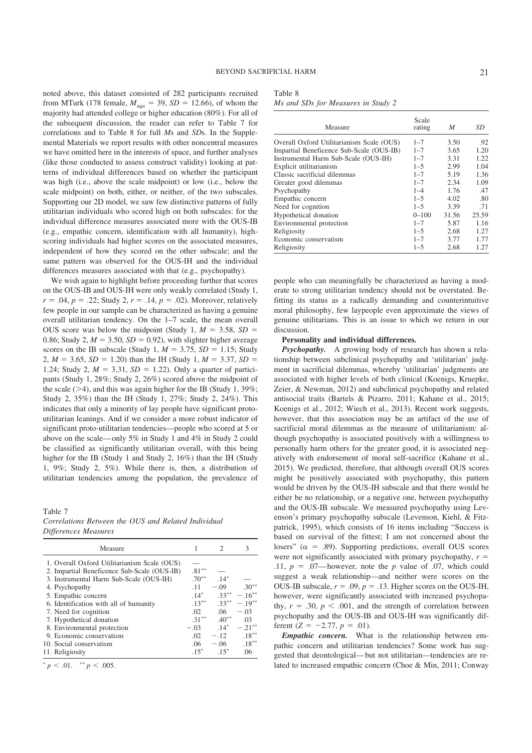noted above, this dataset consisted of 282 participants recruited from MTurk (178 female, $M_{age} = 39$, $SD = 12.66$), of whom the majority had attended college or higher education (80%). For all of the subsequent discussion, the reader can refer to Table 7 for correlations and to Table 8 for full *M*s and *SD*s. In the Supplemental Materials we report results with other noncentral measures we have omitted here in the interests of space, and further analyses (like those conducted to assess construct validity) looking at patterns of individual differences based on whether the participant was high (i.e., above the scale midpoint) or low (i.e., below the scale midpoint) on both, either, or neither, of the two subscales. Supporting our 2D model, we saw few distinctive patterns of fully utilitarian individuals who scored high on both subscales: for the individual difference measures associated more with the OUS-IB (e.g., empathic concern, identification with all humanity), high-scoring individuals had higher scores on the associated measures, independent of how they scored on the other subscale; and the same pattern was observed for the OUS-IH and the individual differences measures associated with that (e.g., psychopathy).

We wish again to highlight before proceeding further that scores on the OUS-IB and OUS-IH were only weakly correlated (Study 1, $r = .04$, $p = .22$; Study 2, $r = .14$, $p = .02$). Moreover, relatively few people in our sample can be characterized as having a genuine overall utilitarian tendency. On the 1–7 scale, the mean overall OUS score was below the midpoint (Study 1, $M = 3.58$, $SD = 0.86$; Study 2, $M = 3.50$, $SD = 0.92$), with slighter higher average scores on the IB subscale (Study 1, $M = 3.75$, $SD = 1.15$; Study 2, $M = 3.65$, $SD = 1.20$) than the IH (Study 1, $M = 3.37$, $SD = 1.24$; Study 2, $M = 3.31$, $SD = 1.22$). Only a quarter of participants (Study 1, 28%; Study 2, 26%) scored above the midpoint of the scale (>4), and this was again higher for the IB (Study 1, 39%; Study 2, 35%) than the IH (Study 1, 27%; Study 2, 24%). This indicates that only a minority of lay people have significant proto-utilitarian leanings. And if we consider a more robust indicator of significant proto-utilitarian tendencies—people who scored at 5 or above on the scale—only 5% in Study 1 and 4% in Study 2 could be classified as significantly utilitarian overall, with this being higher for the IB (Study 1 and Study 2, 16%) than the IH (Study 1, 9%; Study 2, 5%). While there is, then, a distribution of utilitarian tendencies among the population, the prevalence of people who can meaningfully be characterized as having a moderate to strong utilitarian tendency should not be overstated. Befitting its status as a radically demanding and counterintuitive moral philosophy, few laypeople even approximate the views of genuine utilitarians. This is an issue to which we return in our discussion.

Table 7
*Correlations Between the OUS and Related Individual Differences Measures*

| Measure | 1 | 2 | 3 |
|---|---|---|---|
| 1. Overall Oxford Utilitarianism Scale (OUS) | — | | |
| 2. Impartial Beneficence Sub-Scale (OUS-IB) | .81** | — | |
| 3. Instrumental Harm Sub-Scale (OUS-IH) | .70** | .14* | — |
| 4. Psychopathy | .11 | −.09 | .30** |
| 5. Empathic concern | .14* | .33** | −.16** |
| 6. Identification with all of humanity | .13** | .33** | −.19** |
| 7. Need for cognition | .02 | .06 | −.03 |
| 7. Hypothetical donation | .31** | .40** | .03 |
| 8. Environmental protection | −.03 | .14* | −.21** |
| 9. Economic conservatism | .02 | −.12 | .18** |
| 10. Social conservatism | .06 | −.06 | .18** |
| 11. Religiosity | .15* | .15* | .06 |

* $p < .01$. ** $p < .005$.

Table 8
*Ms and SDs for Measures in Study 2*

| Measure | Scale rating | *M* | *SD* |
|---|---|---|---|
| Overall Oxford Utilitarianism Scale (OUS) | 1–7 | 3.50 | .92 |
| Impartial Beneficence Sub-Scale (OUS-IB) | 1–7 | 3.65 | 1.20 |
| Instrumental Harm Sub-Scale (OUS-IH) | 1–7 | 3.31 | 1.22 |
| Explicit utilitarianism | 1–5 | 2.99 | 1.04 |
| Classic sacrificial dilemmas | 1–7 | 5.19 | 1.36 |
| Greater good dilemmas | 1–7 | 2.34 | 1.09 |
| Psychopathy | 1–4 | 1.76 | .47 |
| Empathic concern | 1–5 | 4.02 | .80 |
| Need for cognition | 1–5 | 3.39 | .71 |
| Hypothetical donation | 0–100 | 31.56 | 25.59 |
| Environmental protection | 1–7 | 5.87 | 1.16 |
| Religiosity | 1–5 | 2.68 | 1.27 |
| Economic conservatism | 1–7 | 3.77 | 1.77 |
| Religiosity | 1–5 | 2.68 | 1.27 |

**Personality and individual differences.**

***Psychopathy.*** A growing body of research has shown a relationship between subclinical psychopathy and 'utilitarian' judgment in sacrificial dilemmas, whereby 'utilitarian' judgments are associated with higher levels of both clinical (Koenigs, Kruepke, Zeier, & Newman, 2012) and subclinical psychopathy and related antisocial traits (Bartels & Pizarro, 2011; Kahane et al., 2015; Koenigs et al., 2012; Wiech et al., 2013). Recent work suggests, however, that this association may be an artifact of the use of sacrificial moral dilemmas as the measure of utilitarianism: although psychopathy is associated positively with a willingness to personally harm others for the greater good, it is associated negatively with endorsement of moral self-sacrifice (Kahane et al., 2015). We predicted, therefore, that although overall OUS scores might be positively associated with psychopathy, this pattern would be driven by the OUS-IH subscale and that there would be either be no relationship, or a negative one, between psychopathy and the OUS-IB subscale. We measured psychopathy using Levenson's primary psychopathy subscale (Levenson, Kiehl, & Fitzpatrick, 1995), which consists of 16 items including "Success is based on survival of the fittest; I am not concerned about the losers" ($\alpha = .89$). Supporting predictions, overall OUS scores were not significantly associated with primary psychopathy, $r = .11$, $p = .07$—however, note the *p* value of .07, which could suggest a weak relationship—and neither were scores on the OUS-IB subscale, $r = .09$, $p = .13$. Higher scores on the OUS-IH, however, were significantly associated with increased psychopathy, $r = .30$, $p < .001$, and the strength of correlation between psychopathy and the OUS-IB and OUS-IH was significantly different ($Z = -2.77$, $p = .01$).

***Empathic concern.*** What is the relationship between empathic concern and utilitarian tendencies? Some work has suggested that deontological—but not utilitarian—tendencies are related to increased empathic concern (Choe & Min, 2011; Conway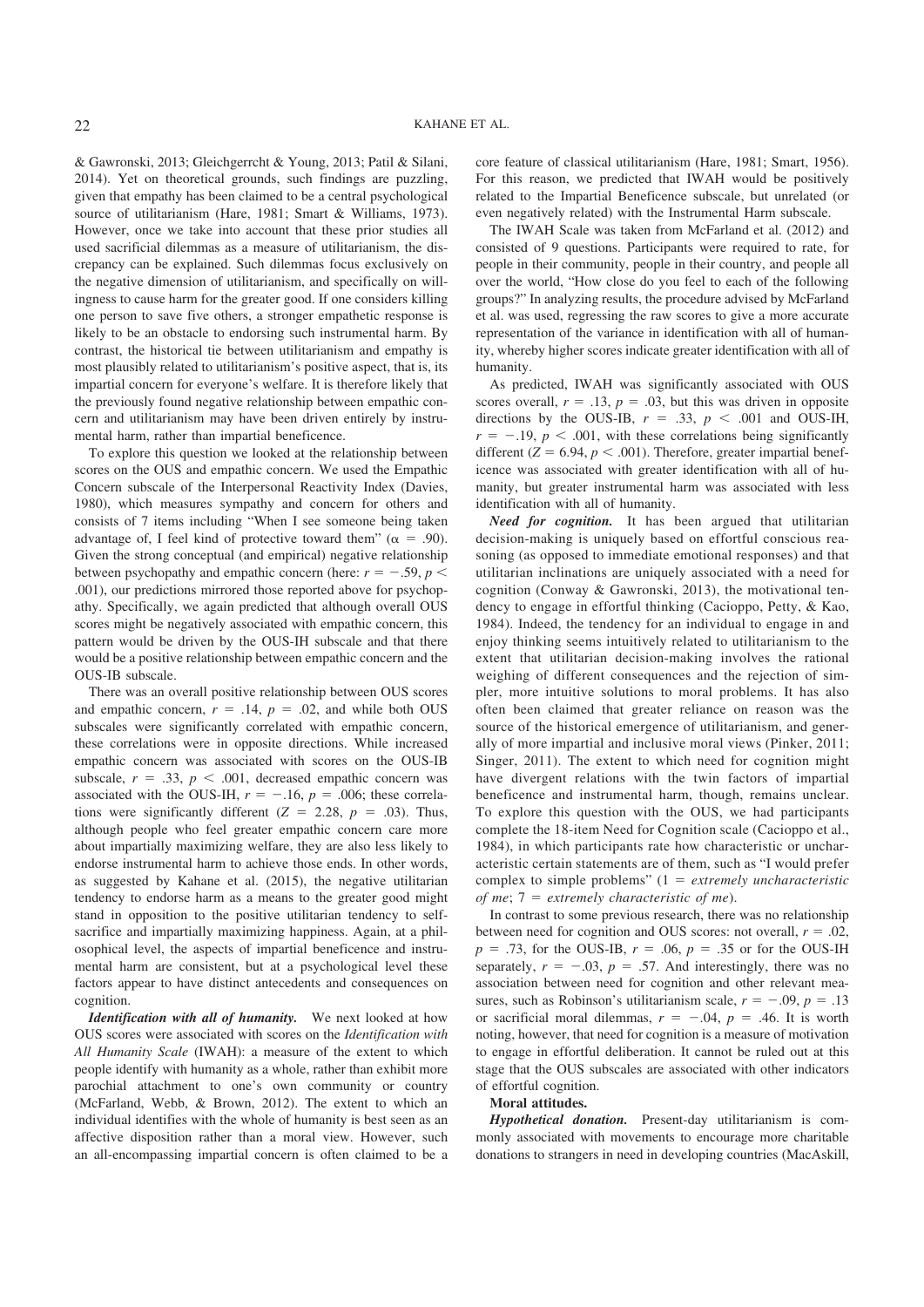& Gawronski, 2013; Gleichgerrcht & Young, 2013; Patil & Silani, 2014). Yet on theoretical grounds, such findings are puzzling, given that empathy has been claimed to be a central psychological source of utilitarianism (Hare, 1981; Smart & Williams, 1973). However, once we take into account that these prior studies all used sacrificial dilemmas as a measure of utilitarianism, the discrepancy can be explained. Such dilemmas focus exclusively on the negative dimension of utilitarianism, and specifically on willingness to cause harm for the greater good. If one considers killing one person to save five others, a stronger empathetic response is likely to be an obstacle to endorsing such instrumental harm. By contrast, the historical tie between utilitarianism and empathy is most plausibly related to utilitarianism's positive aspect, that is, its impartial concern for everyone's welfare. It is therefore likely that the previously found negative relationship between empathic concern and utilitarianism may have been driven entirely by instrumental harm, rather than impartial beneficence.

To explore this question we looked at the relationship between scores on the OUS and empathic concern. We used the Empathic Concern subscale of the Interpersonal Reactivity Index (Davies, 1980), which measures sympathy and concern for others and consists of 7 items including "When I see someone being taken advantage of, I feel kind of protective toward them" ($\alpha = .90$). Given the strong conceptual (and empirical) negative relationship between psychopathy and empathic concern (here: $r = -.59$, $p < .001$), our predictions mirrored those reported above for psychopathy. Specifically, we again predicted that although overall OUS scores might be negatively associated with empathic concern, this pattern would be driven by the OUS-IH subscale and that there would be a positive relationship between empathic concern and the OUS-IB subscale.

There was an overall positive relationship between OUS scores and empathic concern, $r = .14$, $p = .02$, and while both OUS subscales were significantly correlated with empathic concern, these correlations were in opposite directions. While increased empathic concern was associated with scores on the OUS-IB subscale, $r = .33$, $p < .001$, decreased empathic concern was associated with the OUS-IH, $r = -.16$, $p = .006$; these correlations were significantly different ($Z = 2.28$, $p = .03$). Thus, although people who feel greater empathic concern care more about impartially maximizing welfare, they are also less likely to endorse instrumental harm to achieve those ends. In other words, as suggested by Kahane et al. (2015), the negative utilitarian tendency to endorse harm as a means to the greater good might stand in opposition to the positive utilitarian tendency to self-sacrifice and impartially maximizing happiness. Again, at a philosophical level, the aspects of impartial beneficence and instrumental harm are consistent, but at a psychological level these factors appear to have distinct antecedents and consequences on cognition.

***Identification with all of humanity.*** We next looked at how OUS scores were associated with scores on the *Identification with All Humanity Scale* (IWAH): a measure of the extent to which people identify with humanity as a whole, rather than exhibit more parochial attachment to one's own community or country (McFarland, Webb, & Brown, 2012). The extent to which an individual identifies with the whole of humanity is best seen as an affective disposition rather than a moral view. However, such an all-encompassing impartial concern is often claimed to be a core feature of classical utilitarianism (Hare, 1981; Smart, 1956). For this reason, we predicted that IWAH would be positively related to the Impartial Beneficence subscale, but unrelated (or even negatively related) with the Instrumental Harm subscale.

The IWAH Scale was taken from McFarland et al. (2012) and consisted of 9 questions. Participants were required to rate, for people in their community, people in their country, and people all over the world, "How close do you feel to each of the following groups?" In analyzing results, the procedure advised by McFarland et al. was used, regressing the raw scores to give a more accurate representation of the variance in identification with all of humanity, whereby higher scores indicate greater identification with all of humanity.

As predicted, IWAH was significantly associated with OUS scores overall, $r = .13$, $p = .03$, but this was driven in opposite directions by the OUS-IB, $r = .33$, $p < .001$ and OUS-IH, $r = -.19$, $p < .001$, with these correlations being significantly different ($Z = 6.94$, $p < .001$). Therefore, greater impartial beneficence was associated with greater identification with all of humanity, but greater instrumental harm was associated with less identification with all of humanity.

***Need for cognition.*** It has been argued that utilitarian decision-making is uniquely based on effortful conscious reasoning (as opposed to immediate emotional responses) and that utilitarian inclinations are uniquely associated with a need for cognition (Conway & Gawronski, 2013), the motivational tendency to engage in effortful thinking (Cacioppo, Petty, & Kao, 1984). Indeed, the tendency for an individual to engage in and enjoy thinking seems intuitively related to utilitarianism to the extent that utilitarian decision-making involves the rational weighing of different consequences and the rejection of simpler, more intuitive solutions to moral problems. It has also often been claimed that greater reliance on reason was the source of the historical emergence of utilitarianism, and generally of more impartial and inclusive moral views (Pinker, 2011; Singer, 2011). The extent to which need for cognition might have divergent relations with the twin factors of impartial beneficence and instrumental harm, though, remains unclear. To explore this question with the OUS, we had participants complete the 18-item Need for Cognition scale (Cacioppo et al., 1984), in which participants rate how characteristic or uncharacteristic certain statements are of them, such as "I would prefer complex to simple problems" (1 = *extremely uncharacteristic of me*; 7 = *extremely characteristic of me*).

In contrast to some previous research, there was no relationship between need for cognition and OUS scores: not overall, $r = .02$, $p = .73$, for the OUS-IB, $r = .06$, $p = .35$ or for the OUS-IH separately, $r = -.03$, $p = .57$. And interestingly, there was no association between need for cognition and other relevant measures, such as Robinson's utilitarianism scale, $r = -.09$, $p = .13$ or sacrificial moral dilemmas, $r = -.04$, $p = .46$. It is worth noting, however, that need for cognition is a measure of motivation to engage in effortful deliberation. It cannot be ruled out at this stage that the OUS subscales are associated with other indicators of effortful cognition.

**Moral attitudes.**

***Hypothetical donation.*** Present-day utilitarianism is commonly associated with movements to encourage more charitable donations to strangers in need in developing countries (MacAskill,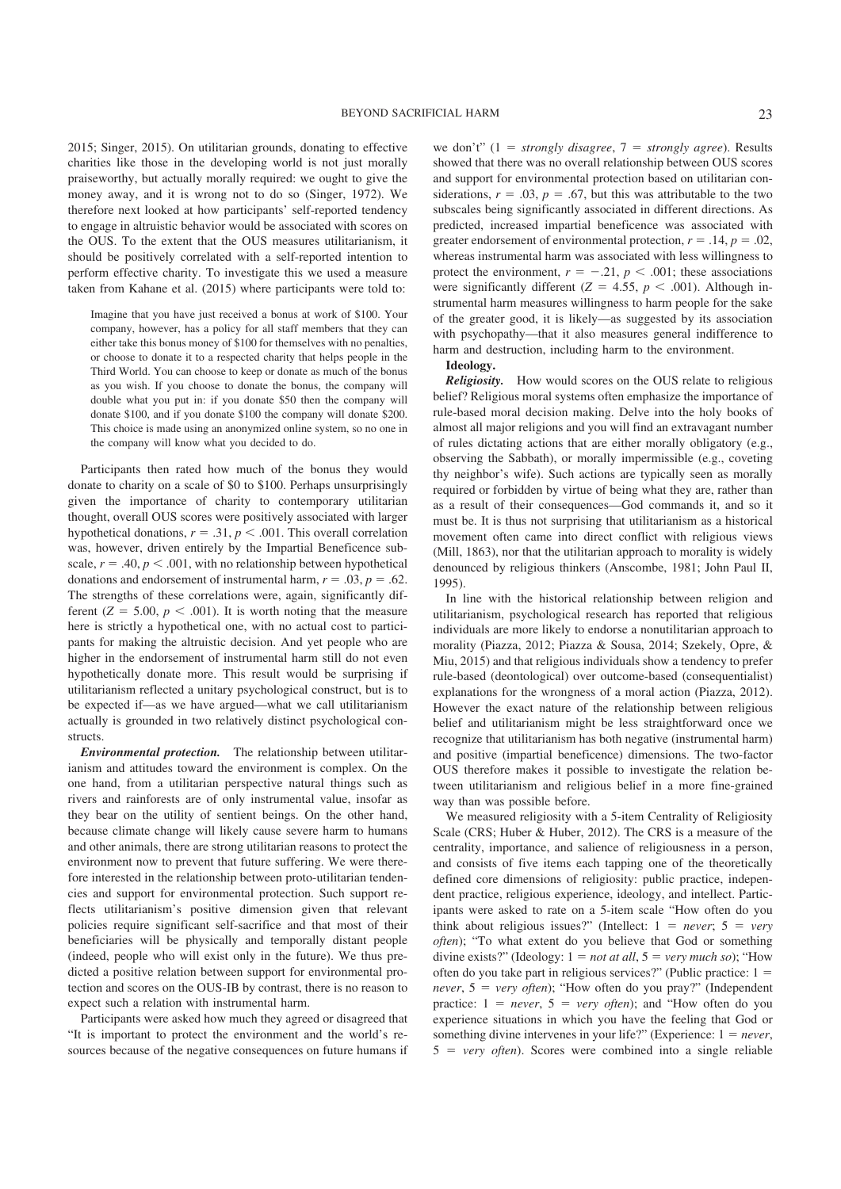2015; Singer, 2015). On utilitarian grounds, donating to effective charities like those in the developing world is not just morally praiseworthy, but actually morally required: we ought to give the money away, and it is wrong not to do so (Singer, 1972). We therefore next looked at how participants' self-reported tendency to engage in altruistic behavior would be associated with scores on the OUS. To the extent that the OUS measures utilitarianism, it should be positively correlated with a self-reported intention to perform effective charity. To investigate this we used a measure taken from Kahane et al. (2015) where participants were told to:

> Imagine that you have just received a bonus at work of \$100. Your company, however, has a policy for all staff members that they can either take this bonus money of \$100 for themselves with no penalties, or choose to donate it to a respected charity that helps people in the Third World. You can choose to keep or donate as much of the bonus as you wish. If you choose to donate the bonus, the company will double what you put in: if you donate \$50 then the company will donate \$100, and if you donate \$100 the company will donate \$200. This choice is made using an anonymized online system, so no one in the company will know what you decided to do.

Participants then rated how much of the bonus they would donate to charity on a scale of \$0 to \$100. Perhaps unsurprisingly given the importance of charity to contemporary utilitarian thought, overall OUS scores were positively associated with larger hypothetical donations, $r = .31, p < .001$. This overall correlation was, however, driven entirely by the Impartial Beneficence subscale, $r = .40, p < .001$, with no relationship between hypothetical donations and endorsement of instrumental harm, $r = .03, p = .62$. The strengths of these correlations were, again, significantly different ($Z = 5.00, p < .001$). It is worth noting that the measure here is strictly a hypothetical one, with no actual cost to participants for making the altruistic decision. And yet people who are higher in the endorsement of instrumental harm still do not even hypothetically donate more. This result would be surprising if utilitarianism reflected a unitary psychological construct, but is to be expected if—as we have argued—what we call utilitarianism actually is grounded in two relatively distinct psychological constructs.

***Environmental protection.*** The relationship between utilitarianism and attitudes toward the environment is complex. On the one hand, from a utilitarian perspective natural things such as rivers and rainforests are of only instrumental value, insofar as they bear on the utility of sentient beings. On the other hand, because climate change will likely cause severe harm to humans and other animals, there are strong utilitarian reasons to protect the environment now to prevent that future suffering. We were therefore interested in the relationship between proto-utilitarian tendencies and support for environmental protection. Such support reflects utilitarianism's positive dimension given that relevant policies require significant self-sacrifice and that most of their beneficiaries will be physically and temporally distant people (indeed, people who will exist only in the future). We thus predicted a positive relation between support for environmental protection and scores on the OUS-IB by contrast, there is no reason to expect such a relation with instrumental harm.

Participants were asked how much they agreed or disagreed that "It is important to protect the environment and the world's resources because of the negative consequences on future humans if we don't" (1 = *strongly disagree*, 7 = *strongly agree*). Results showed that there was no overall relationship between OUS scores and support for environmental protection based on utilitarian considerations, $r = .03, p = .67$, but this was attributable to the two subscales being significantly associated in different directions. As predicted, increased impartial beneficence was associated with greater endorsement of environmental protection, $r = .14, p = .02$, whereas instrumental harm was associated with less willingness to protect the environment, $r = -.21, p < .001$; these associations were significantly different ($Z = 4.55, p < .001$). Although instrumental harm measures willingness to harm people for the sake of the greater good, it is likely—as suggested by its association with psychopathy—that it also measures general indifference to harm and destruction, including harm to the environment.

**Ideology.**

***Religiosity.*** How would scores on the OUS relate to religious belief? Religious moral systems often emphasize the importance of rule-based moral decision making. Delve into the holy books of almost all major religions and you will find an extravagant number of rules dictating actions that are either morally obligatory (e.g., observing the Sabbath), or morally impermissible (e.g., coveting thy neighbor's wife). Such actions are typically seen as morally required or forbidden by virtue of being what they are, rather than as a result of their consequences—God commands it, and so it must be. It is thus not surprising that utilitarianism as a historical movement often came into direct conflict with religious views (Mill, 1863), nor that the utilitarian approach to morality is widely denounced by religious thinkers (Anscombe, 1981; John Paul II, 1995).

In line with the historical relationship between religion and utilitarianism, psychological research has reported that religious individuals are more likely to endorse a nonutilitarian approach to morality (Piazza, 2012; Piazza & Sousa, 2014; Szekely, Opre, & Miu, 2015) and that religious individuals show a tendency to prefer rule-based (deontological) over outcome-based (consequentialist) explanations for the wrongness of a moral action (Piazza, 2012). However the exact nature of the relationship between religious belief and utilitarianism might be less straightforward once we recognize that utilitarianism has both negative (instrumental harm) and positive (impartial beneficence) dimensions. The two-factor OUS therefore makes it possible to investigate the relation between utilitarianism and religious belief in a more fine-grained way than was possible before.

We measured religiosity with a 5-item Centrality of Religiosity Scale (CRS; Huber & Huber, 2012). The CRS is a measure of the centrality, importance, and salience of religiousness in a person, and consists of five items each tapping one of the theoretically defined core dimensions of religiosity: public practice, independent practice, religious experience, ideology, and intellect. Participants were asked to rate on a 5-item scale "How often do you think about religious issues?" (Intellect: 1 = *never*; 5 = *very often*); "To what extent do you believe that God or something divine exists?" (Ideology: 1 = *not at all*, 5 = *very much so*); "How often do you take part in religious services?" (Public practice: 1 = *never*, 5 = *very often*); "How often do you pray?" (Independent practice: 1 = *never*, 5 = *very often*); and "How often do you experience situations in which you have the feeling that God or something divine intervenes in your life?" (Experience: 1 = *never*, 5 = *very often*). Scores were combined into a single reliable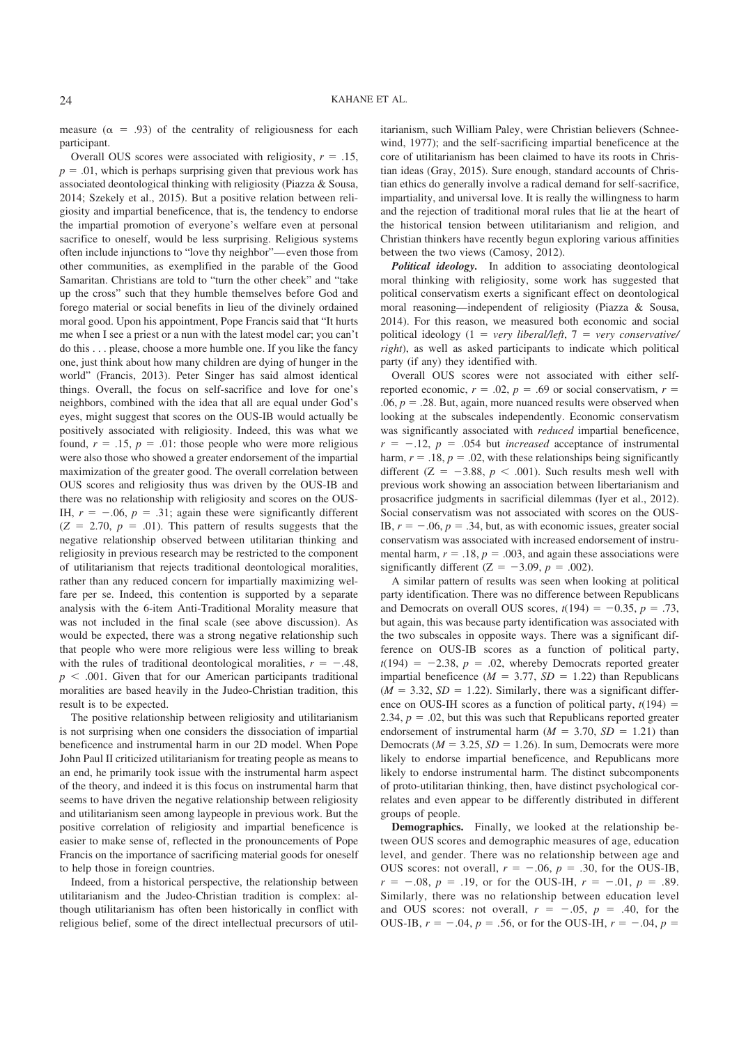measure ($\alpha$ = .93) of the centrality of religiousness for each participant.

Overall OUS scores were associated with religiosity, $r$ = .15, $p$ = .01, which is perhaps surprising given that previous work has associated deontological thinking with religiosity (Piazza & Sousa, 2014; Szekely et al., 2015). But a positive relation between religiosity and impartial beneficence, that is, the tendency to endorse the impartial promotion of everyone's welfare even at personal sacrifice to oneself, would be less surprising. Religious systems often include injunctions to "love thy neighbor"—even those from other communities, as exemplified in the parable of the Good Samaritan. Christians are told to "turn the other cheek" and "take up the cross" such that they humble themselves before God and forego material or social benefits in lieu of the divinely ordained moral good. Upon his appointment, Pope Francis said that "It hurts me when I see a priest or a nun with the latest model car; you can't do this . . . please, choose a more humble one. If you like the fancy one, just think about how many children are dying of hunger in the world" (Francis, 2013). Peter Singer has said almost identical things. Overall, the focus on self-sacrifice and love for one's neighbors, combined with the idea that all are equal under God's eyes, might suggest that scores on the OUS-IB would actually be positively associated with religiosity. Indeed, this was what we found, $r$ = .15, $p$ = .01: those people who were more religious were also those who showed a greater endorsement of the impartial maximization of the greater good. The overall correlation between OUS scores and religiosity thus was driven by the OUS-IB and there was no relationship with religiosity and scores on the OUS-IH, $r$ = −.06, $p$ = .31; again these were significantly different ($Z$ = 2.70, $p$ = .01). This pattern of results suggests that the negative relationship observed between utilitarian thinking and religiosity in previous research may be restricted to the component of utilitarianism that rejects traditional deontological moralities, rather than any reduced concern for impartially maximizing welfare per se. Indeed, this contention is supported by a separate analysis with the 6-item Anti-Traditional Morality measure that was not included in the final scale (see above discussion). As would be expected, there was a strong negative relationship such that people who were more religious were less willing to break with the rules of traditional deontological moralities, $r$ = −.48, $p$ < .001. Given that for our American participants traditional moralities are based heavily in the Judeo-Christian tradition, this result is to be expected.

The positive relationship between religiosity and utilitarianism is not surprising when one considers the dissociation of impartial beneficence and instrumental harm in our 2D model. When Pope John Paul II criticized utilitarianism for treating people as means to an end, he primarily took issue with the instrumental harm aspect of the theory, and indeed it is this focus on instrumental harm that seems to have driven the negative relationship between religiosity and utilitarianism seen among laypeople in previous work. But the positive correlation of religiosity and impartial beneficence is easier to make sense of, reflected in the pronouncements of Pope Francis on the importance of sacrificing material goods for oneself to help those in foreign countries.

Indeed, from a historical perspective, the relationship between utilitarianism and the Judeo-Christian tradition is complex: although utilitarianism has often been historically in conflict with religious belief, some of the direct intellectual precursors of utilitarianism, such William Paley, were Christian believers (Schneewind, 1977); and the self-sacrificing impartial beneficence at the core of utilitarianism has been claimed to have its roots in Christian ideas (Gray, 2015). Sure enough, standard accounts of Christian ethics do generally involve a radical demand for self-sacrifice, impartiality, and universal love. It is really the willingness to harm and the rejection of traditional moral rules that lie at the heart of the historical tension between utilitarianism and religion, and Christian thinkers have recently begun exploring various affinities between the two views (Camosy, 2012).

***Political ideology.*** In addition to associating deontological moral thinking with religiosity, some work has suggested that political conservatism exerts a significant effect on deontological moral reasoning—independent of religiosity (Piazza & Sousa, 2014). For this reason, we measured both economic and social political ideology (1 = *very liberal/left*, 7 = *very conservative/right*), as well as asked participants to indicate which political party (if any) they identified with.

Overall OUS scores were not associated with either self-reported economic, $r$ = .02, $p$ = .69 or social conservatism, $r$ = .06, $p$ = .28. But, again, more nuanced results were observed when looking at the subscales independently. Economic conservatism was significantly associated with *reduced* impartial beneficence, $r$ = −.12, $p$ = .054 but *increased* acceptance of instrumental harm, $r$ = .18, $p$ = .02, with these relationships being significantly different ($Z$ = −3.88, $p$ < .001). Such results mesh well with previous work showing an association between libertarianism and prosacrifice judgments in sacrificial dilemmas (Iyer et al., 2012). Social conservatism was not associated with scores on the OUS-IB, $r$ = −.06, $p$ = .34, but, as with economic issues, greater social conservatism was associated with increased endorsement of instrumental harm, $r$ = .18, $p$ = .003, and again these associations were significantly different ($Z$ = −3.09, $p$ = .002).

A similar pattern of results was seen when looking at political party identification. There was no difference between Republicans and Democrats on overall OUS scores, $t(194)$ = −0.35, $p$ = .73, but again, this was because party identification was associated with the two subscales in opposite ways. There was a significant difference on OUS-IB scores as a function of political party, $t(194)$ = −2.38, $p$ = .02, whereby Democrats reported greater impartial beneficence ($M$ = 3.77, $SD$ = 1.22) than Republicans ($M$ = 3.32, $SD$ = 1.22). Similarly, there was a significant difference on OUS-IH scores as a function of political party, $t(194)$ = 2.34, $p$ = .02, but this was such that Republicans reported greater endorsement of instrumental harm ($M$ = 3.70, $SD$ = 1.21) than Democrats ($M$ = 3.25, $SD$ = 1.26). In sum, Democrats were more likely to endorse impartial beneficence, and Republicans more likely to endorse instrumental harm. The distinct subcomponents of proto-utilitarian thinking, then, have distinct psychological correlates and even appear to be differently distributed in different groups of people.

**Demographics.** Finally, we looked at the relationship between OUS scores and demographic measures of age, education level, and gender. There was no relationship between age and OUS scores: not overall, $r$ = −.06, $p$ = .30, for the OUS-IB, $r$ = −.08, $p$ = .19, or for the OUS-IH, $r$ = −.01, $p$ = .89. Similarly, there was no relationship between education level and OUS scores: not overall, $r$ = −.05, $p$ = .40, for the OUS-IB, $r$ = −.04, $p$ = .56, or for the OUS-IH, $r$ = −.04, $p$ =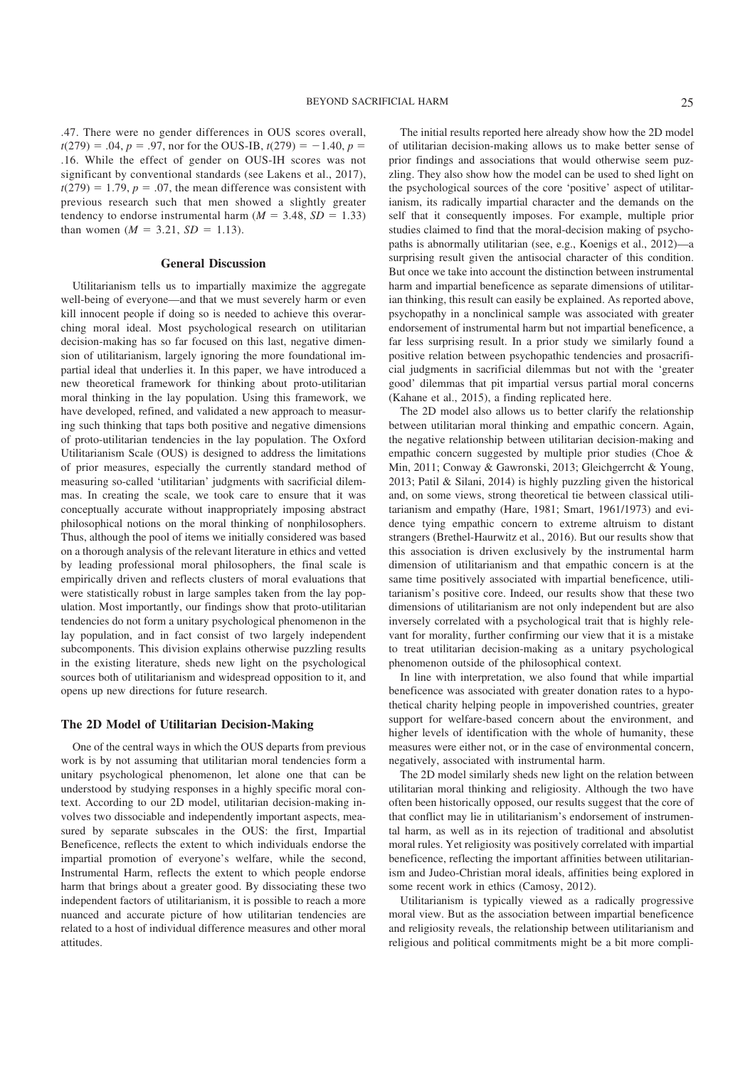.47. There were no gender differences in OUS scores overall, $t(279) = .04$, $p = .97$, nor for the OUS-IB, $t(279) = -1.40$, $p = .16$. While the effect of gender on OUS-IH scores was not significant by conventional standards (see Lakens et al., 2017), $t(279) = 1.79$, $p = .07$, the mean difference was consistent with previous research such that men showed a slightly greater tendency to endorse instrumental harm ($M = 3.48$, $SD = 1.33$) than women ($M = 3.21$, $SD = 1.13$).

## General Discussion

Utilitarianism tells us to impartially maximize the aggregate well-being of everyone—and that we must severely harm or even kill innocent people if doing so is needed to achieve this overarching moral ideal. Most psychological research on utilitarian decision-making has so far focused on this last, negative dimension of utilitarianism, largely ignoring the more foundational impartial ideal that underlies it. In this paper, we have introduced a new theoretical framework for thinking about proto-utilitarian moral thinking in the lay population. Using this framework, we have developed, refined, and validated a new approach to measuring such thinking that taps both positive and negative dimensions of proto-utilitarian tendencies in the lay population. The Oxford Utilitarianism Scale (OUS) is designed to address the limitations of prior measures, especially the currently standard method of measuring so-called 'utilitarian' judgments with sacrificial dilemmas. In creating the scale, we took care to ensure that it was conceptually accurate without inappropriately imposing abstract philosophical notions on the moral thinking of nonphilosophers. Thus, although the pool of items we initially considered was based on a thorough analysis of the relevant literature in ethics and vetted by leading professional moral philosophers, the final scale is empirically driven and reflects clusters of moral evaluations that were statistically robust in large samples taken from the lay population. Most importantly, our findings show that proto-utilitarian tendencies do not form a unitary psychological phenomenon in the lay population, and in fact consist of two largely independent subcomponents. This division explains otherwise puzzling results in the existing literature, sheds new light on the psychological sources both of utilitarianism and widespread opposition to it, and opens up new directions for future research.

### The 2D Model of Utilitarian Decision-Making

One of the central ways in which the OUS departs from previous work is by not assuming that utilitarian moral tendencies form a unitary psychological phenomenon, let alone one that can be understood by studying responses in a highly specific moral context. According to our 2D model, utilitarian decision-making involves two dissociable and independently important aspects, measured by separate subscales in the OUS: the first, Impartial Beneficence, reflects the extent to which individuals endorse the impartial promotion of everyone's welfare, while the second, Instrumental Harm, reflects the extent to which people endorse harm that brings about a greater good. By dissociating these two independent factors of utilitarianism, it is possible to reach a more nuanced and accurate picture of how utilitarian tendencies are related to a host of individual difference measures and other moral attitudes.

The initial results reported here already show how the 2D model of utilitarian decision-making allows us to make better sense of prior findings and associations that would otherwise seem puzzling. They also show how the model can be used to shed light on the psychological sources of the core 'positive' aspect of utilitarianism, its radically impartial character and the demands on the self that it consequently imposes. For example, multiple prior studies claimed to find that the moral-decision making of psychopaths is abnormally utilitarian (see, e.g., Koenigs et al., 2012)—a surprising result given the antisocial character of this condition. But once we take into account the distinction between instrumental harm and impartial beneficence as separate dimensions of utilitarian thinking, this result can easily be explained. As reported above, psychopathy in a nonclinical sample was associated with greater endorsement of instrumental harm but not impartial beneficence, a far less surprising result. In a prior study we similarly found a positive relation between psychopathic tendencies and prosacrificial judgments in sacrificial dilemmas but not with the 'greater good' dilemmas that pit impartial versus partial moral concerns (Kahane et al., 2015), a finding replicated here.

The 2D model also allows us to better clarify the relationship between utilitarian moral thinking and empathic concern. Again, the negative relationship between utilitarian decision-making and empathic concern suggested by multiple prior studies (Choe & Min, 2011; Conway & Gawronski, 2013; Gleichgerrcht & Young, 2013; Patil & Silani, 2014) is highly puzzling given the historical and, on some views, strong theoretical tie between classical utilitarianism and empathy (Hare, 1981; Smart, 1961/1973) and evidence tying empathic concern to extreme altruism to distant strangers (Brethel-Haurwitz et al., 2016). But our results show that this association is driven exclusively by the instrumental harm dimension of utilitarianism and that empathic concern is at the same time positively associated with impartial beneficence, utilitarianism's positive core. Indeed, our results show that these two dimensions of utilitarianism are not only independent but are also inversely correlated with a psychological trait that is highly relevant for morality, further confirming our view that it is a mistake to treat utilitarian decision-making as a unitary psychological phenomenon outside of the philosophical context.

In line with interpretation, we also found that while impartial beneficence was associated with greater donation rates to a hypothetical charity helping people in impoverished countries, greater support for welfare-based concern about the environment, and higher levels of identification with the whole of humanity, these measures were either not, or in the case of environmental concern, negatively, associated with instrumental harm.

The 2D model similarly sheds new light on the relation between utilitarian moral thinking and religiosity. Although the two have often been historically opposed, our results suggest that the core of that conflict may lie in utilitarianism's endorsement of instrumental harm, as well as in its rejection of traditional and absolutist moral rules. Yet religiosity was positively correlated with impartial beneficence, reflecting the important affinities between utilitarianism and Judeo-Christian moral ideals, affinities being explored in some recent work in ethics (Camosy, 2012).

Utilitarianism is typically viewed as a radically progressive moral view. But as the association between impartial beneficence and religiosity reveals, the relationship between utilitarianism and religious and political commitments might be a bit more compli-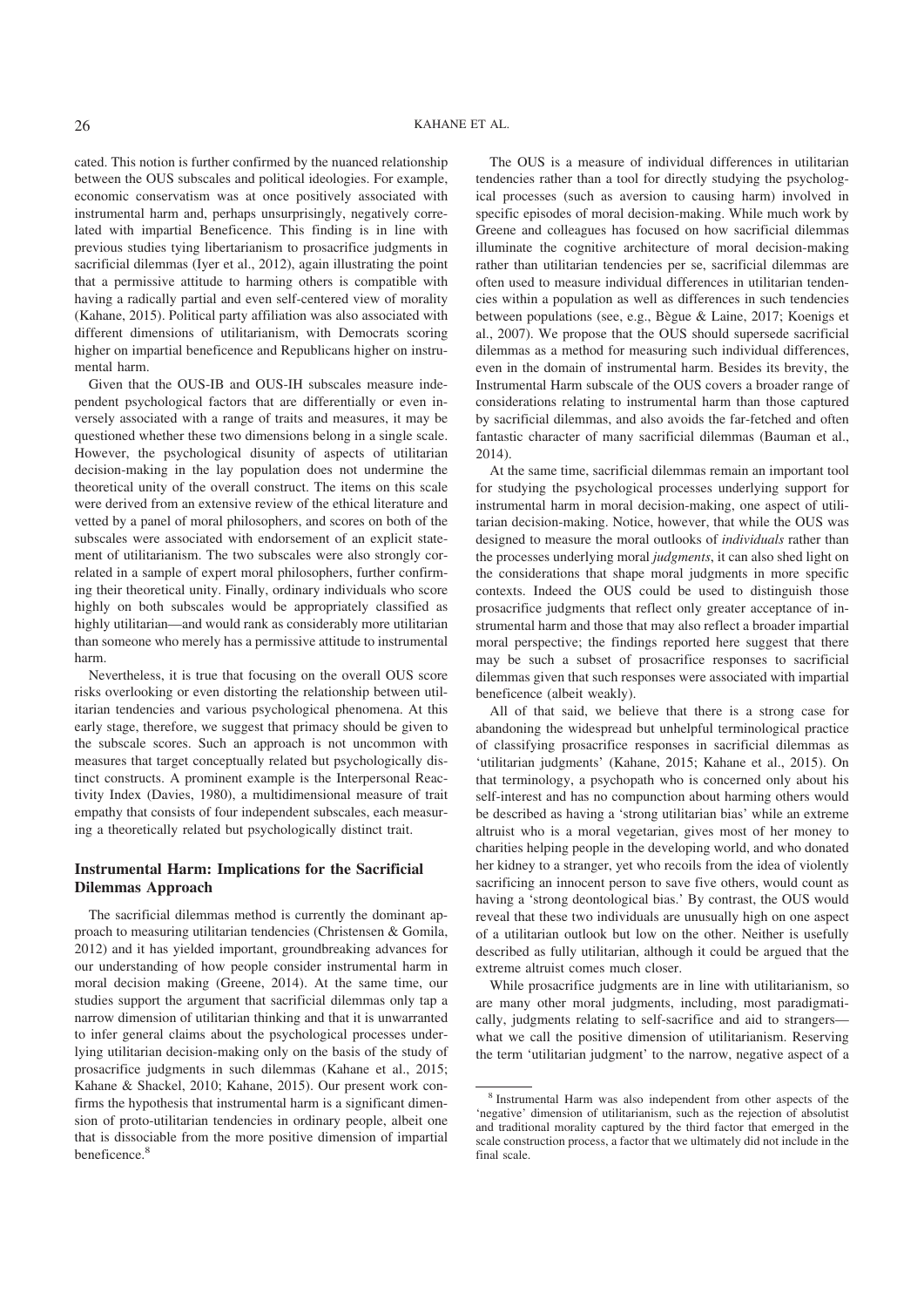cated. This notion is further confirmed by the nuanced relationship between the OUS subscales and political ideologies. For example, economic conservatism was at once positively associated with instrumental harm and, perhaps unsurprisingly, negatively correlated with impartial Beneficence. This finding is in line with previous studies tying libertarianism to prosacrifice judgments in sacrificial dilemmas (Iyer et al., 2012), again illustrating the point that a permissive attitude to harming others is compatible with having a radically partial and even self-centered view of morality (Kahane, 2015). Political party affiliation was also associated with different dimensions of utilitarianism, with Democrats scoring higher on impartial beneficence and Republicans higher on instrumental harm.

Given that the OUS-IB and OUS-IH subscales measure independent psychological factors that are differentially or even inversely associated with a range of traits and measures, it may be questioned whether these two dimensions belong in a single scale. However, the psychological disunity of aspects of utilitarian decision-making in the lay population does not undermine the theoretical unity of the overall construct. The items on this scale were derived from an extensive review of the ethical literature and vetted by a panel of moral philosophers, and scores on both of the subscales were associated with endorsement of an explicit statement of utilitarianism. The two subscales were also strongly correlated in a sample of expert moral philosophers, further confirming their theoretical unity. Finally, ordinary individuals who score highly on both subscales would be appropriately classified as highly utilitarian—and would rank as considerably more utilitarian than someone who merely has a permissive attitude to instrumental harm.

Nevertheless, it is true that focusing on the overall OUS score risks overlooking or even distorting the relationship between utilitarian tendencies and various psychological phenomena. At this early stage, therefore, we suggest that primacy should be given to the subscale scores. Such an approach is not uncommon with measures that target conceptually related but psychologically distinct constructs. A prominent example is the Interpersonal Reactivity Index (Davies, 1980), a multidimensional measure of trait empathy that consists of four independent subscales, each measuring a theoretically related but psychologically distinct trait.

## Instrumental Harm: Implications for the Sacrificial Dilemmas Approach

The sacrificial dilemmas method is currently the dominant approach to measuring utilitarian tendencies (Christensen & Gomila, 2012) and it has yielded important, groundbreaking advances for our understanding of how people consider instrumental harm in moral decision making (Greene, 2014). At the same time, our studies support the argument that sacrificial dilemmas only tap a narrow dimension of utilitarian thinking and that it is unwarranted to infer general claims about the psychological processes underlying utilitarian decision-making only on the basis of the study of prosacrifice judgments in such dilemmas (Kahane et al., 2015; Kahane & Shackel, 2010; Kahane, 2015). Our present work confirms the hypothesis that instrumental harm is a significant dimension of proto-utilitarian tendencies in ordinary people, albeit one that is dissociable from the more positive dimension of impartial beneficence.[8]

The OUS is a measure of individual differences in utilitarian tendencies rather than a tool for directly studying the psychological processes (such as aversion to causing harm) involved in specific episodes of moral decision-making. While much work by Greene and colleagues has focused on how sacrificial dilemmas illuminate the cognitive architecture of moral decision-making rather than utilitarian tendencies per se, sacrificial dilemmas are often used to measure individual differences in utilitarian tendencies within a population as well as differences in such tendencies between populations (see, e.g., Bègue & Laine, 2017; Koenigs et al., 2007). We propose that the OUS should supersede sacrificial dilemmas as a method for measuring such individual differences, even in the domain of instrumental harm. Besides its brevity, the Instrumental Harm subscale of the OUS covers a broader range of considerations relating to instrumental harm than those captured by sacrificial dilemmas, and also avoids the far-fetched and often fantastic character of many sacrificial dilemmas (Bauman et al., 2014).

At the same time, sacrificial dilemmas remain an important tool for studying the psychological processes underlying support for instrumental harm in moral decision-making, one aspect of utilitarian decision-making. Notice, however, that while the OUS was designed to measure the moral outlooks of *individuals* rather than the processes underlying moral *judgments*, it can also shed light on the considerations that shape moral judgments in more specific contexts. Indeed the OUS could be used to distinguish those prosacrifice judgments that reflect only greater acceptance of instrumental harm and those that may also reflect a broader impartial moral perspective; the findings reported here suggest that there may be such a subset of prosacrifice responses to sacrificial dilemmas given that such responses were associated with impartial beneficence (albeit weakly).

All of that said, we believe that there is a strong case for abandoning the widespread but unhelpful terminological practice of classifying prosacrifice responses in sacrificial dilemmas as 'utilitarian judgments' (Kahane, 2015; Kahane et al., 2015). On that terminology, a psychopath who is concerned only about his self-interest and has no compunction about harming others would be described as having a 'strong utilitarian bias' while an extreme altruist who is a moral vegetarian, gives most of her money to charities helping people in the developing world, and who donated her kidney to a stranger, yet who recoils from the idea of violently sacrificing an innocent person to save five others, would count as having a 'strong deontological bias.' By contrast, the OUS would reveal that these two individuals are unusually high on one aspect of a utilitarian outlook but low on the other. Neither is usefully described as fully utilitarian, although it could be argued that the extreme altruist comes much closer.

While prosacrifice judgments are in line with utilitarianism, so are many other moral judgments, including, most paradigmatically, judgments relating to self-sacrifice and aid to strangers—what we call the positive dimension of utilitarianism. Reserving the term 'utilitarian judgment' to the narrow, negative aspect of a

[8] Instrumental Harm was also independent from other aspects of the 'negative' dimension of utilitarianism, such as the rejection of absolutist and traditional morality captured by the third factor that emerged in the scale construction process, a factor that we ultimately did not include in the final scale.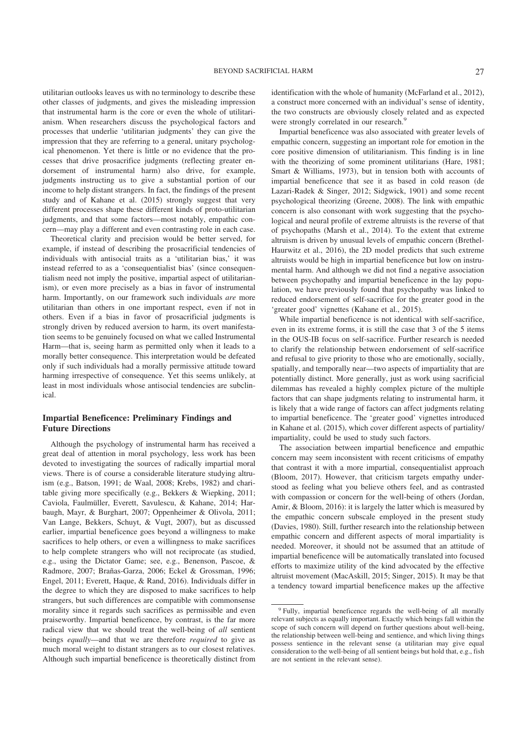utilitarian outlooks leaves us with no terminology to describe these other classes of judgments, and gives the misleading impression that instrumental harm is the core or even the whole of utilitarianism. When researchers discuss the psychological factors and processes that underlie 'utilitarian judgments' they can give the impression that they are referring to a general, unitary psychological phenomenon. Yet there is little or no evidence that the processes that drive prosacrifice judgments (reflecting greater endorsement of instrumental harm) also drive, for example, judgments instructing us to give a substantial portion of our income to help distant strangers. In fact, the findings of the present study and of Kahane et al. (2015) strongly suggest that very different processes shape these different kinds of proto-utilitarian judgments, and that some factors—most notably, empathic concern—may play a different and even contrasting role in each case.

Theoretical clarity and precision would be better served, for example, if instead of describing the prosacrificial tendencies of individuals with antisocial traits as a 'utilitarian bias,' it was instead referred to as a 'consequentialist bias' (since consequentialism need not imply the positive, impartial aspect of utilitarianism), or even more precisely as a bias in favor of instrumental harm. Importantly, on our framework such individuals *are* more utilitarian than others in one important respect, even if not in others. Even if a bias in favor of prosacrificial judgments is strongly driven by reduced aversion to harm, its overt manifestation seems to be genuinely focused on what we called Instrumental Harm—that is, seeing harm as permitted only when it leads to a morally better consequence. This interpretation would be defeated only if such individuals had a morally permissive attitude toward harming irrespective of consequence. Yet this seems unlikely, at least in most individuals whose antisocial tendencies are subclinical.

### Impartial Beneficence: Preliminary Findings and Future Directions

Although the psychology of instrumental harm has received a great deal of attention in moral psychology, less work has been devoted to investigating the sources of radically impartial moral views. There is of course a considerable literature studying altruism (e.g., Batson, 1991; de Waal, 2008; Krebs, 1982) and charitable giving more specifically (e.g., Bekkers & Wiepking, 2011; Caviola, Faulmüller, Everett, Savulescu, & Kahane, 2014; Harbaugh, Mayr, & Burghart, 2007; Oppenheimer & Olivola, 2011; Van Lange, Bekkers, Schuyt, & Vugt, 2007), but as discussed earlier, impartial beneficence goes beyond a willingness to make sacrifices to help others, or even a willingness to make sacrifices to help complete strangers who will not reciprocate (as studied, e.g., using the Dictator Game; see, e.g., Benenson, Pascoe, & Radmore, 2007; Brañas-Garza, 2006; Eckel & Grossman, 1996; Engel, 2011; Everett, Haque, & Rand, 2016). Individuals differ in the degree to which they are disposed to make sacrifices to help strangers, but such differences are compatible with commonsense morality since it regards such sacrifices as permissible and even praiseworthy. Impartial beneficence, by contrast, is the far more radical view that we should treat the well-being of *all* sentient beings *equally*—and that we are therefore *required* to give as much moral weight to distant strangers as to our closest relatives. Although such impartial beneficence is theoretically distinct from identification with the whole of humanity (McFarland et al., 2012), a construct more concerned with an individual's sense of identity, the two constructs are obviously closely related and as expected were strongly correlated in our research.[9]

Impartial beneficence was also associated with greater levels of empathic concern, suggesting an important role for emotion in the core positive dimension of utilitarianism. This finding is in line with the theorizing of some prominent utilitarians (Hare, 1981; Smart & Williams, 1973), but in tension both with accounts of impartial beneficence that see it as based in cold reason (de Lazari-Radek & Singer, 2012; Sidgwick, 1901) and some recent psychological theorizing (Greene, 2008). The link with empathic concern is also consonant with work suggesting that the psychological and neural profile of extreme altruists is the reverse of that of psychopaths (Marsh et al., 2014). To the extent that extreme altruism is driven by unusual levels of empathic concern (Brethel-Haurwitz et al., 2016), the 2D model predicts that such extreme altruists would be high in impartial beneficence but low on instrumental harm. And although we did not find a negative association between psychopathy and impartial beneficence in the lay population, we have previously found that psychopathy was linked to reduced endorsement of self-sacrifice for the greater good in the 'greater good' vignettes (Kahane et al., 2015).

While impartial beneficence is not identical with self-sacrifice, even in its extreme forms, it is still the case that 3 of the 5 items in the OUS-IB focus on self-sacrifice. Further research is needed to clarify the relationship between endorsement of self-sacrifice and refusal to give priority to those who are emotionally, socially, spatially, and temporally near—two aspects of impartiality that are potentially distinct. More generally, just as work using sacrificial dilemmas has revealed a highly complex picture of the multiple factors that can shape judgments relating to instrumental harm, it is likely that a wide range of factors can affect judgments relating to impartial beneficence. The 'greater good' vignettes introduced in Kahane et al. (2015), which cover different aspects of partiality/impartiality, could be used to study such factors.

The association between impartial beneficence and empathic concern may seem inconsistent with recent criticisms of empathy that contrast it with a more impartial, consequentialist approach (Bloom, 2017). However, that criticism targets empathy understood as feeling what you believe others feel, and as contrasted with compassion or concern for the well-being of others (Jordan, Amir, & Bloom, 2016): it is largely the latter which is measured by the empathic concern subscale employed in the present study (Davies, 1980). Still, further research into the relationship between empathic concern and different aspects of moral impartiality is needed. Moreover, it should not be assumed that an attitude of impartial beneficence will be automatically translated into focused efforts to maximize utility of the kind advocated by the effective altruist movement (MacAskill, 2015; Singer, 2015). It may be that a tendency toward impartial beneficence makes up the affective

[9] Fully, impartial beneficence regards the well-being of all morally relevant subjects as equally important. Exactly which beings fall within the scope of such concern will depend on further questions about well-being, the relationship between well-being and sentience, and which living things possess sentience in the relevant sense (a utilitarian may give equal consideration to the well-being of all sentient beings but hold that, e.g., fish are not sentient in the relevant sense).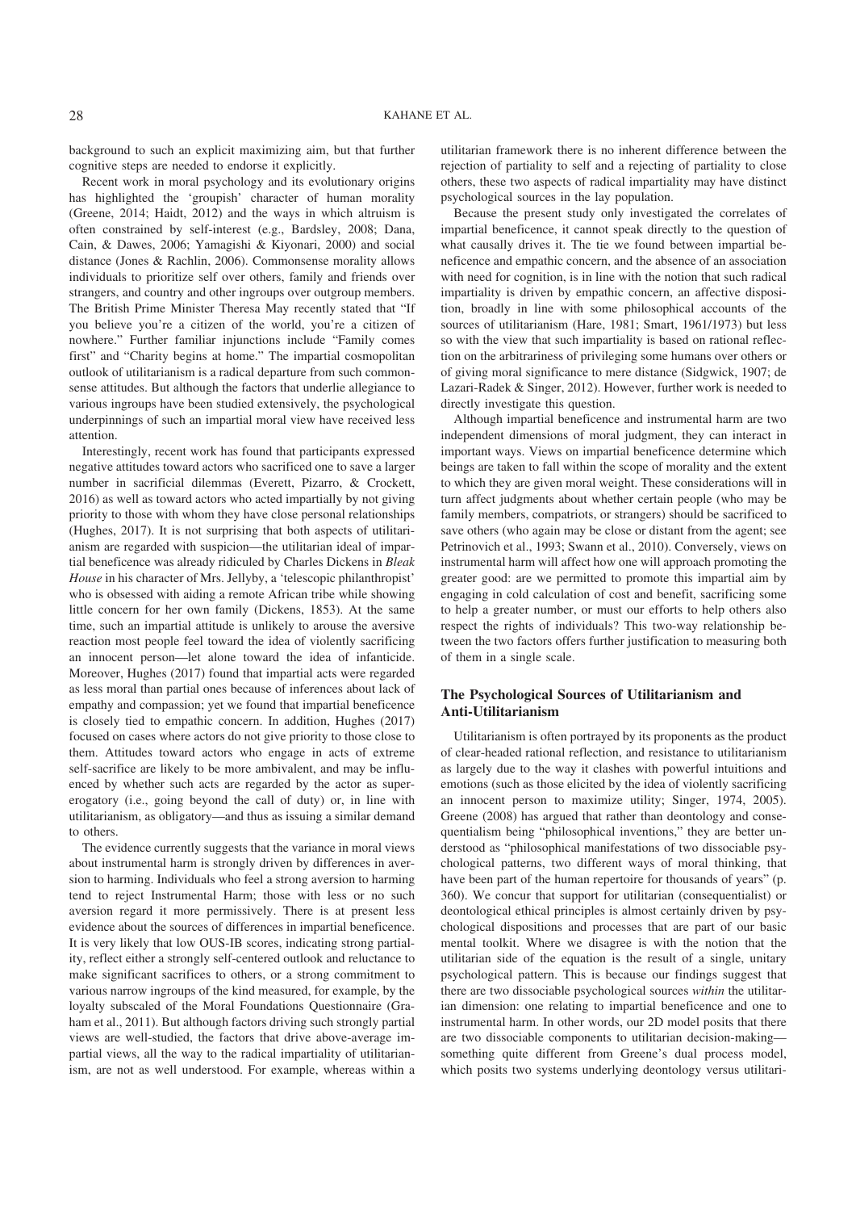background to such an explicit maximizing aim, but that further cognitive steps are needed to endorse it explicitly.

Recent work in moral psychology and its evolutionary origins has highlighted the 'groupish' character of human morality (Greene, 2014; Haidt, 2012) and the ways in which altruism is often constrained by self-interest (e.g., Bardsley, 2008; Dana, Cain, & Dawes, 2006; Yamagishi & Kiyonari, 2000) and social distance (Jones & Rachlin, 2006). Commonsense morality allows individuals to prioritize self over others, family and friends over strangers, and country and other ingroups over outgroup members. The British Prime Minister Theresa May recently stated that "If you believe you're a citizen of the world, you're a citizen of nowhere." Further familiar injunctions include "Family comes first" and "Charity begins at home." The impartial cosmopolitan outlook of utilitarianism is a radical departure from such commonsense attitudes. But although the factors that underlie allegiance to various ingroups have been studied extensively, the psychological underpinnings of such an impartial moral view have received less attention.

Interestingly, recent work has found that participants expressed negative attitudes toward actors who sacrificed one to save a larger number in sacrificial dilemmas (Everett, Pizarro, & Crockett, 2016) as well as toward actors who acted impartially by not giving priority to those with whom they have close personal relationships (Hughes, 2017). It is not surprising that both aspects of utilitarianism are regarded with suspicion—the utilitarian ideal of impartial beneficence was already ridiculed by Charles Dickens in *Bleak House* in his character of Mrs. Jellyby, a 'telescopic philanthropist' who is obsessed with aiding a remote African tribe while showing little concern for her own family (Dickens, 1853). At the same time, such an impartial attitude is unlikely to arouse the aversive reaction most people feel toward the idea of violently sacrificing an innocent person—let alone toward the idea of infanticide. Moreover, Hughes (2017) found that impartial acts were regarded as less moral than partial ones because of inferences about lack of empathy and compassion; yet we found that impartial beneficence is closely tied to empathic concern. In addition, Hughes (2017) focused on cases where actors do not give priority to those close to them. Attitudes toward actors who engage in acts of extreme self-sacrifice are likely to be more ambivalent, and may be influenced by whether such acts are regarded by the actor as supererogatory (i.e., going beyond the call of duty) or, in line with utilitarianism, as obligatory—and thus as issuing a similar demand to others.

The evidence currently suggests that the variance in moral views about instrumental harm is strongly driven by differences in aversion to harming. Individuals who feel a strong aversion to harming tend to reject Instrumental Harm; those with less or no such aversion regard it more permissively. There is at present less evidence about the sources of differences in impartial beneficence. It is very likely that low OUS-IB scores, indicating strong partiality, reflect either a strongly self-centered outlook and reluctance to make significant sacrifices to others, or a strong commitment to various narrow ingroups of the kind measured, for example, by the loyalty subscaled of the Moral Foundations Questionnaire (Graham et al., 2011). But although factors driving such strongly partial views are well-studied, the factors that drive above-average impartial views, all the way to the radical impartiality of utilitarianism, are not as well understood. For example, whereas within a utilitarian framework there is no inherent difference between the rejection of partiality to self and a rejecting of partiality to close others, these two aspects of radical impartiality may have distinct psychological sources in the lay population.

Because the present study only investigated the correlates of impartial beneficence, it cannot speak directly to the question of what causally drives it. The tie we found between impartial beneficence and empathic concern, and the absence of an association with need for cognition, is in line with the notion that such radical impartiality is driven by empathic concern, an affective disposition, broadly in line with some philosophical accounts of the sources of utilitarianism (Hare, 1981; Smart, 1961/1973) but less so with the view that such impartiality is based on rational reflection on the arbitrariness of privileging some humans over others or of giving moral significance to mere distance (Sidgwick, 1907; de Lazari-Radek & Singer, 2012). However, further work is needed to directly investigate this question.

Although impartial beneficence and instrumental harm are two independent dimensions of moral judgment, they can interact in important ways. Views on impartial beneficence determine which beings are taken to fall within the scope of morality and the extent to which they are given moral weight. These considerations will in turn affect judgments about whether certain people (who may be family members, compatriots, or strangers) should be sacrificed to save others (who again may be close or distant from the agent; see Petrinovich et al., 1993; Swann et al., 2010). Conversely, views on instrumental harm will affect how one will approach promoting the greater good: are we permitted to promote this impartial aim by engaging in cold calculation of cost and benefit, sacrificing some to help a greater number, or must our efforts to help others also respect the rights of individuals? This two-way relationship between the two factors offers further justification to measuring both of them in a single scale.

## The Psychological Sources of Utilitarianism and Anti-Utilitarianism

Utilitarianism is often portrayed by its proponents as the product of clear-headed rational reflection, and resistance to utilitarianism as largely due to the way it clashes with powerful intuitions and emotions (such as those elicited by the idea of violently sacrificing an innocent person to maximize utility; Singer, 1974, 2005). Greene (2008) has argued that rather than deontology and consequentialism being "philosophical inventions," they are better understood as "philosophical manifestations of two dissociable psychological patterns, two different ways of moral thinking, that have been part of the human repertoire for thousands of years" (p. 360). We concur that support for utilitarian (consequentialist) or deontological ethical principles is almost certainly driven by psychological dispositions and processes that are part of our basic mental toolkit. Where we disagree is with the notion that the utilitarian side of the equation is the result of a single, unitary psychological pattern. This is because our findings suggest that there are two dissociable psychological sources *within* the utilitarian dimension: one relating to impartial beneficence and one to instrumental harm. In other words, our 2D model posits that there are two dissociable components to utilitarian decision-making—something quite different from Greene's dual process model, which posits two systems underlying deontology versus utilitari-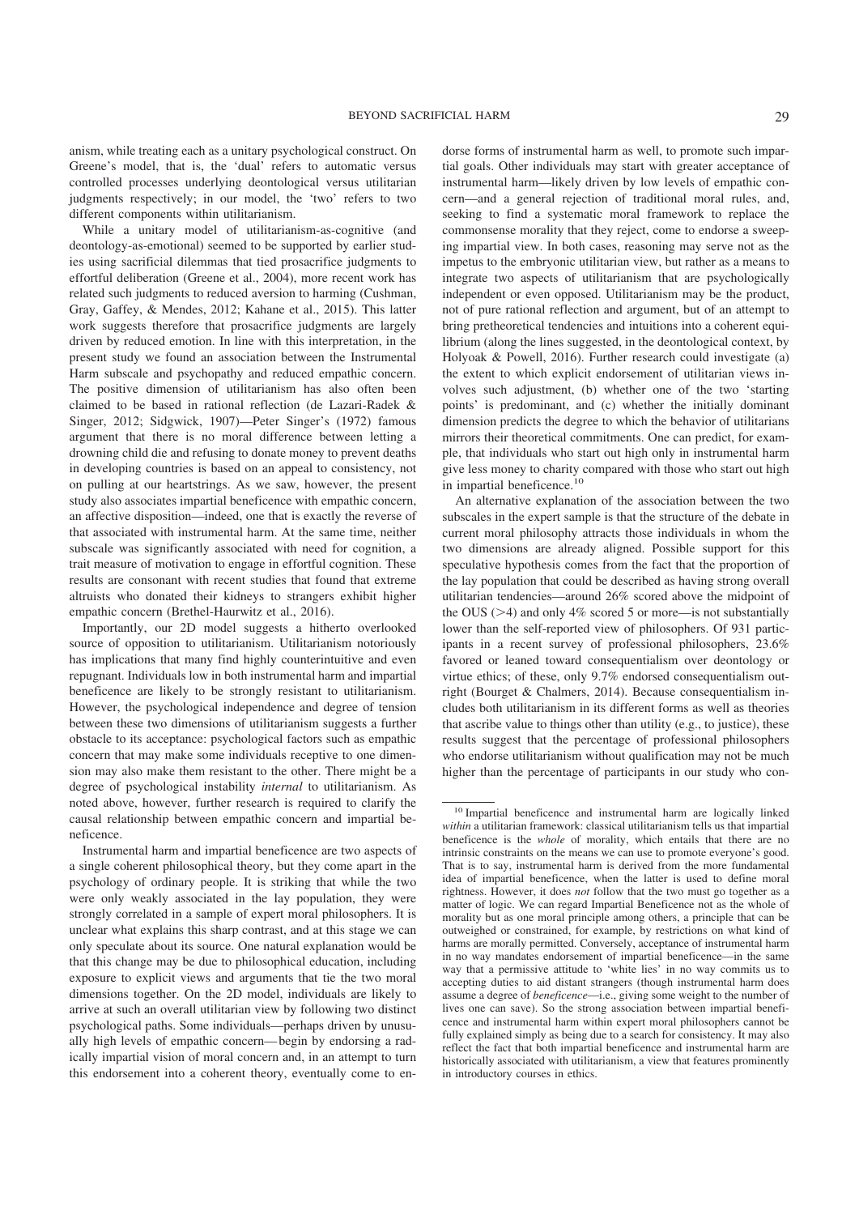anism, while treating each as a unitary psychological construct. On Greene's model, that is, the 'dual' refers to automatic versus controlled processes underlying deontological versus utilitarian judgments respectively; in our model, the 'two' refers to two different components within utilitarianism.

While a unitary model of utilitarianism-as-cognitive (and deontology-as-emotional) seemed to be supported by earlier studies using sacrificial dilemmas that tied prosacrifice judgments to effortful deliberation (Greene et al., 2004), more recent work has related such judgments to reduced aversion to harming (Cushman, Gray, Gaffey, & Mendes, 2012; Kahane et al., 2015). This latter work suggests therefore that prosacrifice judgments are largely driven by reduced emotion. In line with this interpretation, in the present study we found an association between the Instrumental Harm subscale and psychopathy and reduced empathic concern. The positive dimension of utilitarianism has also often been claimed to be based in rational reflection (de Lazari-Radek & Singer, 2012; Sidgwick, 1907)—Peter Singer's (1972) famous argument that there is no moral difference between letting a drowning child die and refusing to donate money to prevent deaths in developing countries is based on an appeal to consistency, not on pulling at our heartstrings. As we saw, however, the present study also associates impartial beneficence with empathic concern, an affective disposition—indeed, one that is exactly the reverse of that associated with instrumental harm. At the same time, neither subscale was significantly associated with need for cognition, a trait measure of motivation to engage in effortful cognition. These results are consonant with recent studies that found that extreme altruists who donated their kidneys to strangers exhibit higher empathic concern (Brethel-Haurwitz et al., 2016).

Importantly, our 2D model suggests a hitherto overlooked source of opposition to utilitarianism. Utilitarianism notoriously has implications that many find highly counterintuitive and even repugnant. Individuals low in both instrumental harm and impartial beneficence are likely to be strongly resistant to utilitarianism. However, the psychological independence and degree of tension between these two dimensions of utilitarianism suggests a further obstacle to its acceptance: psychological factors such as empathic concern that may make some individuals receptive to one dimension may also make them resistant to the other. There might be a degree of psychological instability *internal* to utilitarianism. As noted above, however, further research is required to clarify the causal relationship between empathic concern and impartial beneficence.

Instrumental harm and impartial beneficence are two aspects of a single coherent philosophical theory, but they come apart in the psychology of ordinary people. It is striking that while the two were only weakly associated in the lay population, they were strongly correlated in a sample of expert moral philosophers. It is unclear what explains this sharp contrast, and at this stage we can only speculate about its source. One natural explanation would be that this change may be due to philosophical education, including exposure to explicit views and arguments that tie the two moral dimensions together. On the 2D model, individuals are likely to arrive at such an overall utilitarian view by following two distinct psychological paths. Some individuals—perhaps driven by unusually high levels of empathic concern—begin by endorsing a radically impartial vision of moral concern and, in an attempt to turn this endorsement into a coherent theory, eventually come to endorse forms of instrumental harm as well, to promote such impartial goals. Other individuals may start with greater acceptance of instrumental harm—likely driven by low levels of empathic concern—and a general rejection of traditional moral rules, and, seeking to find a systematic moral framework to replace the commonsense morality that they reject, come to endorse a sweeping impartial view. In both cases, reasoning may serve not as the impetus to the embryonic utilitarian view, but rather as a means to integrate two aspects of utilitarianism that are psychologically independent or even opposed. Utilitarianism may be the product, not of pure rational reflection and argument, but of an attempt to bring pretheoretical tendencies and intuitions into a coherent equilibrium (along the lines suggested, in the deontological context, by Holyoak & Powell, 2016). Further research could investigate (a) the extent to which explicit endorsement of utilitarian views involves such adjustment, (b) whether one of the two 'starting points' is predominant, and (c) whether the initially dominant dimension predicts the degree to which the behavior of utilitarians mirrors their theoretical commitments. One can predict, for example, that individuals who start out high only in instrumental harm give less money to charity compared with those who start out high in impartial beneficence.[10]

An alternative explanation of the association between the two subscales in the expert sample is that the structure of the debate in current moral philosophy attracts those individuals in whom the two dimensions are already aligned. Possible support for this speculative hypothesis comes from the fact that the proportion of the lay population that could be described as having strong overall utilitarian tendencies—around 26% scored above the midpoint of the OUS (>4) and only 4% scored 5 or more—is not substantially lower than the self-reported view of philosophers. Of 931 participants in a recent survey of professional philosophers, 23.6% favored or leaned toward consequentialism over deontology or virtue ethics; of these, only 9.7% endorsed consequentialism outright (Bourget & Chalmers, 2014). Because consequentialism includes both utilitarianism in its different forms as well as theories that ascribe value to things other than utility (e.g., to justice), these results suggest that the percentage of professional philosophers who endorse utilitarianism without qualification may not be much higher than the percentage of participants in our study who con-

[10] Impartial beneficence and instrumental harm are logically linked *within* a utilitarian framework: classical utilitarianism tells us that impartial beneficence is the *whole* of morality, which entails that there are no intrinsic constraints on the means we can use to promote everyone's good. That is to say, instrumental harm is derived from the more fundamental idea of impartial beneficence, when the latter is used to define moral rightness. However, it does *not* follow that the two must go together as a matter of logic. We can regard Impartial Beneficence not as the whole of morality but as one moral principle among others, a principle that can be outweighed or constrained, for example, by restrictions on what kind of harms are morally permitted. Conversely, acceptance of instrumental harm in no way mandates endorsement of impartial beneficence—in the same way that a permissive attitude to 'white lies' in no way commits us to accepting duties to aid distant strangers (though instrumental harm does assume a degree of *beneficence*—i.e., giving some weight to the number of lives one can save). So the strong association between impartial beneficence and instrumental harm within expert moral philosophers cannot be fully explained simply as being due to a search for consistency. It may also reflect the fact that both impartial beneficence and instrumental harm are historically associated with utilitarianism, a view that features prominently in introductory courses in ethics.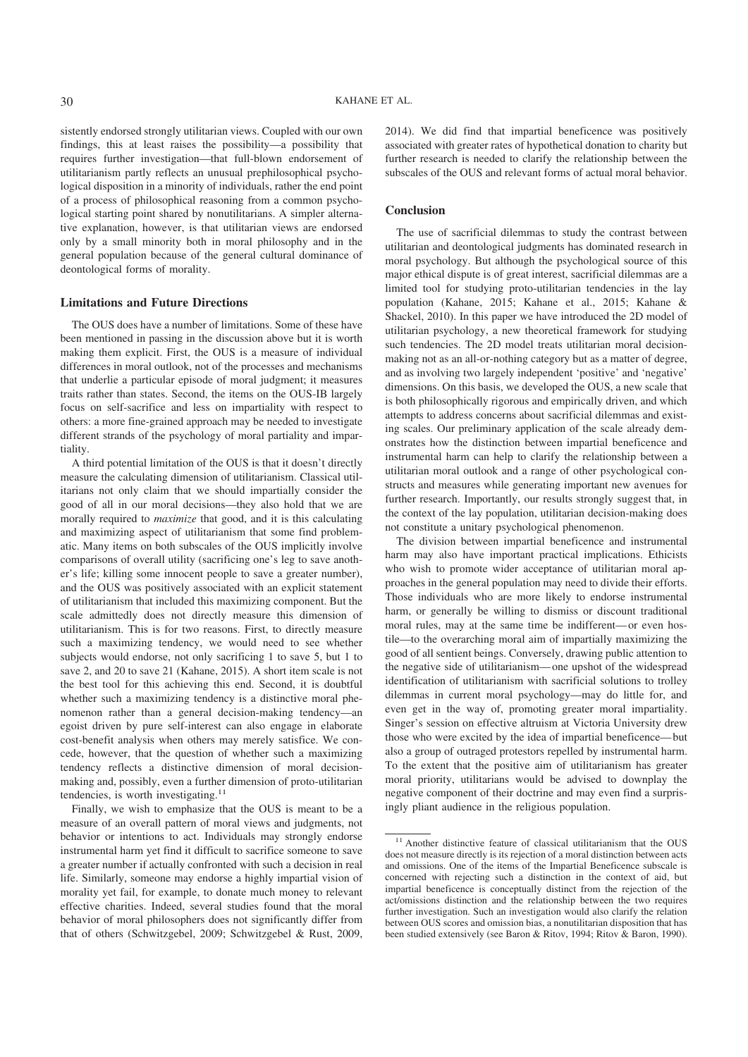sistently endorsed strongly utilitarian views. Coupled with our own findings, this at least raises the possibility—a possibility that requires further investigation—that full-blown endorsement of utilitarianism partly reflects an unusual prephilosophical psychological disposition in a minority of individuals, rather the end point of a process of philosophical reasoning from a common psychological starting point shared by nonutilitarians. A simpler alternative explanation, however, is that utilitarian views are endorsed only by a small minority both in moral philosophy and in the general population because of the general cultural dominance of deontological forms of morality.

## Limitations and Future Directions

The OUS does have a number of limitations. Some of these have been mentioned in passing in the discussion above but it is worth making them explicit. First, the OUS is a measure of individual differences in moral outlook, not of the processes and mechanisms that underlie a particular episode of moral judgment; it measures traits rather than states. Second, the items on the OUS-IB largely focus on self-sacrifice and less on impartiality with respect to others: a more fine-grained approach may be needed to investigate different strands of the psychology of moral partiality and impartiality.

A third potential limitation of the OUS is that it doesn't directly measure the calculating dimension of utilitarianism. Classical utilitarians not only claim that we should impartially consider the good of all in our moral decisions—they also hold that we are morally required to *maximize* that good, and it is this calculating and maximizing aspect of utilitarianism that some find problematic. Many items on both subscales of the OUS implicitly involve comparisons of overall utility (sacrificing one's leg to save another's life; killing some innocent people to save a greater number), and the OUS was positively associated with an explicit statement of utilitarianism that included this maximizing component. But the scale admittedly does not directly measure this dimension of utilitarianism. This is for two reasons. First, to directly measure such a maximizing tendency, we would need to see whether subjects would endorse, not only sacrificing 1 to save 5, but 1 to save 2, and 20 to save 21 (Kahane, 2015). A short item scale is not the best tool for this achieving this end. Second, it is doubtful whether such a maximizing tendency is a distinctive moral phenomenon rather than a general decision-making tendency—an egoist driven by pure self-interest can also engage in elaborate cost-benefit analysis when others may merely satisfice. We concede, however, that the question of whether such a maximizing tendency reflects a distinctive dimension of moral decision-making and, possibly, even a further dimension of proto-utilitarian tendencies, is worth investigating.[11]

Finally, we wish to emphasize that the OUS is meant to be a measure of an overall pattern of moral views and judgments, not behavior or intentions to act. Individuals may strongly endorse instrumental harm yet find it difficult to sacrifice someone to save a greater number if actually confronted with such a decision in real life. Similarly, someone may endorse a highly impartial vision of morality yet fail, for example, to donate much money to relevant effective charities. Indeed, several studies found that the moral behavior of moral philosophers does not significantly differ from that of others (Schwitzgebel, 2009; Schwitzgebel & Rust, 2009, 2014). We did find that impartial beneficence was positively associated with greater rates of hypothetical donation to charity but further research is needed to clarify the relationship between the subscales of the OUS and relevant forms of actual moral behavior.

## Conclusion

The use of sacrificial dilemmas to study the contrast between utilitarian and deontological judgments has dominated research in moral psychology. But although the psychological source of this major ethical dispute is of great interest, sacrificial dilemmas are a limited tool for studying proto-utilitarian tendencies in the lay population (Kahane, 2015; Kahane et al., 2015; Kahane & Shackel, 2010). In this paper we have introduced the 2D model of utilitarian psychology, a new theoretical framework for studying such tendencies. The 2D model treats utilitarian moral decision-making not as an all-or-nothing category but as a matter of degree, and as involving two largely independent 'positive' and 'negative' dimensions. On this basis, we developed the OUS, a new scale that is both philosophically rigorous and empirically driven, and which attempts to address concerns about sacrificial dilemmas and existing scales. Our preliminary application of the scale already demonstrates how the distinction between impartial beneficence and instrumental harm can help to clarify the relationship between a utilitarian moral outlook and a range of other psychological constructs and measures while generating important new avenues for further research. Importantly, our results strongly suggest that, in the context of the lay population, utilitarian decision-making does not constitute a unitary psychological phenomenon.

The division between impartial beneficence and instrumental harm may also have important practical implications. Ethicists who wish to promote wider acceptance of utilitarian moral approaches in the general population may need to divide their efforts. Those individuals who are more likely to endorse instrumental harm, or generally be willing to dismiss or discount traditional moral rules, may at the same time be indifferent—or even hostile—to the overarching moral aim of impartially maximizing the good of all sentient beings. Conversely, drawing public attention to the negative side of utilitarianism—one upshot of the widespread identification of utilitarianism with sacrificial solutions to trolley dilemmas in current moral psychology—may do little for, and even get in the way of, promoting greater moral impartiality. Singer's session on effective altruism at Victoria University drew those who were excited by the idea of impartial beneficence—but also a group of outraged protestors repelled by instrumental harm. To the extent that the positive aim of utilitarianism has greater moral priority, utilitarians would be advised to downplay the negative component of their doctrine and may even find a surprisingly pliant audience in the religious population.

---

[11] Another distinctive feature of classical utilitarianism that the OUS does not measure directly is its rejection of a moral distinction between acts and omissions. One of the items of the Impartial Beneficence subscale is concerned with rejecting such a distinction in the context of aid, but impartial beneficence is conceptually distinct from the rejection of the act/omissions distinction and the relationship between the two requires further investigation. Such an investigation would also clarify the relation between OUS scores and omission bias, a nonutilitarian disposition that has been studied extensively (see Baron & Ritov, 1994; Ritov & Baron, 1990).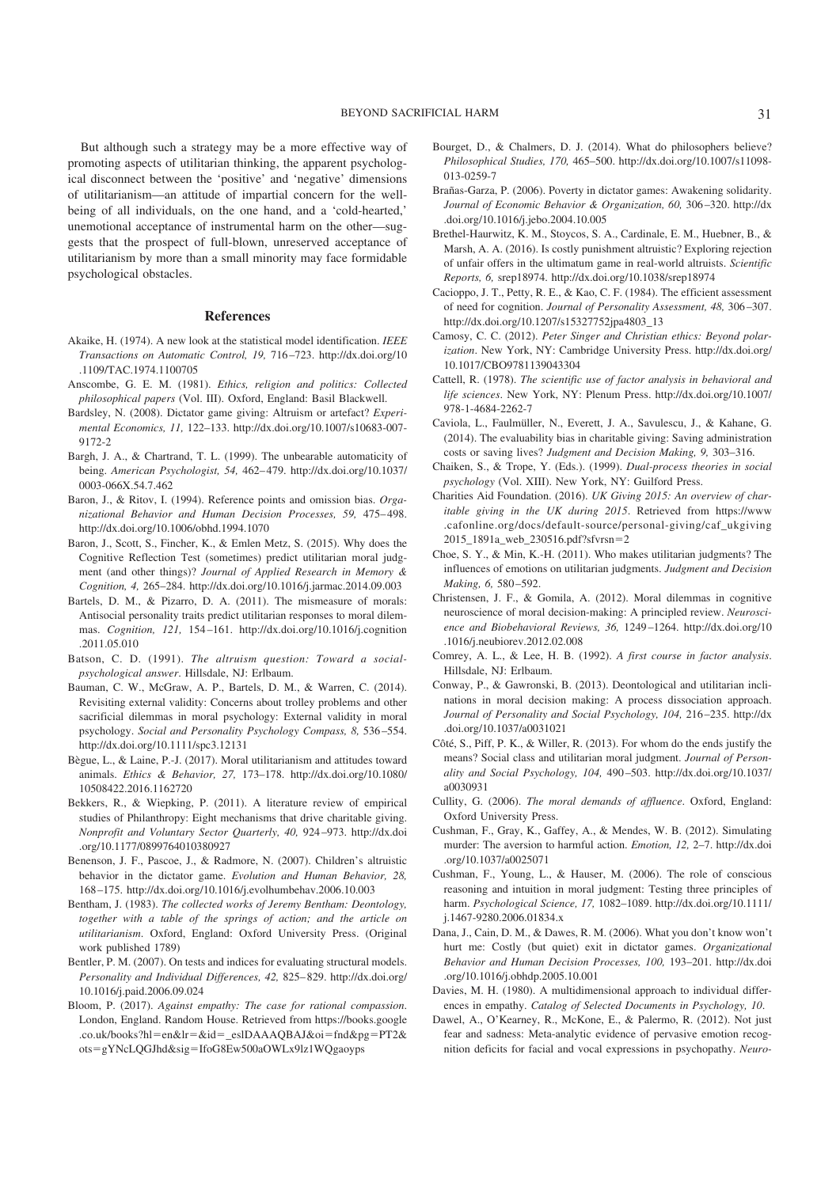But although such a strategy may be a more effective way of promoting aspects of utilitarian thinking, the apparent psychological disconnect between the 'positive' and 'negative' dimensions of utilitarianism—an attitude of impartial concern for the well-being of all individuals, on the one hand, and a 'cold-hearted,' unemotional acceptance of instrumental harm on the other—suggests that the prospect of full-blown, unreserved acceptance of utilitarianism by more than a small minority may face formidable psychological obstacles.

## References

Akaike, H. (1974). A new look at the statistical model identification. *IEEE Transactions on Automatic Control, 19,* 716–723. http://dx.doi.org/10.1109/TAC.1974.1100705

Anscombe, G. E. M. (1981). *Ethics, religion and politics: Collected philosophical papers* (Vol. III). Oxford, England: Basil Blackwell.

Bardsley, N. (2008). Dictator game giving: Altruism or artefact? *Experimental Economics, 11,* 122–133. http://dx.doi.org/10.1007/s10683-007-9172-2

Bargh, J. A., & Chartrand, T. L. (1999). The unbearable automaticity of being. *American Psychologist, 54,* 462–479. http://dx.doi.org/10.1037/0003-066X.54.7.462

Baron, J., & Ritov, I. (1994). Reference points and omission bias. *Organizational Behavior and Human Decision Processes, 59,* 475–498. http://dx.doi.org/10.1006/obhd.1994.1070

Baron, J., Scott, S., Fincher, K., & Emlen Metz, S. (2015). Why does the Cognitive Reflection Test (sometimes) predict utilitarian moral judgment (and other things)? *Journal of Applied Research in Memory & Cognition, 4,* 265–284. http://dx.doi.org/10.1016/j.jarmac.2014.09.003

Bartels, D. M., & Pizarro, D. A. (2011). The mismeasure of morals: Antisocial personality traits predict utilitarian responses to moral dilemmas. *Cognition, 121,* 154–161. http://dx.doi.org/10.1016/j.cognition.2011.05.010

Batson, C. D. (1991). *The altruism question: Toward a social-psychological answer*. Hillsdale, NJ: Erlbaum.

Bauman, C. W., McGraw, A. P., Bartels, D. M., & Warren, C. (2014). Revisiting external validity: Concerns about trolley problems and other sacrificial dilemmas in moral psychology: External validity in moral psychology. *Social and Personality Psychology Compass, 8,* 536–554. http://dx.doi.org/10.1111/spc3.12131

Bègue, L., & Laine, P.-J. (2017). Moral utilitarianism and attitudes toward animals. *Ethics & Behavior, 27,* 173–178. http://dx.doi.org/10.1080/10508422.2016.1162720

Bekkers, R., & Wiepking, P. (2011). A literature review of empirical studies of Philanthropy: Eight mechanisms that drive charitable giving. *Nonprofit and Voluntary Sector Quarterly, 40,* 924–973. http://dx.doi.org/10.1177/0899764010380927

Benenson, J. F., Pascoe, J., & Radmore, N. (2007). Children's altruistic behavior in the dictator game. *Evolution and Human Behavior, 28,* 168–175. http://dx.doi.org/10.1016/j.evolhumbehav.2006.10.003

Bentham, J. (1983). *The collected works of Jeremy Bentham: Deontology, together with a table of the springs of action; and the article on utilitarianism*. Oxford, England: Oxford University Press. (Original work published 1789)

Bentler, P. M. (2007). On tests and indices for evaluating structural models. *Personality and Individual Differences, 42,* 825–829. http://dx.doi.org/10.1016/j.paid.2006.09.024

Bloom, P. (2017). *Against empathy: The case for rational compassion*. London, England. Random House. Retrieved from https://books.google.co.uk/books?hl=en&lr=&id=_eslDAAAQBAJ&oi=fnd&pg=PT2&ots=gYNcLQGJhd&sig=IfoG8Ew500aOWLx9lz1WQgaoyps

Bourget, D., & Chalmers, D. J. (2014). What do philosophers believe? *Philosophical Studies, 170,* 465–500. http://dx.doi.org/10.1007/s11098-013-0259-7

Brañas-Garza, P. (2006). Poverty in dictator games: Awakening solidarity. *Journal of Economic Behavior & Organization, 60,* 306–320. http://dx.doi.org/10.1016/j.jebo.2004.10.005

Brethel-Haurwitz, K. M., Stoycos, S. A., Cardinale, E. M., Huebner, B., & Marsh, A. A. (2016). Is costly punishment altruistic? Exploring rejection of unfair offers in the ultimatum game in real-world altruists. *Scientific Reports, 6,* srep18974. http://dx.doi.org/10.1038/srep18974

Cacioppo, J. T., Petty, R. E., & Kao, C. F. (1984). The efficient assessment of need for cognition. *Journal of Personality Assessment, 48,* 306–307. http://dx.doi.org/10.1207/s15327752jpa4803_13

Camosy, C. C. (2012). *Peter Singer and Christian ethics: Beyond polarization*. New York, NY: Cambridge University Press. http://dx.doi.org/10.1017/CBO9781139043304

Cattell, R. (1978). *The scientific use of factor analysis in behavioral and life sciences*. New York, NY: Plenum Press. http://dx.doi.org/10.1007/978-1-4684-2262-7

Caviola, L., Faulmüller, N., Everett, J. A., Savulescu, J., & Kahane, G. (2014). The evaluability bias in charitable giving: Saving administration costs or saving lives? *Judgment and Decision Making, 9,* 303–316.

Chaiken, S., & Trope, Y. (Eds.). (1999). *Dual-process theories in social psychology* (Vol. XIII). New York, NY: Guilford Press.

Charities Aid Foundation. (2016). *UK Giving 2015: An overview of charitable giving in the UK during 2015*. Retrieved from https://www.cafonline.org/docs/default-source/personal-giving/caf_ukgiving2015_1891a_web_230516.pdf?sfvrsn=2

Choe, S. Y., & Min, K.-H. (2011). Who makes utilitarian judgments? The influences of emotions on utilitarian judgments. *Judgment and Decision Making, 6,* 580–592.

Christensen, J. F., & Gomila, A. (2012). Moral dilemmas in cognitive neuroscience of moral decision-making: A principled review. *Neuroscience and Biobehavioral Reviews, 36,* 1249–1264. http://dx.doi.org/10.1016/j.neubiorev.2012.02.008

Comrey, A. L., & Lee, H. B. (1992). *A first course in factor analysis*. Hillsdale, NJ: Erlbaum.

Conway, P., & Gawronski, B. (2013). Deontological and utilitarian inclinations in moral decision making: A process dissociation approach. *Journal of Personality and Social Psychology, 104,* 216–235. http://dx.doi.org/10.1037/a0031021

Côté, S., Piff, P. K., & Willer, R. (2013). For whom do the ends justify the means? Social class and utilitarian moral judgment. *Journal of Personality and Social Psychology, 104,* 490–503. http://dx.doi.org/10.1037/a0030931

Cullity, G. (2006). *The moral demands of affluence*. Oxford, England: Oxford University Press.

Cushman, F., Gray, K., Gaffey, A., & Mendes, W. B. (2012). Simulating murder: The aversion to harmful action. *Emotion, 12,* 2–7. http://dx.doi.org/10.1037/a0025071

Cushman, F., Young, L., & Hauser, M. (2006). The role of conscious reasoning and intuition in moral judgment: Testing three principles of harm. *Psychological Science, 17,* 1082–1089. http://dx.doi.org/10.1111/j.1467-9280.2006.01834.x

Dana, J., Cain, D. M., & Dawes, R. M. (2006). What you don't know won't hurt me: Costly (but quiet) exit in dictator games. *Organizational Behavior and Human Decision Processes, 100,* 193–201. http://dx.doi.org/10.1016/j.obhdp.2005.10.001

Davies, M. H. (1980). A multidimensional approach to individual differences in empathy. *Catalog of Selected Documents in Psychology, 10*.

Dawel, A., O'Kearney, R., McKone, E., & Palermo, R. (2012). Not just fear and sadness: Meta-analytic evidence of pervasive emotion recognition deficits for facial and vocal expressions in psychopathy. *Neuro-*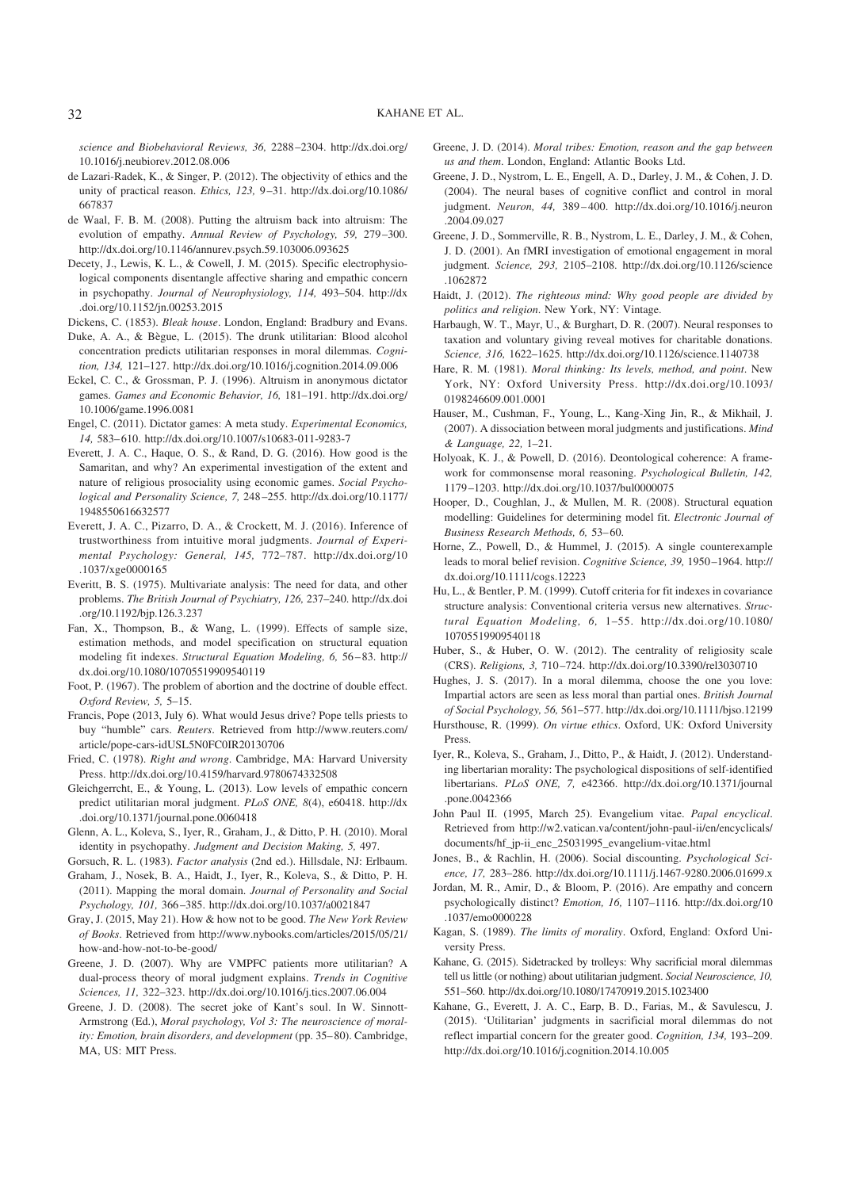*science and Biobehavioral Reviews, 36,* 2288–2304. http://dx.doi.org/10.1016/j.neubiorev.2012.08.006

de Lazari-Radek, K., & Singer, P. (2012). The objectivity of ethics and the unity of practical reason. *Ethics, 123,* 9–31. http://dx.doi.org/10.1086/667837

de Waal, F. B. M. (2008). Putting the altruism back into altruism: The evolution of empathy. *Annual Review of Psychology, 59,* 279–300. http://dx.doi.org/10.1146/annurev.psych.59.103006.093625

Decety, J., Lewis, K. L., & Cowell, J. M. (2015). Specific electrophysiological components disentangle affective sharing and empathic concern in psychopathy. *Journal of Neurophysiology, 114,* 493–504. http://dx.doi.org/10.1152/jn.00253.2015

Dickens, C. (1853). *Bleak house*. London, England: Bradbury and Evans.

Duke, A. A., & Bègue, L. (2015). The drunk utilitarian: Blood alcohol concentration predicts utilitarian responses in moral dilemmas. *Cognition, 134,* 121–127. http://dx.doi.org/10.1016/j.cognition.2014.09.006

Eckel, C. C., & Grossman, P. J. (1996). Altruism in anonymous dictator games. *Games and Economic Behavior, 16,* 181–191. http://dx.doi.org/10.1006/game.1996.0081

Engel, C. (2011). Dictator games: A meta study. *Experimental Economics, 14,* 583–610. http://dx.doi.org/10.1007/s10683-011-9283-7

Everett, J. A. C., Haque, O. S., & Rand, D. G. (2016). How good is the Samaritan, and why? An experimental investigation of the extent and nature of religious prosociality using economic games. *Social Psychological and Personality Science, 7,* 248–255. http://dx.doi.org/10.1177/1948550616632577

Everett, J. A. C., Pizarro, D. A., & Crockett, M. J. (2016). Inference of trustworthiness from intuitive moral judgments. *Journal of Experimental Psychology: General, 145,* 772–787. http://dx.doi.org/10.1037/xge0000165

Everitt, B. S. (1975). Multivariate analysis: The need for data, and other problems. *The British Journal of Psychiatry, 126,* 237–240. http://dx.doi.org/10.1192/bjp.126.3.237

Fan, X., Thompson, B., & Wang, L. (1999). Effects of sample size, estimation methods, and model specification on structural equation modeling fit indexes. *Structural Equation Modeling, 6,* 56–83. http://dx.doi.org/10.1080/10705519909540119

Foot, P. (1967). The problem of abortion and the doctrine of double effect. *Oxford Review, 5,* 5–15.

Francis, Pope (2013, July 6). What would Jesus drive? Pope tells priests to buy "humble" cars. *Reuters*. Retrieved from http://www.reuters.com/article/pope-cars-idUSL5N0FC0IR20130706

Fried, C. (1978). *Right and wrong*. Cambridge, MA: Harvard University Press. http://dx.doi.org/10.4159/harvard.9780674332508

Gleichgerrcht, E., & Young, L. (2013). Low levels of empathic concern predict utilitarian moral judgment. *PLoS ONE, 8*(4), e60418. http://dx.doi.org/10.1371/journal.pone.0060418

Glenn, A. L., Koleva, S., Iyer, R., Graham, J., & Ditto, P. H. (2010). Moral identity in psychopathy. *Judgment and Decision Making, 5,* 497.

Gorsuch, R. L. (1983). *Factor analysis* (2nd ed.). Hillsdale, NJ: Erlbaum.

Graham, J., Nosek, B. A., Haidt, J., Iyer, R., Koleva, S., & Ditto, P. H. (2011). Mapping the moral domain. *Journal of Personality and Social Psychology, 101,* 366–385. http://dx.doi.org/10.1037/a0021847

Gray, J. (2015, May 21). How & how not to be good. *The New York Review of Books*. Retrieved from http://www.nybooks.com/articles/2015/05/21/how-and-how-not-to-be-good/

Greene, J. D. (2007). Why are VMPFC patients more utilitarian? A dual-process theory of moral judgment explains. *Trends in Cognitive Sciences, 11,* 322–323. http://dx.doi.org/10.1016/j.tics.2007.06.004

Greene, J. D. (2008). The secret joke of Kant's soul. In W. Sinnott-Armstrong (Ed.), *Moral psychology, Vol 3: The neuroscience of morality: Emotion, brain disorders, and development* (pp. 35–80). Cambridge, MA, US: MIT Press.

Greene, J. D. (2014). *Moral tribes: Emotion, reason and the gap between us and them*. London, England: Atlantic Books Ltd.

Greene, J. D., Nystrom, L. E., Engell, A. D., Darley, J. M., & Cohen, J. D. (2004). The neural bases of cognitive conflict and control in moral judgment. *Neuron, 44,* 389–400. http://dx.doi.org/10.1016/j.neuron.2004.09.027

Greene, J. D., Sommerville, R. B., Nystrom, L. E., Darley, J. M., & Cohen, J. D. (2001). An fMRI investigation of emotional engagement in moral judgment. *Science, 293,* 2105–2108. http://dx.doi.org/10.1126/science.1062872

Haidt, J. (2012). *The righteous mind: Why good people are divided by politics and religion*. New York, NY: Vintage.

Harbaugh, W. T., Mayr, U., & Burghart, D. R. (2007). Neural responses to taxation and voluntary giving reveal motives for charitable donations. *Science, 316,* 1622–1625. http://dx.doi.org/10.1126/science.1140738

Hare, R. M. (1981). *Moral thinking: Its levels, method, and point*. New York, NY: Oxford University Press. http://dx.doi.org/10.1093/0198246609.001.0001

Hauser, M., Cushman, F., Young, L., Kang-Xing Jin, R., & Mikhail, J. (2007). A dissociation between moral judgments and justifications. *Mind & Language, 22,* 1–21.

Holyoak, K. J., & Powell, D. (2016). Deontological coherence: A framework for commonsense moral reasoning. *Psychological Bulletin, 142,* 1179–1203. http://dx.doi.org/10.1037/bul0000075

Hooper, D., Coughlan, J., & Mullen, M. R. (2008). Structural equation modelling: Guidelines for determining model fit. *Electronic Journal of Business Research Methods, 6,* 53–60.

Horne, Z., Powell, D., & Hummel, J. (2015). A single counterexample leads to moral belief revision. *Cognitive Science, 39,* 1950–1964. http://dx.doi.org/10.1111/cogs.12223

Hu, L., & Bentler, P. M. (1999). Cutoff criteria for fit indexes in covariance structure analysis: Conventional criteria versus new alternatives. *Structural Equation Modeling, 6,* 1–55. http://dx.doi.org/10.1080/10705519909540118

Huber, S., & Huber, O. W. (2012). The centrality of religiosity scale (CRS). *Religions, 3,* 710–724. http://dx.doi.org/10.3390/rel3030710

Hughes, J. S. (2017). In a moral dilemma, choose the one you love: Impartial actors are seen as less moral than partial ones. *British Journal of Social Psychology, 56,* 561–577. http://dx.doi.org/10.1111/bjso.12199

Hursthouse, R. (1999). *On virtue ethics*. Oxford, UK: Oxford University Press.

Iyer, R., Koleva, S., Graham, J., Ditto, P., & Haidt, J. (2012). Understanding libertarian morality: The psychological dispositions of self-identified libertarians. *PLoS ONE, 7,* e42366. http://dx.doi.org/10.1371/journal.pone.0042366

John Paul II. (1995, March 25). Evangelium vitae. *Papal encyclical*. Retrieved from http://w2.vatican.va/content/john-paul-ii/en/encyclicals/documents/hf_jp-ii_enc_25031995_evangelium-vitae.html

Jones, B., & Rachlin, H. (2006). Social discounting. *Psychological Science, 17,* 283–286. http://dx.doi.org/10.1111/j.1467-9280.2006.01699.x

Jordan, M. R., Amir, D., & Bloom, P. (2016). Are empathy and concern psychologically distinct? *Emotion, 16,* 1107–1116. http://dx.doi.org/10.1037/emo0000228

Kagan, S. (1989). *The limits of morality*. Oxford, England: Oxford University Press.

Kahane, G. (2015). Sidetracked by trolleys: Why sacrificial moral dilemmas tell us little (or nothing) about utilitarian judgment. *Social Neuroscience, 10,* 551–560. http://dx.doi.org/10.1080/17470919.2015.1023400

Kahane, G., Everett, J. A. C., Earp, B. D., Farias, M., & Savulescu, J. (2015). 'Utilitarian' judgments in sacrificial moral dilemmas do not reflect impartial concern for the greater good. *Cognition, 134,* 193–209. http://dx.doi.org/10.1016/j.cognition.2014.10.005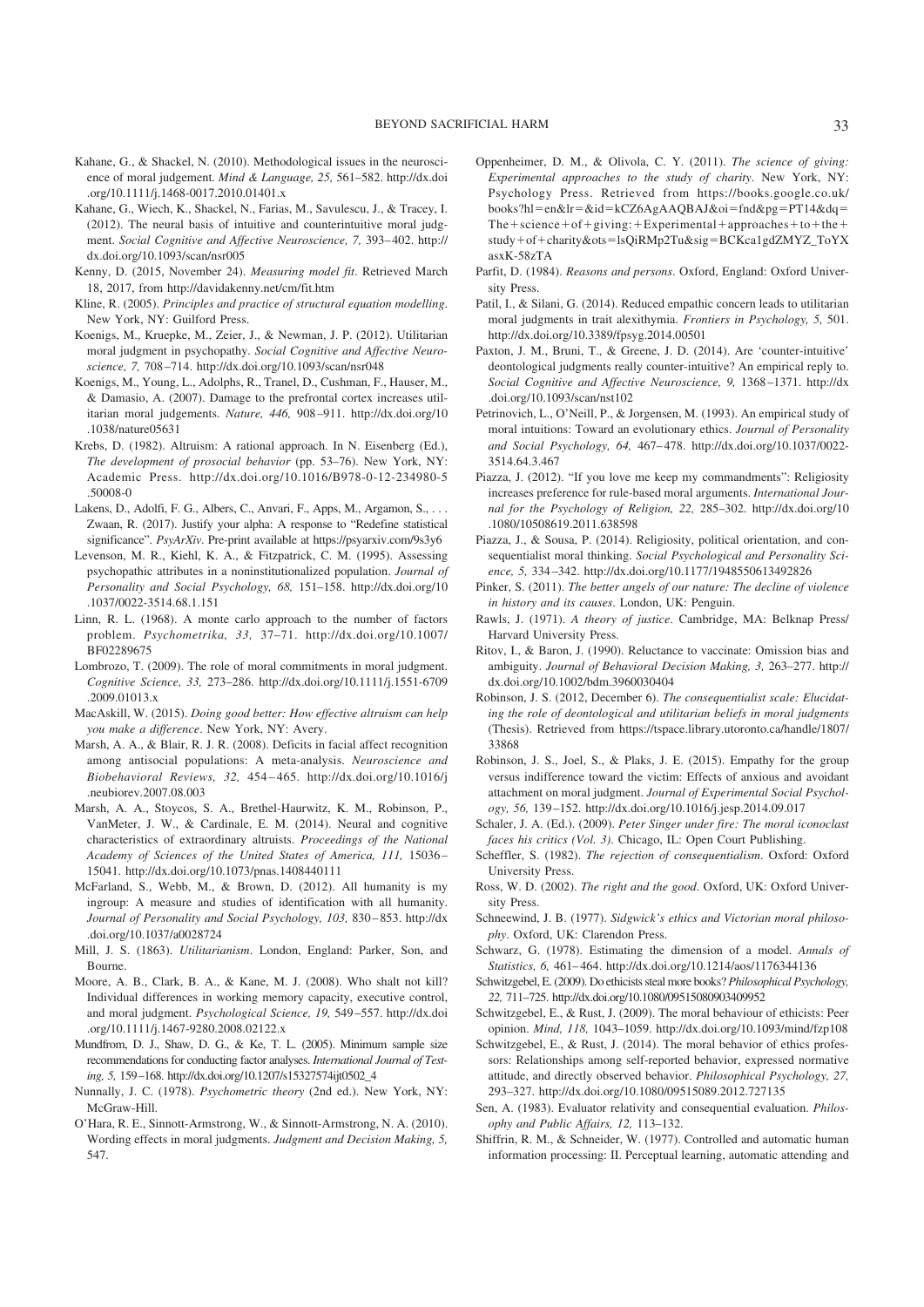Kahane, G., & Shackel, N. (2010). Methodological issues in the neuroscience of moral judgement. *Mind & Language, 25,* 561–582. http://dx.doi.org/10.1111/j.1468-0017.2010.01401.x

Kahane, G., Wiech, K., Shackel, N., Farias, M., Savulescu, J., & Tracey, I. (2012). The neural basis of intuitive and counterintuitive moral judgment. *Social Cognitive and Affective Neuroscience, 7,* 393–402. http://dx.doi.org/10.1093/scan/nsr005

Kenny, D. (2015, November 24). *Measuring model fit*. Retrieved March 18, 2017, from http://davidakenny.net/cm/fit.htm

Kline, R. (2005). *Principles and practice of structural equation modelling*. New York, NY: Guilford Press.

Koenigs, M., Kruepke, M., Zeier, J., & Newman, J. P. (2012). Utilitarian moral judgment in psychopathy. *Social Cognitive and Affective Neuroscience, 7,* 708–714. http://dx.doi.org/10.1093/scan/nsr048

Koenigs, M., Young, L., Adolphs, R., Tranel, D., Cushman, F., Hauser, M., & Damasio, A. (2007). Damage to the prefrontal cortex increases utilitarian moral judgements. *Nature, 446,* 908–911. http://dx.doi.org/10.1038/nature05631

Krebs, D. (1982). Altruism: A rational approach. In N. Eisenberg (Ed.), *The development of prosocial behavior* (pp. 53–76). New York, NY: Academic Press. http://dx.doi.org/10.1016/B978-0-12-234980-5.50008-0

Lakens, D., Adolfi, F. G., Albers, C., Anvari, F., Apps, M., Argamon, S., . . . Zwaan, R. (2017). Justify your alpha: A response to "Redefine statistical significance". *PsyArXiv*. Pre-print available at https://psyarxiv.com/9s3y6

Levenson, M. R., Kiehl, K. A., & Fitzpatrick, C. M. (1995). Assessing psychopathic attributes in a noninstitutionalized population. *Journal of Personality and Social Psychology, 68,* 151–158. http://dx.doi.org/10.1037/0022-3514.68.1.151

Linn, R. L. (1968). A monte carlo approach to the number of factors problem. *Psychometrika, 33,* 37–71. http://dx.doi.org/10.1007/BF02289675

Lombrozo, T. (2009). The role of moral commitments in moral judgment. *Cognitive Science, 33,* 273–286. http://dx.doi.org/10.1111/j.1551-6709.2009.01013.x

MacAskill, W. (2015). *Doing good better: How effective altruism can help you make a difference*. New York, NY: Avery.

Marsh, A. A., & Blair, R. J. R. (2008). Deficits in facial affect recognition among antisocial populations: A meta-analysis. *Neuroscience and Biobehavioral Reviews, 32,* 454–465. http://dx.doi.org/10.1016/j.neubiorev.2007.08.003

Marsh, A. A., Stoycos, S. A., Brethel-Haurwitz, K. M., Robinson, P., VanMeter, J. W., & Cardinale, E. M. (2014). Neural and cognitive characteristics of extraordinary altruists. *Proceedings of the National Academy of Sciences of the United States of America, 111,* 15036–15041. http://dx.doi.org/10.1073/pnas.1408440111

McFarland, S., Webb, M., & Brown, D. (2012). All humanity is my ingroup: A measure and studies of identification with all humanity. *Journal of Personality and Social Psychology, 103,* 830–853. http://dx.doi.org/10.1037/a0028724

Mill, J. S. (1863). *Utilitarianism*. London, England: Parker, Son, and Bourne.

Moore, A. B., Clark, B. A., & Kane, M. J. (2008). Who shalt not kill? Individual differences in working memory capacity, executive control, and moral judgment. *Psychological Science, 19,* 549–557. http://dx.doi.org/10.1111/j.1467-9280.2008.02122.x

Mundfrom, D. J., Shaw, D. G., & Ke, T. L. (2005). Minimum sample size recommendations for conducting factor analyses. *International Journal of Testing, 5,* 159–168. http://dx.doi.org/10.1207/s15327574ijt0502_4

Nunnally, J. C. (1978). *Psychometric theory* (2nd ed.). New York, NY: McGraw-Hill.

O'Hara, R. E., Sinnott-Armstrong, W., & Sinnott-Armstrong, N. A. (2010). Wording effects in moral judgments. *Judgment and Decision Making, 5,* 547.

Oppenheimer, D. M., & Olivola, C. Y. (2011). *The science of giving: Experimental approaches to the study of charity*. New York, NY: Psychology Press. Retrieved from https://books.google.co.uk/books?hl=en&lr=&id=kCZ6AgAAQBAJ&oi=fnd&pg=PT14&dq=The+science+of+giving:+Experimental+approaches+to+the+study+of+charity&ots=lsQiRMp2Tu&sig=BCKca1gdZMYZ_ToYXasxK-58zTA

Parfit, D. (1984). *Reasons and persons*. Oxford, England: Oxford University Press.

Patil, I., & Silani, G. (2014). Reduced empathic concern leads to utilitarian moral judgments in trait alexithymia. *Frontiers in Psychology, 5,* 501. http://dx.doi.org/10.3389/fpsyg.2014.00501

Paxton, J. M., Bruni, T., & Greene, J. D. (2014). Are 'counter-intuitive' deontological judgments really counter-intuitive? An empirical reply to. *Social Cognitive and Affective Neuroscience, 9,* 1368–1371. http://dx.doi.org/10.1093/scan/nst102

Petrinovich, L., O'Neill, P., & Jorgensen, M. (1993). An empirical study of moral intuitions: Toward an evolutionary ethics. *Journal of Personality and Social Psychology, 64,* 467–478. http://dx.doi.org/10.1037/0022-3514.64.3.467

Piazza, J. (2012). "If you love me keep my commandments": Religiosity increases preference for rule-based moral arguments. *International Journal for the Psychology of Religion, 22,* 285–302. http://dx.doi.org/10.1080/10508619.2011.638598

Piazza, J., & Sousa, P. (2014). Religiosity, political orientation, and consequentialist moral thinking. *Social Psychological and Personality Science, 5,* 334–342. http://dx.doi.org/10.1177/1948550613492826

Pinker, S. (2011). *The better angels of our nature: The decline of violence in history and its causes*. London, UK: Penguin.

Rawls, J. (1971). *A theory of justice*. Cambridge, MA: Belknap Press/Harvard University Press.

Ritov, I., & Baron, J. (1990). Reluctance to vaccinate: Omission bias and ambiguity. *Journal of Behavioral Decision Making, 3,* 263–277. http://dx.doi.org/10.1002/bdm.3960030404

Robinson, J. S. (2012, December 6). *The consequentialist scale: Elucidating the role of deontological and utilitarian beliefs in moral judgments* (Thesis). Retrieved from https://tspace.library.utoronto.ca/handle/1807/33868

Robinson, J. S., Joel, S., & Plaks, J. E. (2015). Empathy for the group versus indifference toward the victim: Effects of anxious and avoidant attachment on moral judgment. *Journal of Experimental Social Psychology, 56,* 139–152. http://dx.doi.org/10.1016/j.jesp.2014.09.017

Schaler, J. A. (Ed.). (2009). *Peter Singer under fire: The moral iconoclast faces his critics (Vol. 3)*. Chicago, IL: Open Court Publishing.

Scheffler, S. (1982). *The rejection of consequentialism*. Oxford: Oxford University Press.

Ross, W. D. (2002). *The right and the good*. Oxford, UK: Oxford University Press.

Schneewind, J. B. (1977). *Sidgwick's ethics and Victorian moral philosophy*. Oxford, UK: Clarendon Press.

Schwarz, G. (1978). Estimating the dimension of a model. *Annals of Statistics, 6,* 461–464. http://dx.doi.org/10.1214/aos/1176344136

Schwitzgebel, E. (2009). Do ethicists steal more books? *Philosophical Psychology, 22,* 711–725. http://dx.doi.org/10.1080/09515080903409952

Schwitzgebel, E., & Rust, J. (2009). The moral behaviour of ethicists: Peer opinion. *Mind, 118,* 1043–1059. http://dx.doi.org/10.1093/mind/fzp108

Schwitzgebel, E., & Rust, J. (2014). The moral behavior of ethics professors: Relationships among self-reported behavior, expressed normative attitude, and directly observed behavior. *Philosophical Psychology, 27,* 293–327. http://dx.doi.org/10.1080/09515089.2012.727135

Sen, A. (1983). Evaluator relativity and consequential evaluation. *Philosophy and Public Affairs, 12,* 113–132.

Shiffrin, R. M., & Schneider, W. (1977). Controlled and automatic human information processing: II. Perceptual learning, automatic attending and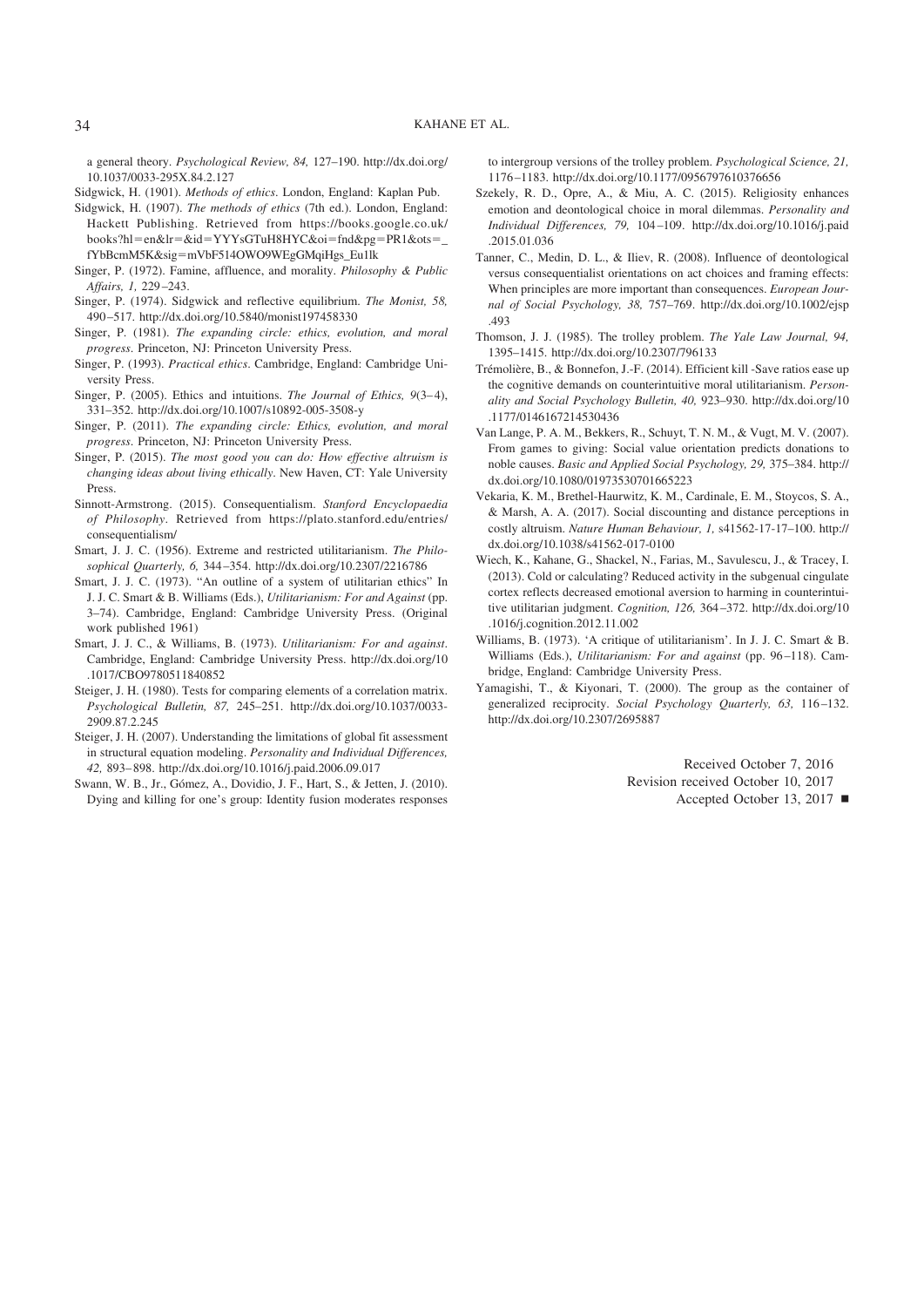a general theory. *Psychological Review, 84,* 127–190. http://dx.doi.org/10.1037/0033-295X.84.2.127

Sidgwick, H. (1901). *Methods of ethics*. London, England: Kaplan Pub.

Sidgwick, H. (1907). *The methods of ethics* (7th ed.). London, England: Hackett Publishing. Retrieved from https://books.google.co.uk/books?hl=en&lr=&id=YYYsGTuH8HYC&oi=fnd&pg=PR1&ots=_fYbBcmM5K&sig=mVbF514OWO9WEgGMqiHgs_Eu1lk

Singer, P. (1972). Famine, affluence, and morality. *Philosophy & Public Affairs, 1,* 229–243.

Singer, P. (1974). Sidgwick and reflective equilibrium. *The Monist, 58,* 490–517. http://dx.doi.org/10.5840/monist197458330

Singer, P. (1981). *The expanding circle: ethics, evolution, and moral progress*. Princeton, NJ: Princeton University Press.

Singer, P. (1993). *Practical ethics*. Cambridge, England: Cambridge University Press.

Singer, P. (2005). Ethics and intuitions. *The Journal of Ethics, 9*(3–4), 331–352. http://dx.doi.org/10.1007/s10892-005-3508-y

Singer, P. (2011). *The expanding circle: Ethics, evolution, and moral progress*. Princeton, NJ: Princeton University Press.

Singer, P. (2015). *The most good you can do: How effective altruism is changing ideas about living ethically*. New Haven, CT: Yale University Press.

Sinnott-Armstrong. (2015). Consequentialism. *Stanford Encyclopaedia of Philosophy*. Retrieved from https://plato.stanford.edu/entries/consequentialism/

Smart, J. J. C. (1956). Extreme and restricted utilitarianism. *The Philosophical Quarterly, 6,* 344–354. http://dx.doi.org/10.2307/2216786

Smart, J. J. C. (1973). "An outline of a system of utilitarian ethics" In J. J. C. Smart & B. Williams (Eds.), *Utilitarianism: For and Against* (pp. 3–74). Cambridge, England: Cambridge University Press. (Original work published 1961)

Smart, J. J. C., & Williams, B. (1973). *Utilitarianism: For and against*. Cambridge, England: Cambridge University Press. http://dx.doi.org/10.1017/CBO9780511840852

Steiger, J. H. (1980). Tests for comparing elements of a correlation matrix. *Psychological Bulletin, 87,* 245–251. http://dx.doi.org/10.1037/0033-2909.87.2.245

Steiger, J. H. (2007). Understanding the limitations of global fit assessment in structural equation modeling. *Personality and Individual Differences, 42,* 893–898. http://dx.doi.org/10.1016/j.paid.2006.09.017

Swann, W. B., Jr., Gómez, A., Dovidio, J. F., Hart, S., & Jetten, J. (2010). Dying and killing for one's group: Identity fusion moderates responses to intergroup versions of the trolley problem. *Psychological Science, 21,* 1176–1183. http://dx.doi.org/10.1177/0956797610376656

Szekely, R. D., Opre, A., & Miu, A. C. (2015). Religiosity enhances emotion and deontological choice in moral dilemmas. *Personality and Individual Differences, 79,* 104–109. http://dx.doi.org/10.1016/j.paid.2015.01.036

Tanner, C., Medin, D. L., & Iliev, R. (2008). Influence of deontological versus consequentialist orientations on act choices and framing effects: When principles are more important than consequences. *European Journal of Social Psychology, 38,* 757–769. http://dx.doi.org/10.1002/ejsp.493

Thomson, J. J. (1985). The trolley problem. *The Yale Law Journal, 94,* 1395–1415. http://dx.doi.org/10.2307/796133

Trémolière, B., & Bonnefon, J.-F. (2014). Efficient kill -Save ratios ease up the cognitive demands on counterintuitive moral utilitarianism. *Personality and Social Psychology Bulletin, 40,* 923–930. http://dx.doi.org/10.1177/0146167214530436

Van Lange, P. A. M., Bekkers, R., Schuyt, T. N. M., & Vugt, M. V. (2007). From games to giving: Social value orientation predicts donations to noble causes. *Basic and Applied Social Psychology, 29,* 375–384. http://dx.doi.org/10.1080/01973530701665223

Vekaria, K. M., Brethel-Haurwitz, K. M., Cardinale, E. M., Stoycos, S. A., & Marsh, A. A. (2017). Social discounting and distance perceptions in costly altruism. *Nature Human Behaviour, 1,* s41562-17-17–100. http://dx.doi.org/10.1038/s41562-017-0100

Wiech, K., Kahane, G., Shackel, N., Farias, M., Savulescu, J., & Tracey, I. (2013). Cold or calculating? Reduced activity in the subgenual cingulate cortex reflects decreased emotional aversion to harming in counterintuitive utilitarian judgment. *Cognition, 126,* 364–372. http://dx.doi.org/10.1016/j.cognition.2012.11.002

Williams, B. (1973). 'A critique of utilitarianism'. In J. J. C. Smart & B. Williams (Eds.), *Utilitarianism: For and against* (pp. 96–118). Cambridge, England: Cambridge University Press.

Yamagishi, T., & Kiyonari, T. (2000). The group as the container of generalized reciprocity. *Social Psychology Quarterly, 63,* 116–132. http://dx.doi.org/10.2307/2695887

Received October 7, 2016
Revision received October 10, 2017
Accepted October 13, 2017 ■